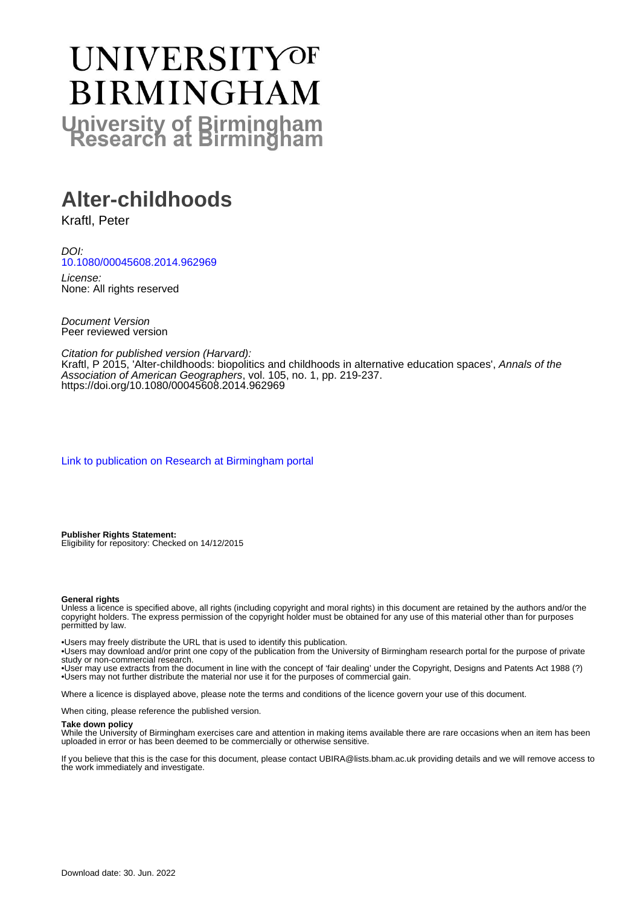# UNIVERSITY OF BIRMINGHAM

**University of Birmingham Research at Birmingham**

# Alter-childhoods

Kraftl, Peter

*DOI:*
10.1080/00045608.2014.962969

*License:*
None: All rights reserved

*Document Version*
Peer reviewed version

*Citation for published version (Harvard):*
Kraftl, P 2015, 'Alter-childhoods: biopolitics and childhoods in alternative education spaces', *Annals of the Association of American Geographers*, vol. 105, no. 1, pp. 219-237. https://doi.org/10.1080/00045608.2014.962969

Link to publication on Research at Birmingham portal

**Publisher Rights Statement:**
Eligibility for repository: Checked on 14/12/2015

**General rights**
Unless a licence is specified above, all rights (including copyright and moral rights) in this document are retained by the authors and/or the copyright holders. The express permission of the copyright holder must be obtained for any use of this material other than for purposes permitted by law.

•Users may freely distribute the URL that is used to identify this publication.
•Users may download and/or print one copy of the publication from the University of Birmingham research portal for the purpose of private study or non-commercial research.
•User may use extracts from the document in line with the concept of 'fair dealing' under the Copyright, Designs and Patents Act 1988 (?)
•Users may not further distribute the material nor use it for the purposes of commercial gain.

Where a licence is displayed above, please note the terms and conditions of the licence govern your use of this document.

When citing, please reference the published version.

**Take down policy**
While the University of Birmingham exercises care and attention in making items available there are rare occasions when an item has been uploaded in error or has been deemed to be commercially or otherwise sensitive.

If you believe that this is the case for this document, please contact UBIRA@lists.bham.ac.uk providing details and we will remove access to the work immediately and investigate.

Download date: 30. Jun. 2022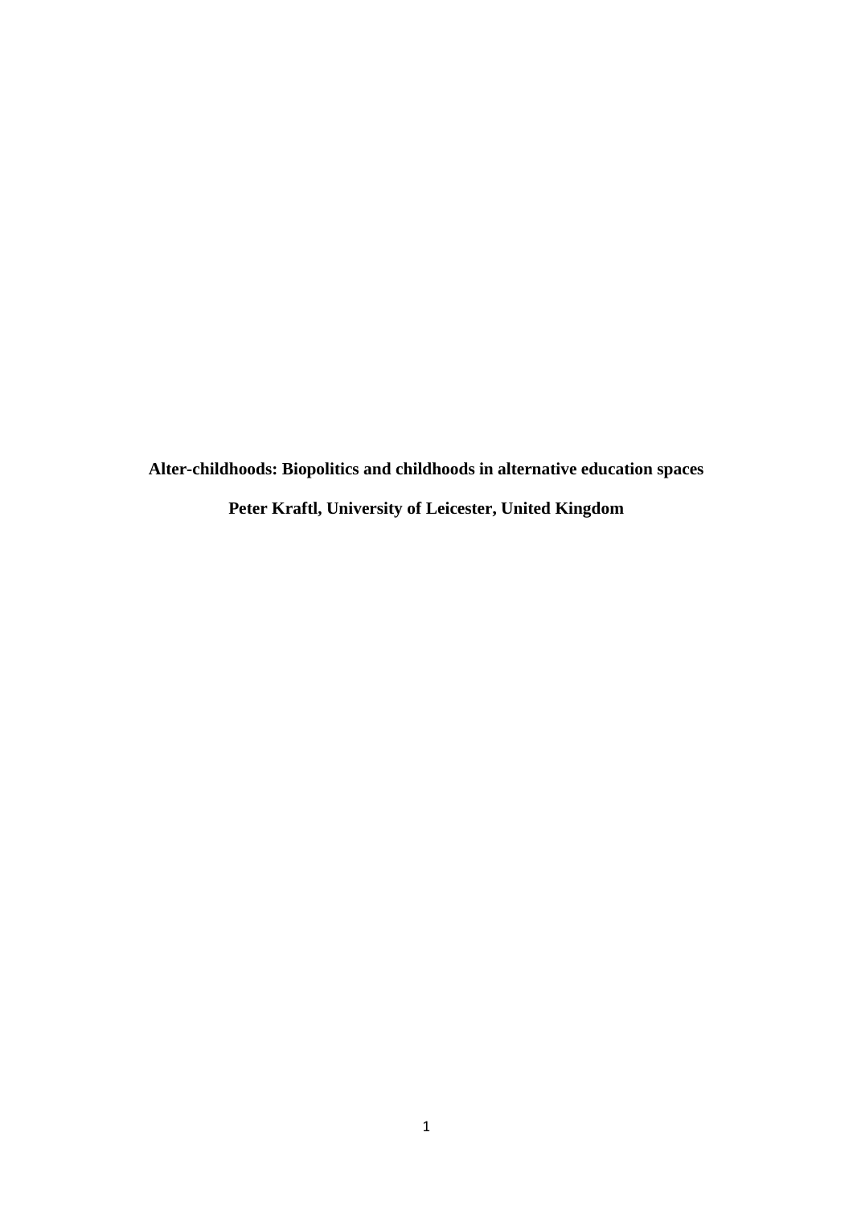**Alter-childhoods: Biopolitics and childhoods in alternative education spaces**

**Peter Kraftl, University of Leicester, United Kingdom**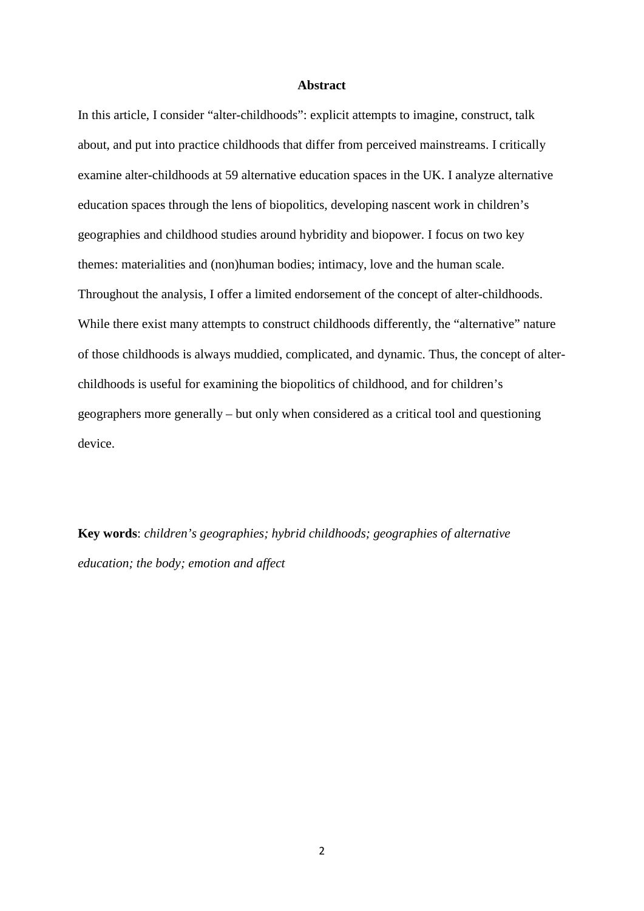## Abstract

In this article, I consider "alter-childhoods": explicit attempts to imagine, construct, talk about, and put into practice childhoods that differ from perceived mainstreams. I critically examine alter-childhoods at 59 alternative education spaces in the UK. I analyze alternative education spaces through the lens of biopolitics, developing nascent work in children's geographies and childhood studies around hybridity and biopower. I focus on two key themes: materialities and (non)human bodies; intimacy, love and the human scale. Throughout the analysis, I offer a limited endorsement of the concept of alter-childhoods. While there exist many attempts to construct childhoods differently, the "alternative" nature of those childhoods is always muddied, complicated, and dynamic. Thus, the concept of alter-childhoods is useful for examining the biopolitics of childhood, and for children's geographers more generally – but only when considered as a critical tool and questioning device.

**Key words**: *children's geographies; hybrid childhoods; geographies of alternative education; the body; emotion and affect*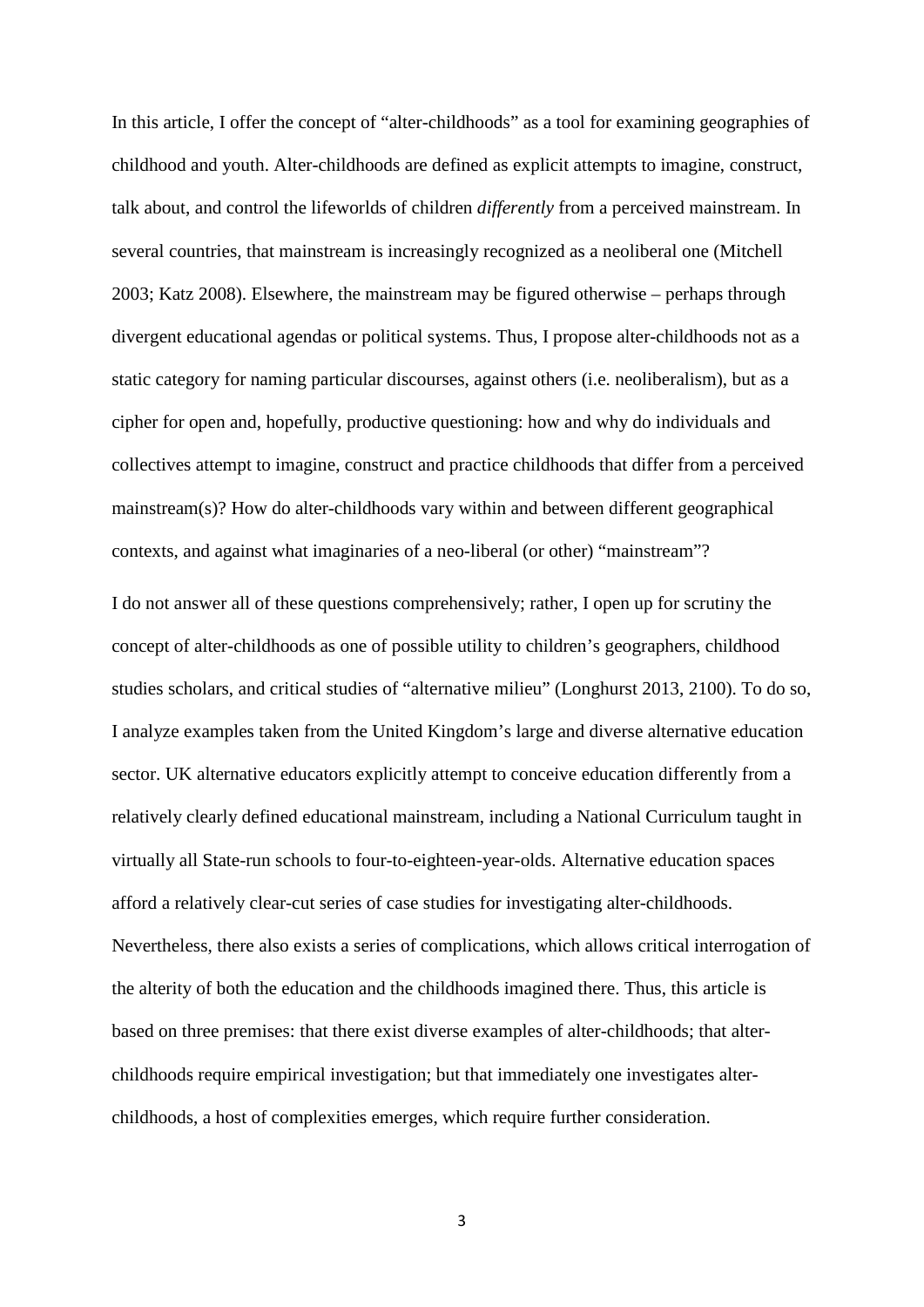In this article, I offer the concept of "alter-childhoods" as a tool for examining geographies of childhood and youth. Alter-childhoods are defined as explicit attempts to imagine, construct, talk about, and control the lifeworlds of children *differently* from a perceived mainstream. In several countries, that mainstream is increasingly recognized as a neoliberal one (Mitchell 2003; Katz 2008). Elsewhere, the mainstream may be figured otherwise – perhaps through divergent educational agendas or political systems. Thus, I propose alter-childhoods not as a static category for naming particular discourses, against others (i.e. neoliberalism), but as a cipher for open and, hopefully, productive questioning: how and why do individuals and collectives attempt to imagine, construct and practice childhoods that differ from a perceived mainstream(s)? How do alter-childhoods vary within and between different geographical contexts, and against what imaginaries of a neo-liberal (or other) "mainstream"?

I do not answer all of these questions comprehensively; rather, I open up for scrutiny the concept of alter-childhoods as one of possible utility to children's geographers, childhood studies scholars, and critical studies of "alternative milieu" (Longhurst 2013, 2100). To do so, I analyze examples taken from the United Kingdom's large and diverse alternative education sector. UK alternative educators explicitly attempt to conceive education differently from a relatively clearly defined educational mainstream, including a National Curriculum taught in virtually all State-run schools to four-to-eighteen-year-olds. Alternative education spaces afford a relatively clear-cut series of case studies for investigating alter-childhoods. Nevertheless, there also exists a series of complications, which allows critical interrogation of the alterity of both the education and the childhoods imagined there. Thus, this article is based on three premises: that there exist diverse examples of alter-childhoods; that alter-childhoods require empirical investigation; but that immediately one investigates alter-childhoods, a host of complexities emerges, which require further consideration.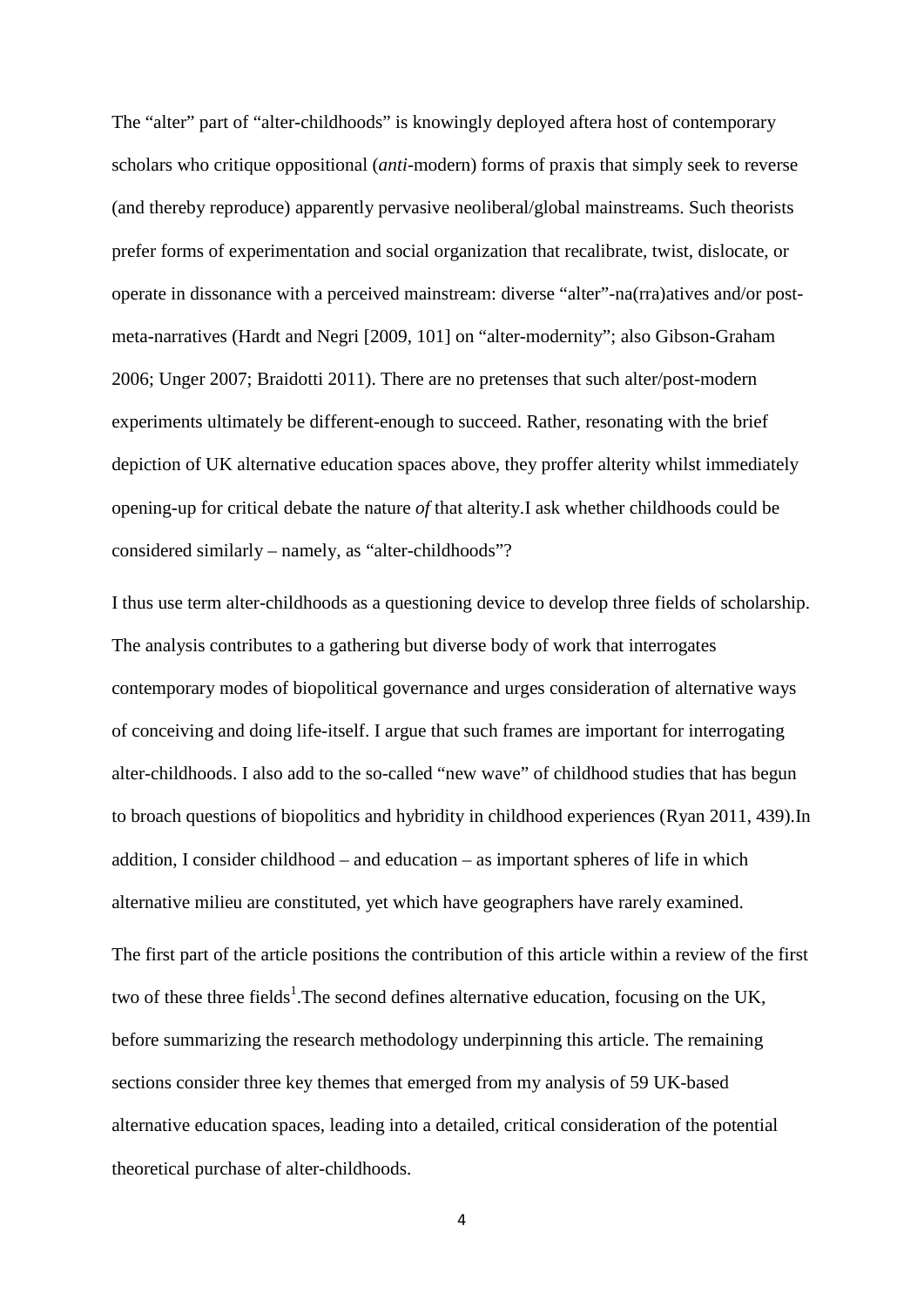The "alter" part of "alter-childhoods" is knowingly deployed aftera host of contemporary scholars who critique oppositional (*anti*-modern) forms of praxis that simply seek to reverse (and thereby reproduce) apparently pervasive neoliberal/global mainstreams. Such theorists prefer forms of experimentation and social organization that recalibrate, twist, dislocate, or operate in dissonance with a perceived mainstream: diverse "alter"-na(rra)atives and/or post-meta-narratives (Hardt and Negri [2009, 101] on "alter-modernity"; also Gibson-Graham 2006; Unger 2007; Braidotti 2011). There are no pretenses that such alter/post-modern experiments ultimately be different-enough to succeed. Rather, resonating with the brief depiction of UK alternative education spaces above, they proffer alterity whilst immediately opening-up for critical debate the nature *of* that alterity.I ask whether childhoods could be considered similarly – namely, as "alter-childhoods"?

I thus use term alter-childhoods as a questioning device to develop three fields of scholarship. The analysis contributes to a gathering but diverse body of work that interrogates contemporary modes of biopolitical governance and urges consideration of alternative ways of conceiving and doing life-itself. I argue that such frames are important for interrogating alter-childhoods. I also add to the so-called "new wave" of childhood studies that has begun to broach questions of biopolitics and hybridity in childhood experiences (Ryan 2011, 439).In addition, I consider childhood – and education – as important spheres of life in which alternative milieu are constituted, yet which have geographers have rarely examined.

The first part of the article positions the contribution of this article within a review of the first two of these three fields[1].The second defines alternative education, focusing on the UK, before summarizing the research methodology underpinning this article. The remaining sections consider three key themes that emerged from my analysis of 59 UK-based alternative education spaces, leading into a detailed, critical consideration of the potential theoretical purchase of alter-childhoods.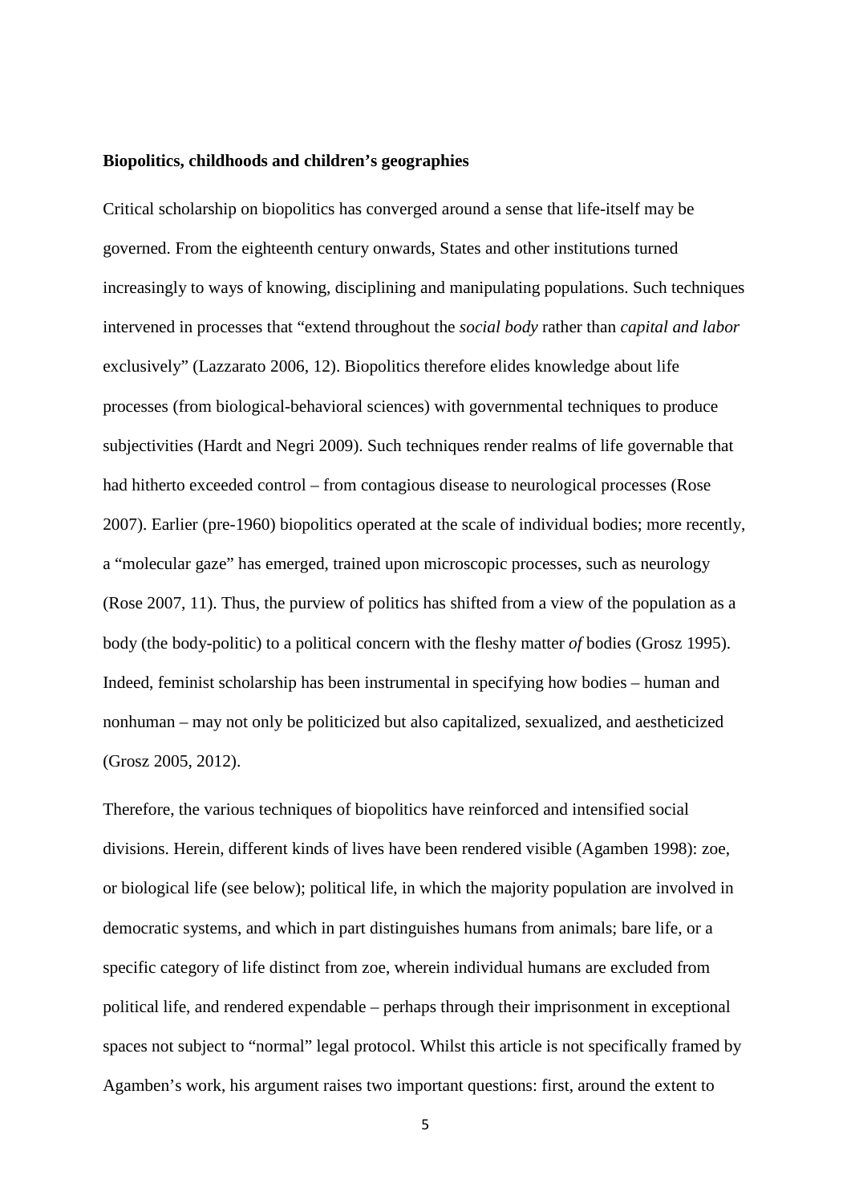**Biopolitics, childhoods and children's geographies**

Critical scholarship on biopolitics has converged around a sense that life-itself may be governed. From the eighteenth century onwards, States and other institutions turned increasingly to ways of knowing, disciplining and manipulating populations. Such techniques intervened in processes that "extend throughout the *social body* rather than *capital and labor* exclusively" (Lazzarato 2006, 12). Biopolitics therefore elides knowledge about life processes (from biological-behavioral sciences) with governmental techniques to produce subjectivities (Hardt and Negri 2009). Such techniques render realms of life governable that had hitherto exceeded control – from contagious disease to neurological processes (Rose 2007). Earlier (pre-1960) biopolitics operated at the scale of individual bodies; more recently, a "molecular gaze" has emerged, trained upon microscopic processes, such as neurology (Rose 2007, 11). Thus, the purview of politics has shifted from a view of the population as a body (the body-politic) to a political concern with the fleshy matter *of* bodies (Grosz 1995). Indeed, feminist scholarship has been instrumental in specifying how bodies – human and nonhuman – may not only be politicized but also capitalized, sexualized, and aestheticized (Grosz 2005, 2012).

Therefore, the various techniques of biopolitics have reinforced and intensified social divisions. Herein, different kinds of lives have been rendered visible (Agamben 1998): zoe, or biological life (see below); political life, in which the majority population are involved in democratic systems, and which in part distinguishes humans from animals; bare life, or a specific category of life distinct from zoe, wherein individual humans are excluded from political life, and rendered expendable – perhaps through their imprisonment in exceptional spaces not subject to "normal" legal protocol. Whilst this article is not specifically framed by Agamben's work, his argument raises two important questions: first, around the extent to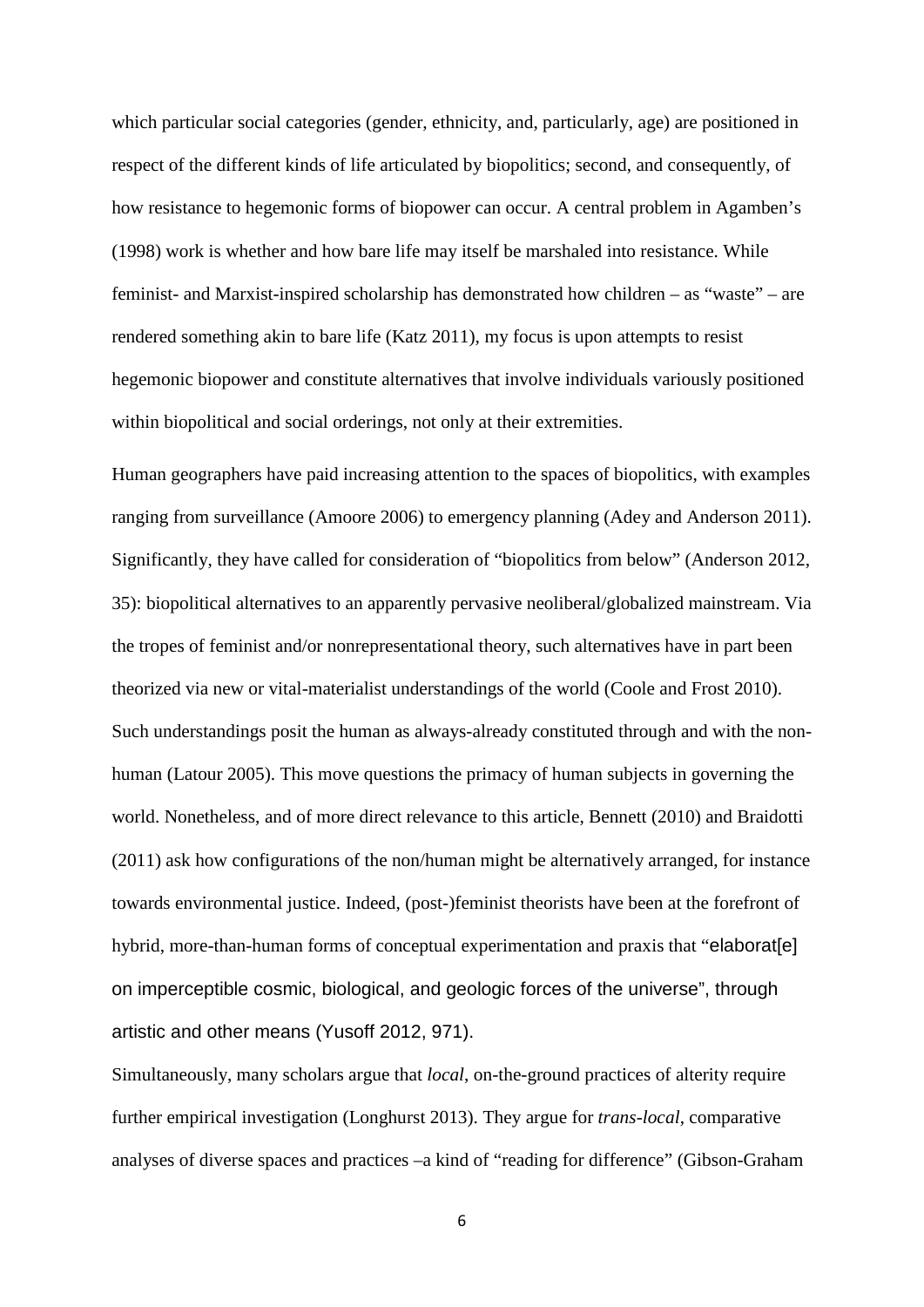which particular social categories (gender, ethnicity, and, particularly, age) are positioned in respect of the different kinds of life articulated by biopolitics; second, and consequently, of how resistance to hegemonic forms of biopower can occur. A central problem in Agamben's (1998) work is whether and how bare life may itself be marshaled into resistance. While feminist- and Marxist-inspired scholarship has demonstrated how children – as "waste" – are rendered something akin to bare life (Katz 2011), my focus is upon attempts to resist hegemonic biopower and constitute alternatives that involve individuals variously positioned within biopolitical and social orderings, not only at their extremities.

Human geographers have paid increasing attention to the spaces of biopolitics, with examples ranging from surveillance (Amoore 2006) to emergency planning (Adey and Anderson 2011). Significantly, they have called for consideration of "biopolitics from below" (Anderson 2012, 35): biopolitical alternatives to an apparently pervasive neoliberal/globalized mainstream. Via the tropes of feminist and/or nonrepresentational theory, such alternatives have in part been theorized via new or vital-materialist understandings of the world (Coole and Frost 2010). Such understandings posit the human as always-already constituted through and with the non-human (Latour 2005). This move questions the primacy of human subjects in governing the world. Nonetheless, and of more direct relevance to this article, Bennett (2010) and Braidotti (2011) ask how configurations of the non/human might be alternatively arranged, for instance towards environmental justice. Indeed, (post-)feminist theorists have been at the forefront of hybrid, more-than-human forms of conceptual experimentation and praxis that "elaborat[e] on imperceptible cosmic, biological, and geologic forces of the universe", through artistic and other means (Yusoff 2012, 971).

Simultaneously, many scholars argue that *local*, on-the-ground practices of alterity require further empirical investigation (Longhurst 2013). They argue for *trans-local*, comparative analyses of diverse spaces and practices –a kind of "reading for difference" (Gibson-Graham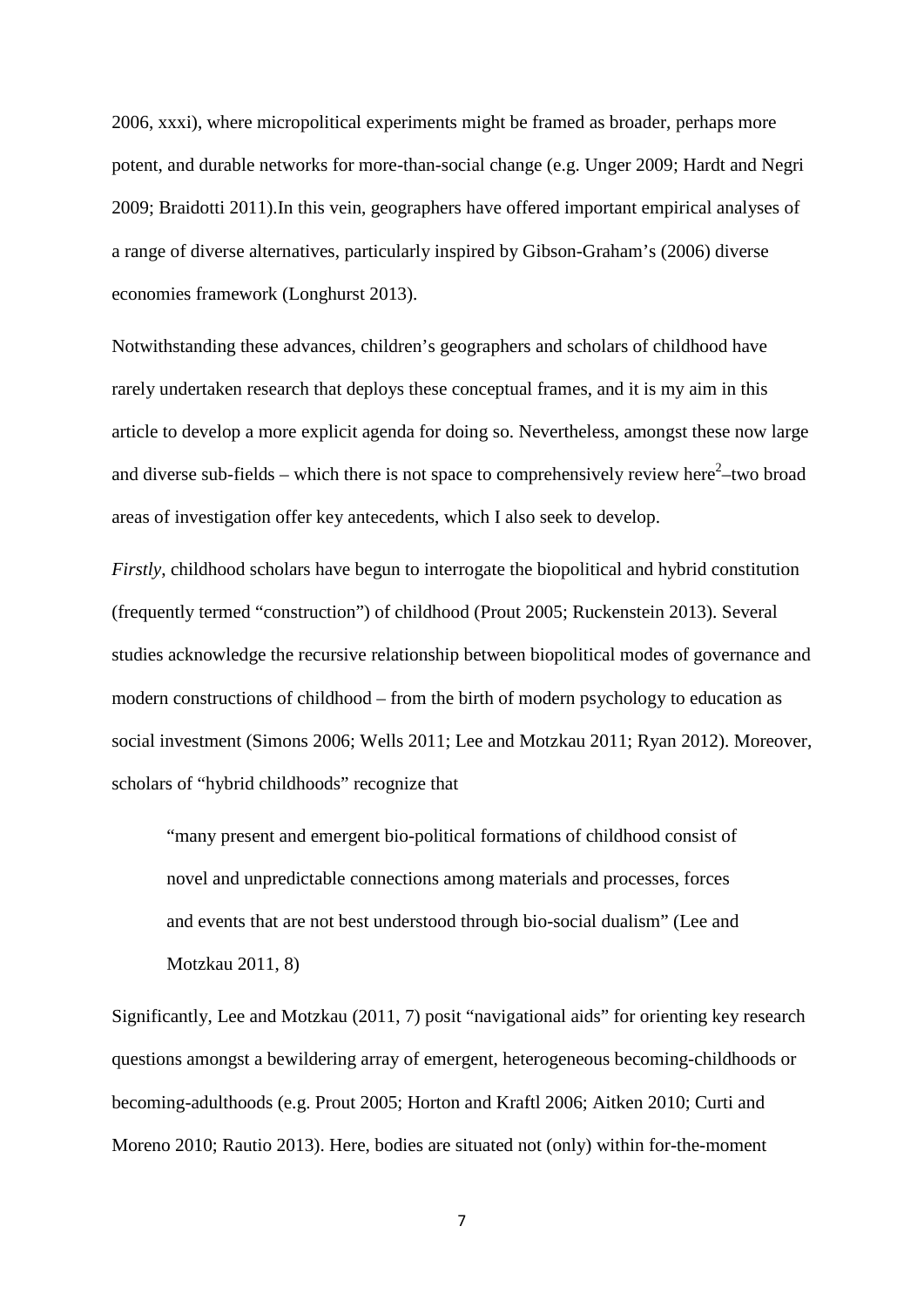2006, xxxi), where micropolitical experiments might be framed as broader, perhaps more potent, and durable networks for more-than-social change (e.g. Unger 2009; Hardt and Negri 2009; Braidotti 2011).In this vein, geographers have offered important empirical analyses of a range of diverse alternatives, particularly inspired by Gibson-Graham's (2006) diverse economies framework (Longhurst 2013).

Notwithstanding these advances, children's geographers and scholars of childhood have rarely undertaken research that deploys these conceptual frames, and it is my aim in this article to develop a more explicit agenda for doing so. Nevertheless, amongst these now large and diverse sub-fields – which there is not space to comprehensively review here[2]–two broad areas of investigation offer key antecedents, which I also seek to develop.

*Firstly*, childhood scholars have begun to interrogate the biopolitical and hybrid constitution (frequently termed "construction") of childhood (Prout 2005; Ruckenstein 2013). Several studies acknowledge the recursive relationship between biopolitical modes of governance and modern constructions of childhood – from the birth of modern psychology to education as social investment (Simons 2006; Wells 2011; Lee and Motzkau 2011; Ryan 2012). Moreover, scholars of "hybrid childhoods" recognize that

> "many present and emergent bio-political formations of childhood consist of novel and unpredictable connections among materials and processes, forces and events that are not best understood through bio-social dualism" (Lee and Motzkau 2011, 8)

Significantly, Lee and Motzkau (2011, 7) posit "navigational aids" for orienting key research questions amongst a bewildering array of emergent, heterogeneous becoming-childhoods or becoming-adulthoods (e.g. Prout 2005; Horton and Kraftl 2006; Aitken 2010; Curti and Moreno 2010; Rautio 2013). Here, bodies are situated not (only) within for-the-moment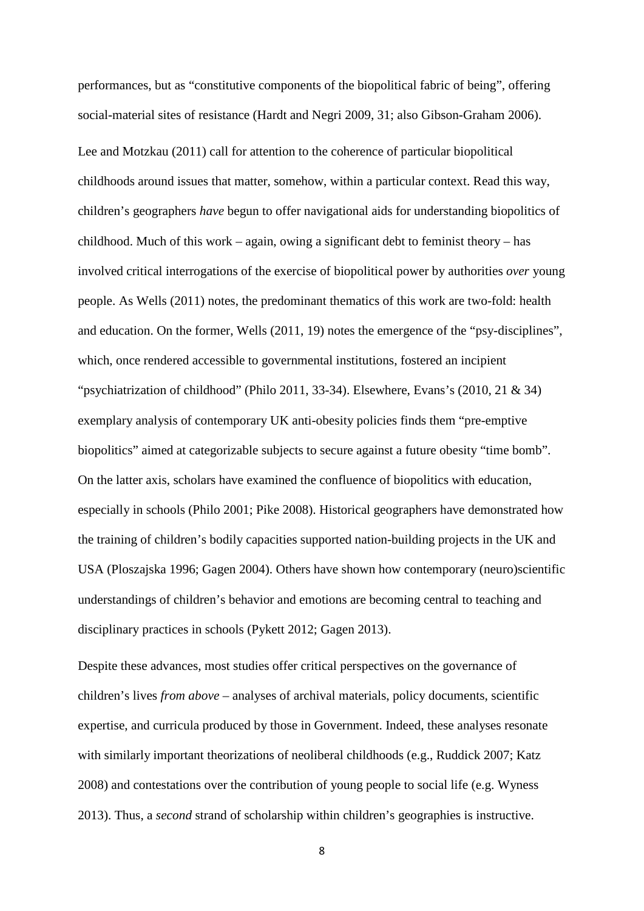performances, but as “constitutive components of the biopolitical fabric of being”, offering social-material sites of resistance (Hardt and Negri 2009, 31; also Gibson-Graham 2006).

Lee and Motzkau (2011) call for attention to the coherence of particular biopolitical childhoods around issues that matter, somehow, within a particular context. Read this way, children’s geographers *have* begun to offer navigational aids for understanding biopolitics of childhood. Much of this work – again, owing a significant debt to feminist theory – has involved critical interrogations of the exercise of biopolitical power by authorities *over* young people. As Wells (2011) notes, the predominant thematics of this work are two-fold: health and education. On the former, Wells (2011, 19) notes the emergence of the “psy-disciplines”, which, once rendered accessible to governmental institutions, fostered an incipient “psychiatrization of childhood” (Philo 2011, 33-34). Elsewhere, Evans’s (2010, 21 & 34) exemplary analysis of contemporary UK anti-obesity policies finds them “pre-emptive biopolitics” aimed at categorizable subjects to secure against a future obesity “time bomb”. On the latter axis, scholars have examined the confluence of biopolitics with education, especially in schools (Philo 2001; Pike 2008). Historical geographers have demonstrated how the training of children’s bodily capacities supported nation-building projects in the UK and USA (Ploszajska 1996; Gagen 2004). Others have shown how contemporary (neuro)scientific understandings of children’s behavior and emotions are becoming central to teaching and disciplinary practices in schools (Pykett 2012; Gagen 2013).

Despite these advances, most studies offer critical perspectives on the governance of children’s lives *from above* – analyses of archival materials, policy documents, scientific expertise, and curricula produced by those in Government. Indeed, these analyses resonate with similarly important theorizations of neoliberal childhoods (e.g., Ruddick 2007; Katz 2008) and contestations over the contribution of young people to social life (e.g. Wyness 2013). Thus, a *second* strand of scholarship within children’s geographies is instructive.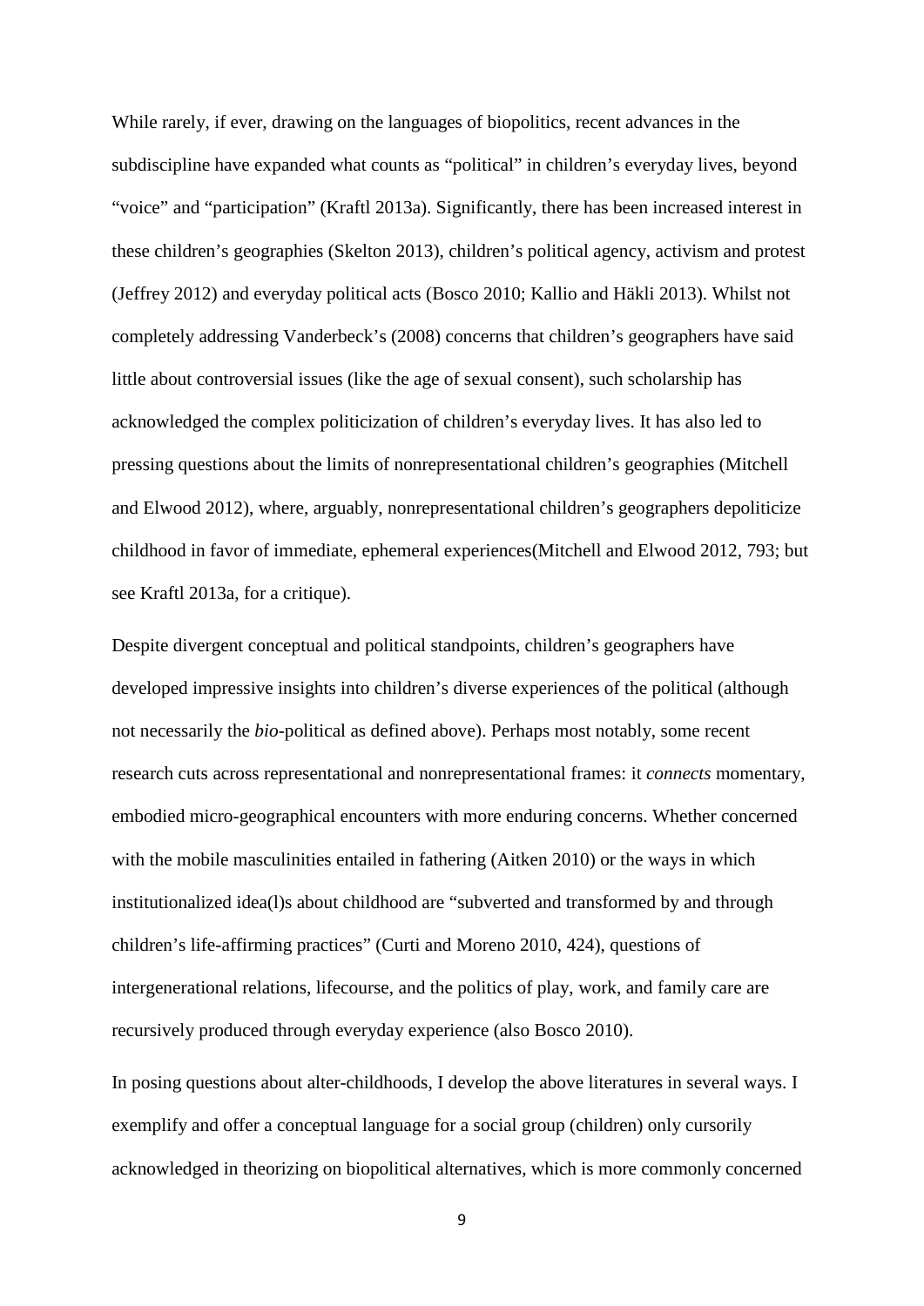While rarely, if ever, drawing on the languages of biopolitics, recent advances in the subdiscipline have expanded what counts as "political" in children's everyday lives, beyond "voice" and "participation" (Kraftl 2013a). Significantly, there has been increased interest in these children's geographies (Skelton 2013), children's political agency, activism and protest (Jeffrey 2012) and everyday political acts (Bosco 2010; Kallio and Häkli 2013). Whilst not completely addressing Vanderbeck's (2008) concerns that children's geographers have said little about controversial issues (like the age of sexual consent), such scholarship has acknowledged the complex politicization of children's everyday lives. It has also led to pressing questions about the limits of nonrepresentational children's geographies (Mitchell and Elwood 2012), where, arguably, nonrepresentational children's geographers depoliticize childhood in favor of immediate, ephemeral experiences(Mitchell and Elwood 2012, 793; but see Kraftl 2013a, for a critique).

Despite divergent conceptual and political standpoints, children's geographers have developed impressive insights into children's diverse experiences of the political (although not necessarily the *bio*-political as defined above). Perhaps most notably, some recent research cuts across representational and nonrepresentational frames: it *connects* momentary, embodied micro-geographical encounters with more enduring concerns. Whether concerned with the mobile masculinities entailed in fathering (Aitken 2010) or the ways in which institutionalized idea(l)s about childhood are "subverted and transformed by and through children's life-affirming practices" (Curti and Moreno 2010, 424), questions of intergenerational relations, lifecourse, and the politics of play, work, and family care are recursively produced through everyday experience (also Bosco 2010).

In posing questions about alter-childhoods, I develop the above literatures in several ways. I exemplify and offer a conceptual language for a social group (children) only cursorily acknowledged in theorizing on biopolitical alternatives, which is more commonly concerned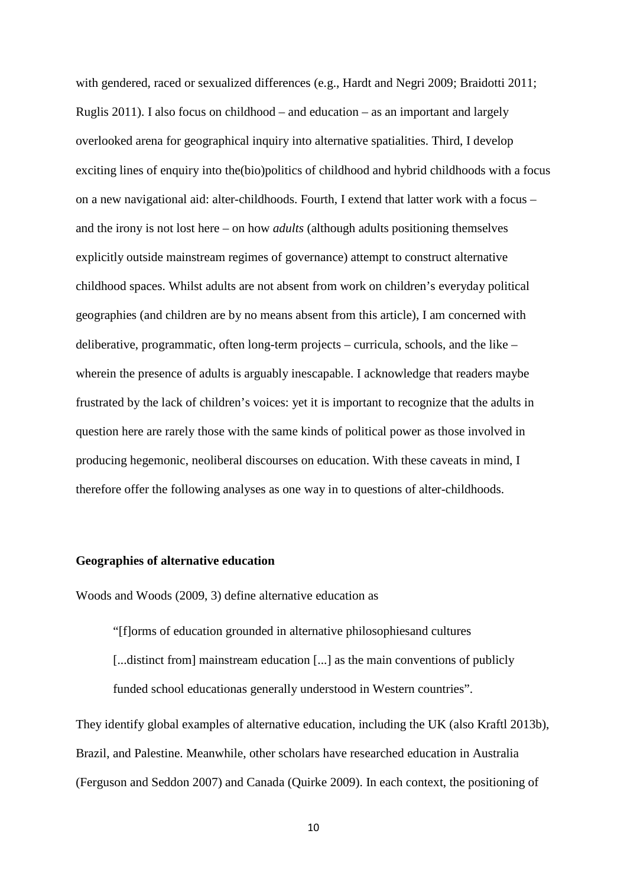with gendered, raced or sexualized differences (e.g., Hardt and Negri 2009; Braidotti 2011; Ruglis 2011). I also focus on childhood – and education – as an important and largely overlooked arena for geographical inquiry into alternative spatialities. Third, I develop exciting lines of enquiry into the(bio)politics of childhood and hybrid childhoods with a focus on a new navigational aid: alter-childhoods. Fourth, I extend that latter work with a focus – and the irony is not lost here – on how *adults* (although adults positioning themselves explicitly outside mainstream regimes of governance) attempt to construct alternative childhood spaces. Whilst adults are not absent from work on children's everyday political geographies (and children are by no means absent from this article), I am concerned with deliberative, programmatic, often long-term projects – curricula, schools, and the like – wherein the presence of adults is arguably inescapable. I acknowledge that readers maybe frustrated by the lack of children's voices: yet it is important to recognize that the adults in question here are rarely those with the same kinds of political power as those involved in producing hegemonic, neoliberal discourses on education. With these caveats in mind, I therefore offer the following analyses as one way in to questions of alter-childhoods.

## Geographies of alternative education

Woods and Woods (2009, 3) define alternative education as

> "[f]orms of education grounded in alternative philosophiesand cultures [...distinct from] mainstream education [...] as the main conventions of publicly funded school educationas generally understood in Western countries".

They identify global examples of alternative education, including the UK (also Kraftl 2013b), Brazil, and Palestine. Meanwhile, other scholars have researched education in Australia (Ferguson and Seddon 2007) and Canada (Quirke 2009). In each context, the positioning of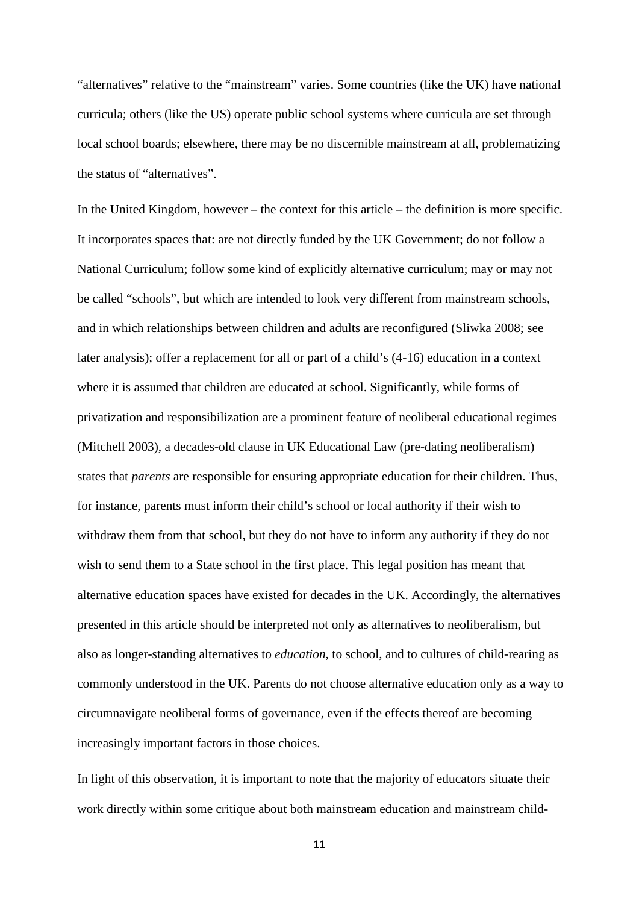"alternatives" relative to the "mainstream" varies. Some countries (like the UK) have national curricula; others (like the US) operate public school systems where curricula are set through local school boards; elsewhere, there may be no discernible mainstream at all, problematizing the status of "alternatives".

In the United Kingdom, however – the context for this article – the definition is more specific. It incorporates spaces that: are not directly funded by the UK Government; do not follow a National Curriculum; follow some kind of explicitly alternative curriculum; may or may not be called "schools", but which are intended to look very different from mainstream schools, and in which relationships between children and adults are reconfigured (Sliwka 2008; see later analysis); offer a replacement for all or part of a child's (4-16) education in a context where it is assumed that children are educated at school. Significantly, while forms of privatization and responsibilization are a prominent feature of neoliberal educational regimes (Mitchell 2003), a decades-old clause in UK Educational Law (pre-dating neoliberalism) states that *parents* are responsible for ensuring appropriate education for their children. Thus, for instance, parents must inform their child's school or local authority if their wish to withdraw them from that school, but they do not have to inform any authority if they do not wish to send them to a State school in the first place. This legal position has meant that alternative education spaces have existed for decades in the UK. Accordingly, the alternatives presented in this article should be interpreted not only as alternatives to neoliberalism, but also as longer-standing alternatives to *education*, to school, and to cultures of child-rearing as commonly understood in the UK. Parents do not choose alternative education only as a way to circumnavigate neoliberal forms of governance, even if the effects thereof are becoming increasingly important factors in those choices.

In light of this observation, it is important to note that the majority of educators situate their work directly within some critique about both mainstream education and mainstream child-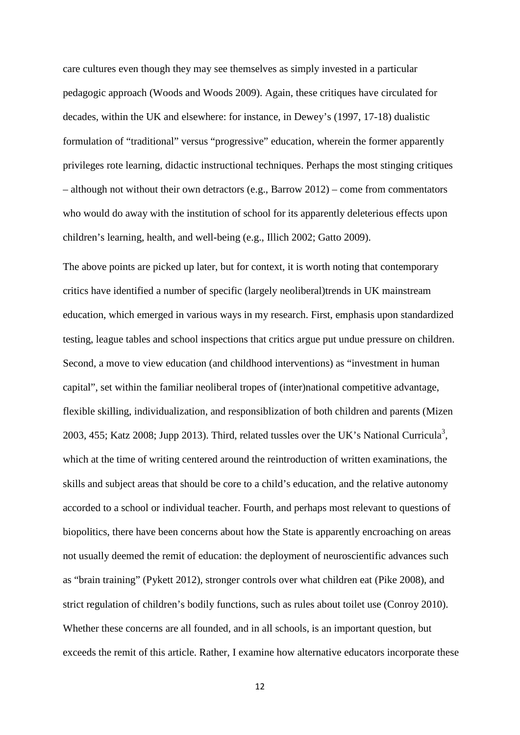care cultures even though they may see themselves as simply invested in a particular pedagogic approach (Woods and Woods 2009). Again, these critiques have circulated for decades, within the UK and elsewhere: for instance, in Dewey's (1997, 17-18) dualistic formulation of "traditional" versus "progressive" education, wherein the former apparently privileges rote learning, didactic instructional techniques. Perhaps the most stinging critiques – although not without their own detractors (e.g., Barrow 2012) – come from commentators who would do away with the institution of school for its apparently deleterious effects upon children's learning, health, and well-being (e.g., Illich 2002; Gatto 2009).

The above points are picked up later, but for context, it is worth noting that contemporary critics have identified a number of specific (largely neoliberal)trends in UK mainstream education, which emerged in various ways in my research. First, emphasis upon standardized testing, league tables and school inspections that critics argue put undue pressure on children. Second, a move to view education (and childhood interventions) as "investment in human capital", set within the familiar neoliberal tropes of (inter)national competitive advantage, flexible skilling, individualization, and responsiblization of both children and parents (Mizen 2003, 455; Katz 2008; Jupp 2013). Third, related tussles over the UK's National Curricula[3], which at the time of writing centered around the reintroduction of written examinations, the skills and subject areas that should be core to a child's education, and the relative autonomy accorded to a school or individual teacher. Fourth, and perhaps most relevant to questions of biopolitics, there have been concerns about how the State is apparently encroaching on areas not usually deemed the remit of education: the deployment of neuroscientific advances such as "brain training" (Pykett 2012), stronger controls over what children eat (Pike 2008), and strict regulation of children's bodily functions, such as rules about toilet use (Conroy 2010). Whether these concerns are all founded, and in all schools, is an important question, but exceeds the remit of this article. Rather, I examine how alternative educators incorporate these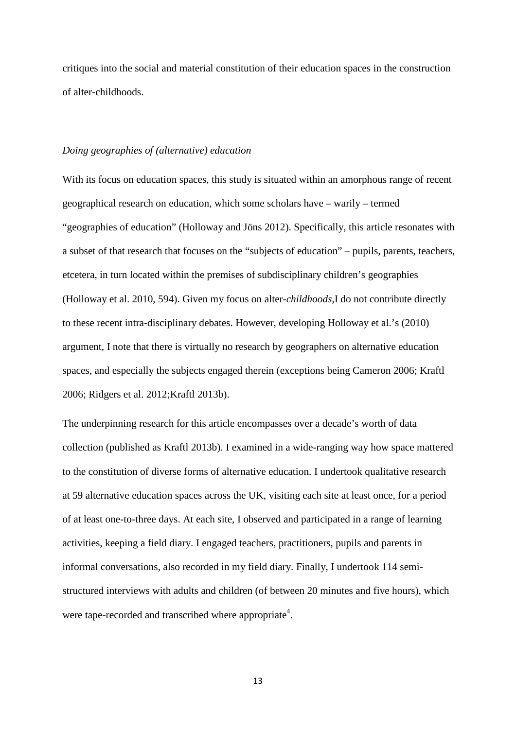critiques into the social and material constitution of their education spaces in the construction of alter-childhoods.

### *Doing geographies of (alternative) education*

With its focus on education spaces, this study is situated within an amorphous range of recent geographical research on education, which some scholars have – warily – termed "geographies of education" (Holloway and Jöns 2012). Specifically, this article resonates with a subset of that research that focuses on the "subjects of education" – pupils, parents, teachers, etcetera, in turn located within the premises of subdisciplinary children's geographies (Holloway et al. 2010, 594). Given my focus on alter-*childhoods*,I do not contribute directly to these recent intra-disciplinary debates. However, developing Holloway et al.'s (2010) argument, I note that there is virtually no research by geographers on alternative education spaces, and especially the subjects engaged therein (exceptions being Cameron 2006; Kraftl 2006; Ridgers et al. 2012;Kraftl 2013b).

The underpinning research for this article encompasses over a decade's worth of data collection (published as Kraftl 2013b). I examined in a wide-ranging way how space mattered to the constitution of diverse forms of alternative education. I undertook qualitative research at 59 alternative education spaces across the UK, visiting each site at least once, for a period of at least one-to-three days. At each site, I observed and participated in a range of learning activities, keeping a field diary. I engaged teachers, practitioners, pupils and parents in informal conversations, also recorded in my field diary. Finally, I undertook 114 semi-structured interviews with adults and children (of between 20 minutes and five hours), which were tape-recorded and transcribed where appropriate[4].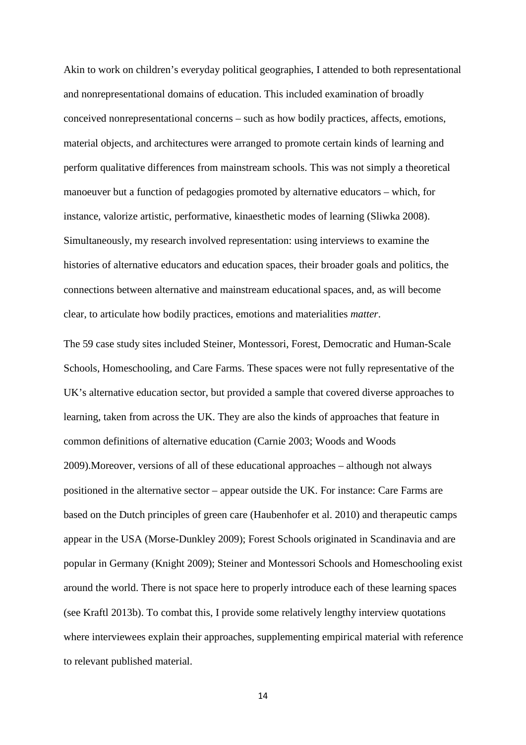Akin to work on children's everyday political geographies, I attended to both representational and nonrepresentational domains of education. This included examination of broadly conceived nonrepresentational concerns – such as how bodily practices, affects, emotions, material objects, and architectures were arranged to promote certain kinds of learning and perform qualitative differences from mainstream schools. This was not simply a theoretical manoeuver but a function of pedagogies promoted by alternative educators – which, for instance, valorize artistic, performative, kinaesthetic modes of learning (Sliwka 2008). Simultaneously, my research involved representation: using interviews to examine the histories of alternative educators and education spaces, their broader goals and politics, the connections between alternative and mainstream educational spaces, and, as will become clear, to articulate how bodily practices, emotions and materialities *matter*.

The 59 case study sites included Steiner, Montessori, Forest, Democratic and Human-Scale Schools, Homeschooling, and Care Farms. These spaces were not fully representative of the UK's alternative education sector, but provided a sample that covered diverse approaches to learning, taken from across the UK. They are also the kinds of approaches that feature in common definitions of alternative education (Carnie 2003; Woods and Woods 2009).Moreover, versions of all of these educational approaches – although not always positioned in the alternative sector – appear outside the UK. For instance: Care Farms are based on the Dutch principles of green care (Haubenhofer et al. 2010) and therapeutic camps appear in the USA (Morse-Dunkley 2009); Forest Schools originated in Scandinavia and are popular in Germany (Knight 2009); Steiner and Montessori Schools and Homeschooling exist around the world. There is not space here to properly introduce each of these learning spaces (see Kraftl 2013b). To combat this, I provide some relatively lengthy interview quotations where interviewees explain their approaches, supplementing empirical material with reference to relevant published material.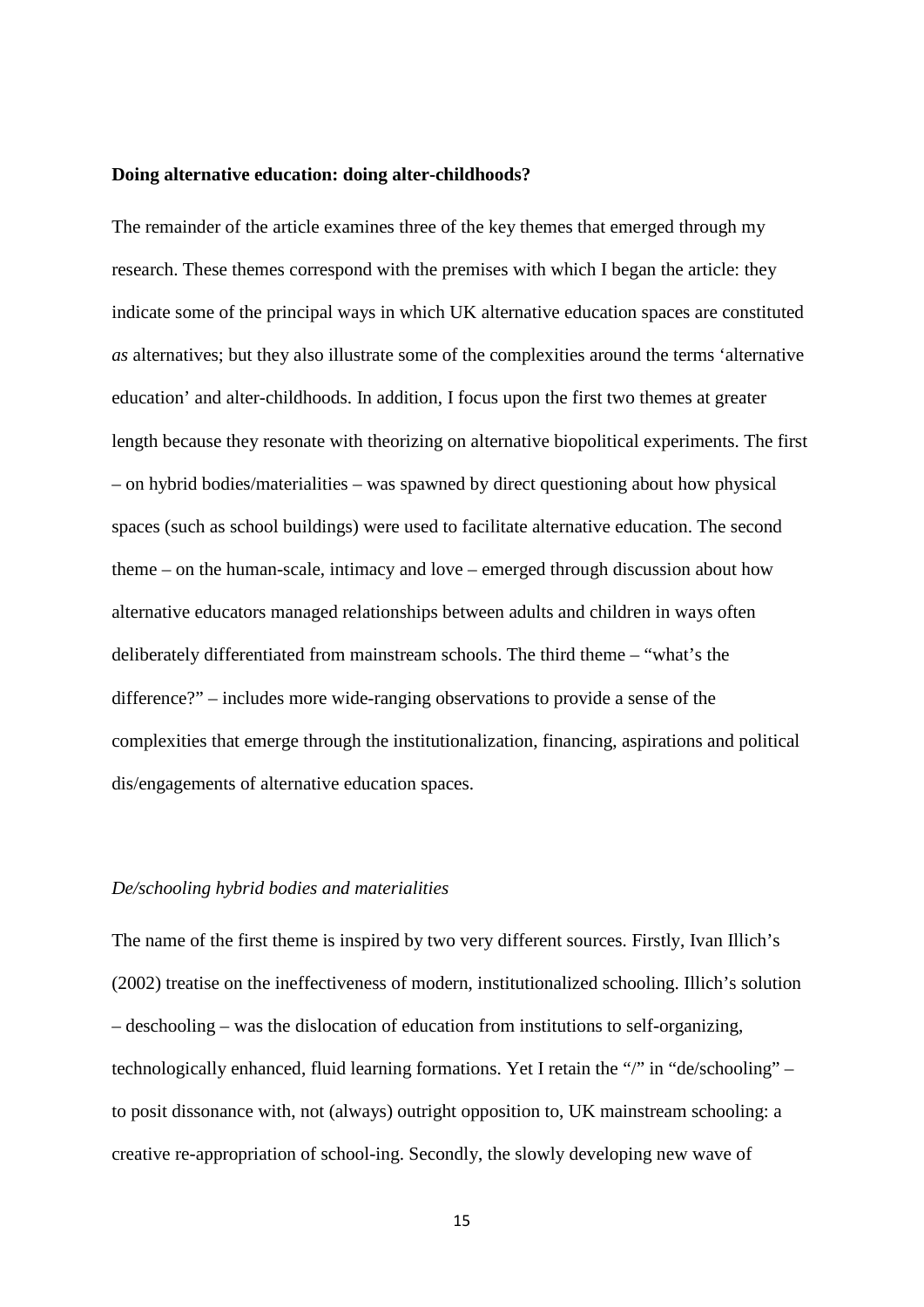**Doing alternative education: doing alter-childhoods?**

The remainder of the article examines three of the key themes that emerged through my research. These themes correspond with the premises with which I began the article: they indicate some of the principal ways in which UK alternative education spaces are constituted *as* alternatives; but they also illustrate some of the complexities around the terms 'alternative education' and alter-childhoods. In addition, I focus upon the first two themes at greater length because they resonate with theorizing on alternative biopolitical experiments. The first – on hybrid bodies/materialities – was spawned by direct questioning about how physical spaces (such as school buildings) were used to facilitate alternative education. The second theme – on the human-scale, intimacy and love – emerged through discussion about how alternative educators managed relationships between adults and children in ways often deliberately differentiated from mainstream schools. The third theme – "what's the difference?" – includes more wide-ranging observations to provide a sense of the complexities that emerge through the institutionalization, financing, aspirations and political dis/engagements of alternative education spaces.

*De/schooling hybrid bodies and materialities*

The name of the first theme is inspired by two very different sources. Firstly, Ivan Illich's (2002) treatise on the ineffectiveness of modern, institutionalized schooling. Illich's solution – deschooling – was the dislocation of education from institutions to self-organizing, technologically enhanced, fluid learning formations. Yet I retain the "/" in "de/schooling" – to posit dissonance with, not (always) outright opposition to, UK mainstream schooling: a creative re-appropriation of school-ing. Secondly, the slowly developing new wave of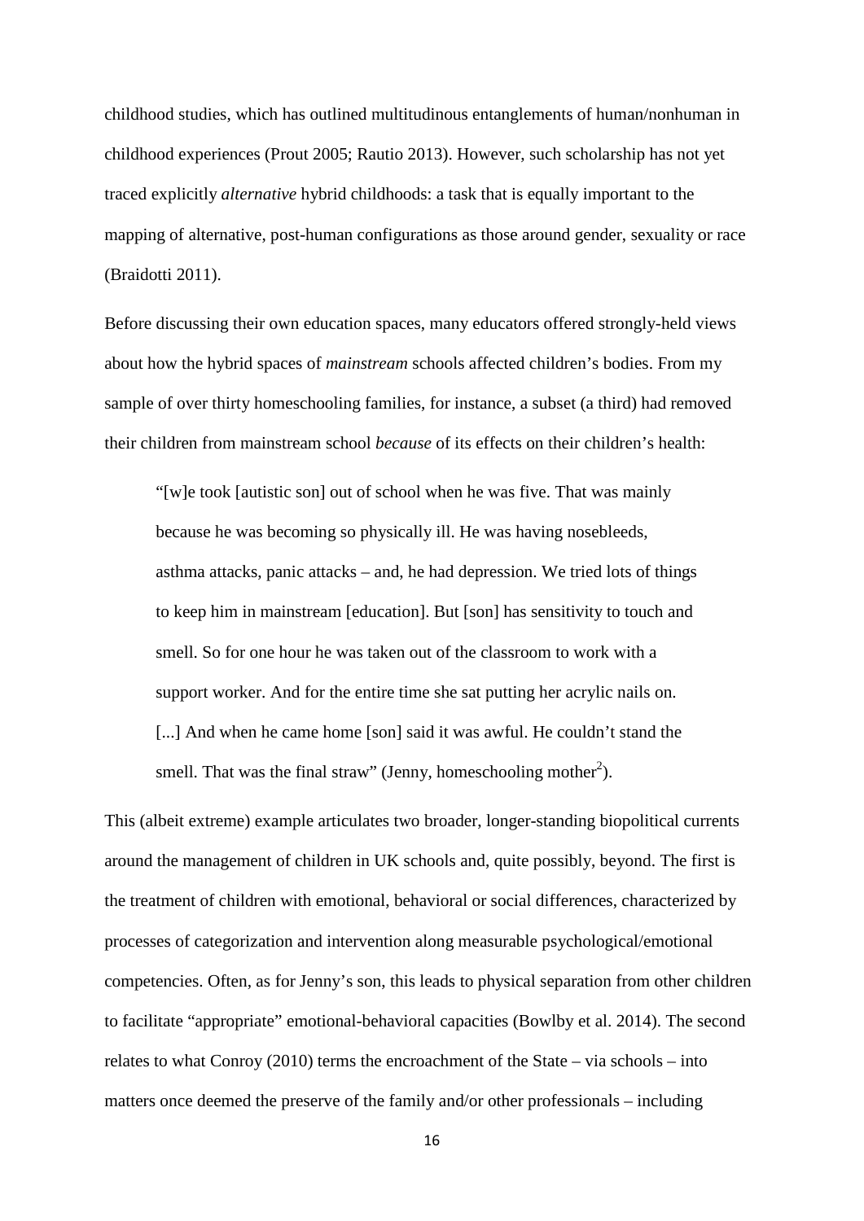childhood studies, which has outlined multitudinous entanglements of human/nonhuman in childhood experiences (Prout 2005; Rautio 2013). However, such scholarship has not yet traced explicitly *alternative* hybrid childhoods: a task that is equally important to the mapping of alternative, post-human configurations as those around gender, sexuality or race (Braidotti 2011).

Before discussing their own education spaces, many educators offered strongly-held views about how the hybrid spaces of *mainstream* schools affected children's bodies. From my sample of over thirty homeschooling families, for instance, a subset (a third) had removed their children from mainstream school *because* of its effects on their children's health:

> "[w]e took [autistic son] out of school when he was five. That was mainly because he was becoming so physically ill. He was having nosebleeds, asthma attacks, panic attacks – and, he had depression. We tried lots of things to keep him in mainstream [education]. But [son] has sensitivity to touch and smell. So for one hour he was taken out of the classroom to work with a support worker. And for the entire time she sat putting her acrylic nails on. [...] And when he came home [son] said it was awful. He couldn't stand the smell. That was the final straw" (Jenny, homeschooling mother[2]).

This (albeit extreme) example articulates two broader, longer-standing biopolitical currents around the management of children in UK schools and, quite possibly, beyond. The first is the treatment of children with emotional, behavioral or social differences, characterized by processes of categorization and intervention along measurable psychological/emotional competencies. Often, as for Jenny's son, this leads to physical separation from other children to facilitate "appropriate" emotional-behavioral capacities (Bowlby et al. 2014). The second relates to what Conroy (2010) terms the encroachment of the State – via schools – into matters once deemed the preserve of the family and/or other professionals – including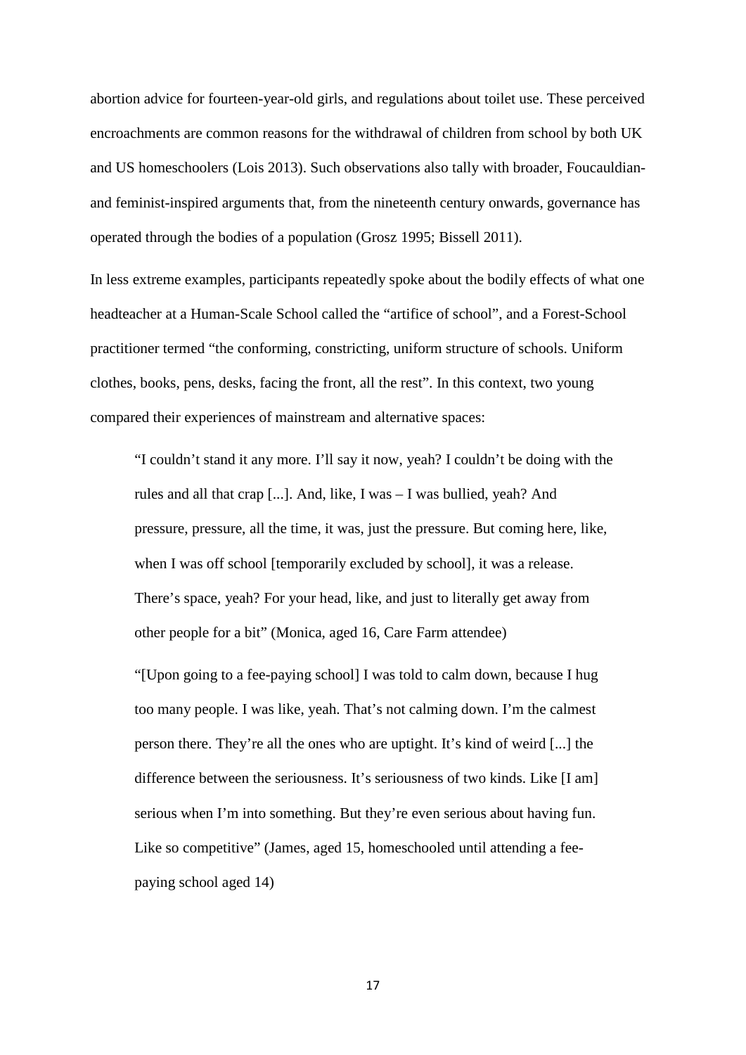abortion advice for fourteen-year-old girls, and regulations about toilet use. These perceived encroachments are common reasons for the withdrawal of children from school by both UK and US homeschoolers (Lois 2013). Such observations also tally with broader, Foucauldian- and feminist-inspired arguments that, from the nineteenth century onwards, governance has operated through the bodies of a population (Grosz 1995; Bissell 2011).

In less extreme examples, participants repeatedly spoke about the bodily effects of what one headteacher at a Human-Scale School called the "artifice of school", and a Forest-School practitioner termed "the conforming, constricting, uniform structure of schools. Uniform clothes, books, pens, desks, facing the front, all the rest". In this context, two young compared their experiences of mainstream and alternative spaces:

> "I couldn't stand it any more. I'll say it now, yeah? I couldn't be doing with the rules and all that crap [...]. And, like, I was – I was bullied, yeah? And pressure, pressure, all the time, it was, just the pressure. But coming here, like, when I was off school [temporarily excluded by school], it was a release. There's space, yeah? For your head, like, and just to literally get away from other people for a bit" (Monica, aged 16, Care Farm attendee)

> "[Upon going to a fee-paying school] I was told to calm down, because I hug too many people. I was like, yeah. That's not calming down. I'm the calmest person there. They're all the ones who are uptight. It's kind of weird [...] the difference between the seriousness. It's seriousness of two kinds. Like [I am] serious when I'm into something. But they're even serious about having fun. Like so competitive" (James, aged 15, homeschooled until attending a fee-paying school aged 14)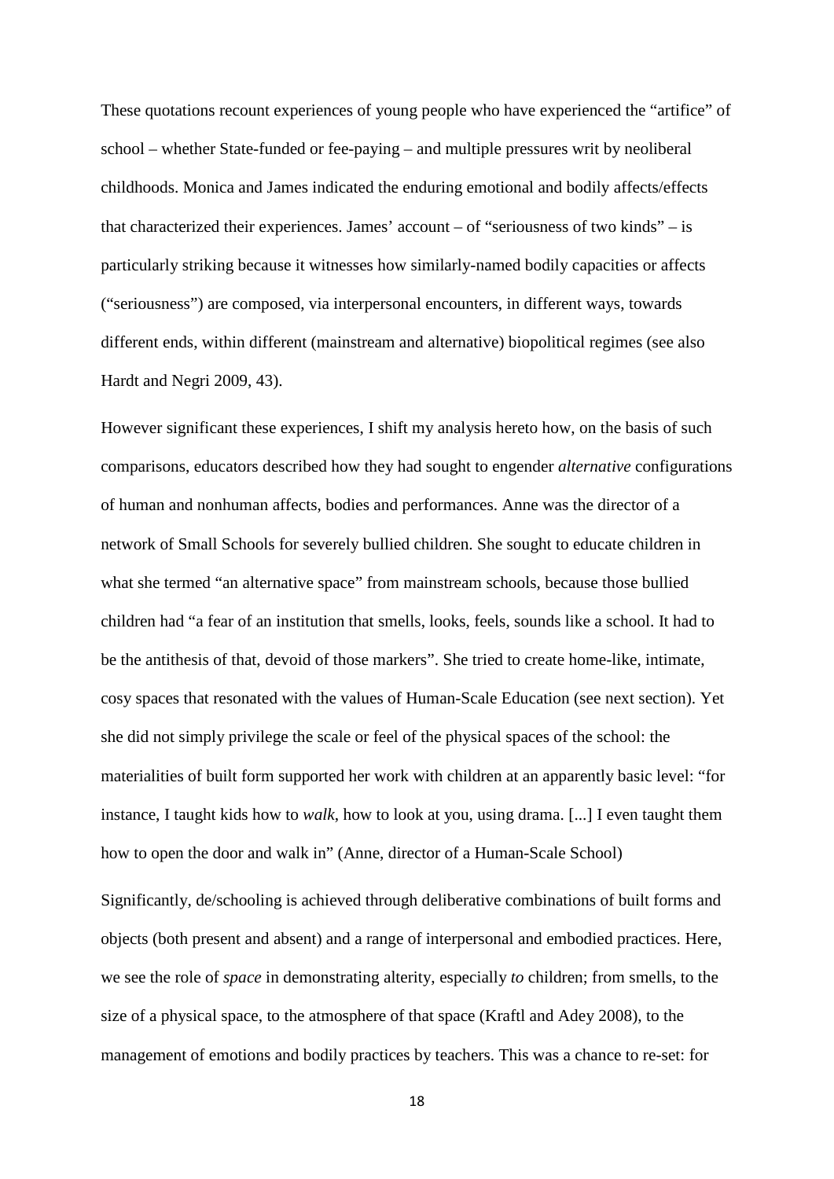These quotations recount experiences of young people who have experienced the "artifice" of school – whether State-funded or fee-paying – and multiple pressures writ by neoliberal childhoods. Monica and James indicated the enduring emotional and bodily affects/effects that characterized their experiences. James' account – of "seriousness of two kinds" – is particularly striking because it witnesses how similarly-named bodily capacities or affects ("seriousness") are composed, via interpersonal encounters, in different ways, towards different ends, within different (mainstream and alternative) biopolitical regimes (see also Hardt and Negri 2009, 43).

However significant these experiences, I shift my analysis hereto how, on the basis of such comparisons, educators described how they had sought to engender *alternative* configurations of human and nonhuman affects, bodies and performances. Anne was the director of a network of Small Schools for severely bullied children. She sought to educate children in what she termed "an alternative space" from mainstream schools, because those bullied children had "a fear of an institution that smells, looks, feels, sounds like a school. It had to be the antithesis of that, devoid of those markers". She tried to create home-like, intimate, cosy spaces that resonated with the values of Human-Scale Education (see next section). Yet she did not simply privilege the scale or feel of the physical spaces of the school: the materialities of built form supported her work with children at an apparently basic level: "for instance, I taught kids how to *walk*, how to look at you, using drama. [...] I even taught them how to open the door and walk in" (Anne, director of a Human-Scale School)

Significantly, de/schooling is achieved through deliberative combinations of built forms and objects (both present and absent) and a range of interpersonal and embodied practices. Here, we see the role of *space* in demonstrating alterity, especially *to* children; from smells, to the size of a physical space, to the atmosphere of that space (Kraftl and Adey 2008), to the management of emotions and bodily practices by teachers. This was a chance to re-set: for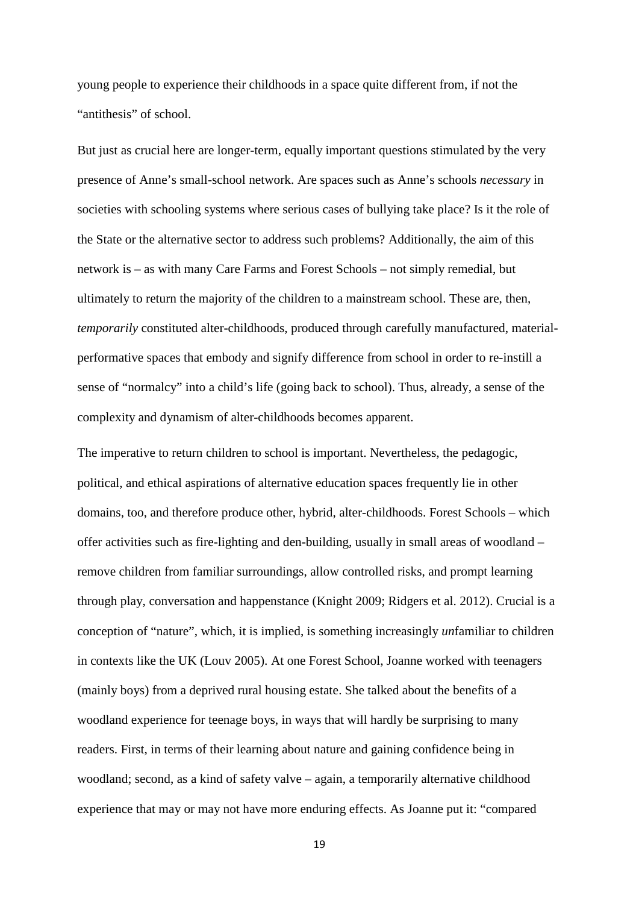young people to experience their childhoods in a space quite different from, if not the "antithesis" of school.

But just as crucial here are longer-term, equally important questions stimulated by the very presence of Anne's small-school network. Are spaces such as Anne's schools *necessary* in societies with schooling systems where serious cases of bullying take place? Is it the role of the State or the alternative sector to address such problems? Additionally, the aim of this network is – as with many Care Farms and Forest Schools – not simply remedial, but ultimately to return the majority of the children to a mainstream school. These are, then, *temporarily* constituted alter-childhoods, produced through carefully manufactured, material-performative spaces that embody and signify difference from school in order to re-instill a sense of "normalcy" into a child's life (going back to school). Thus, already, a sense of the complexity and dynamism of alter-childhoods becomes apparent.

The imperative to return children to school is important. Nevertheless, the pedagogic, political, and ethical aspirations of alternative education spaces frequently lie in other domains, too, and therefore produce other, hybrid, alter-childhoods. Forest Schools – which offer activities such as fire-lighting and den-building, usually in small areas of woodland – remove children from familiar surroundings, allow controlled risks, and prompt learning through play, conversation and happenstance (Knight 2009; Ridgers et al. 2012). Crucial is a conception of "nature", which, it is implied, is something increasingly *un*familiar to children in contexts like the UK (Louv 2005). At one Forest School, Joanne worked with teenagers (mainly boys) from a deprived rural housing estate. She talked about the benefits of a woodland experience for teenage boys, in ways that will hardly be surprising to many readers. First, in terms of their learning about nature and gaining confidence being in woodland; second, as a kind of safety valve – again, a temporarily alternative childhood experience that may or may not have more enduring effects. As Joanne put it: "compared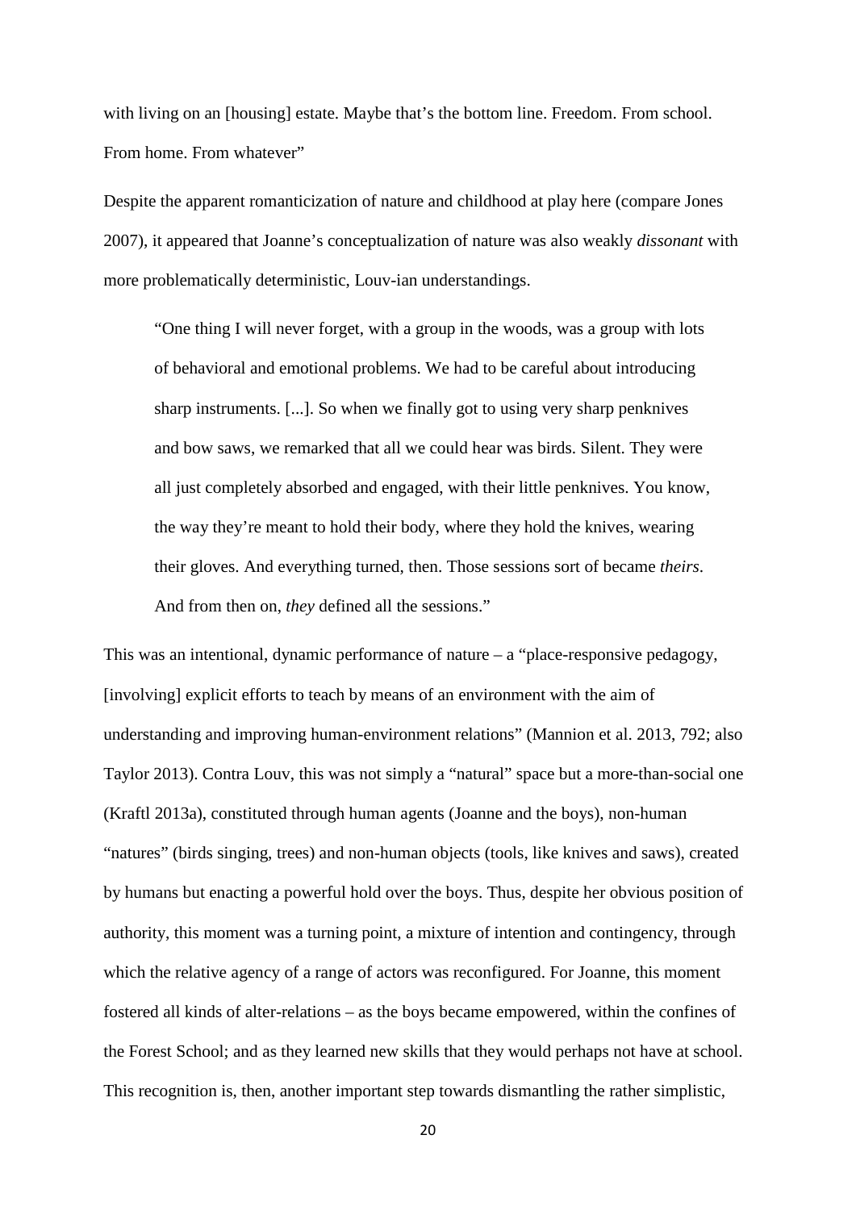with living on an [housing] estate. Maybe that's the bottom line. Freedom. From school. From home. From whatever"

Despite the apparent romanticization of nature and childhood at play here (compare Jones 2007), it appeared that Joanne's conceptualization of nature was also weakly *dissonant* with more problematically deterministic, Louv-ian understandings.

> "One thing I will never forget, with a group in the woods, was a group with lots of behavioral and emotional problems. We had to be careful about introducing sharp instruments. [...]. So when we finally got to using very sharp penknives and bow saws, we remarked that all we could hear was birds. Silent. They were all just completely absorbed and engaged, with their little penknives. You know, the way they're meant to hold their body, where they hold the knives, wearing their gloves. And everything turned, then. Those sessions sort of became *theirs*. And from then on, *they* defined all the sessions."

This was an intentional, dynamic performance of nature – a "place-responsive pedagogy, [involving] explicit efforts to teach by means of an environment with the aim of understanding and improving human-environment relations" (Mannion et al. 2013, 792; also Taylor 2013). Contra Louv, this was not simply a "natural" space but a more-than-social one (Kraftl 2013a), constituted through human agents (Joanne and the boys), non-human "natures" (birds singing, trees) and non-human objects (tools, like knives and saws), created by humans but enacting a powerful hold over the boys. Thus, despite her obvious position of authority, this moment was a turning point, a mixture of intention and contingency, through which the relative agency of a range of actors was reconfigured. For Joanne, this moment fostered all kinds of alter-relations – as the boys became empowered, within the confines of the Forest School; and as they learned new skills that they would perhaps not have at school. This recognition is, then, another important step towards dismantling the rather simplistic,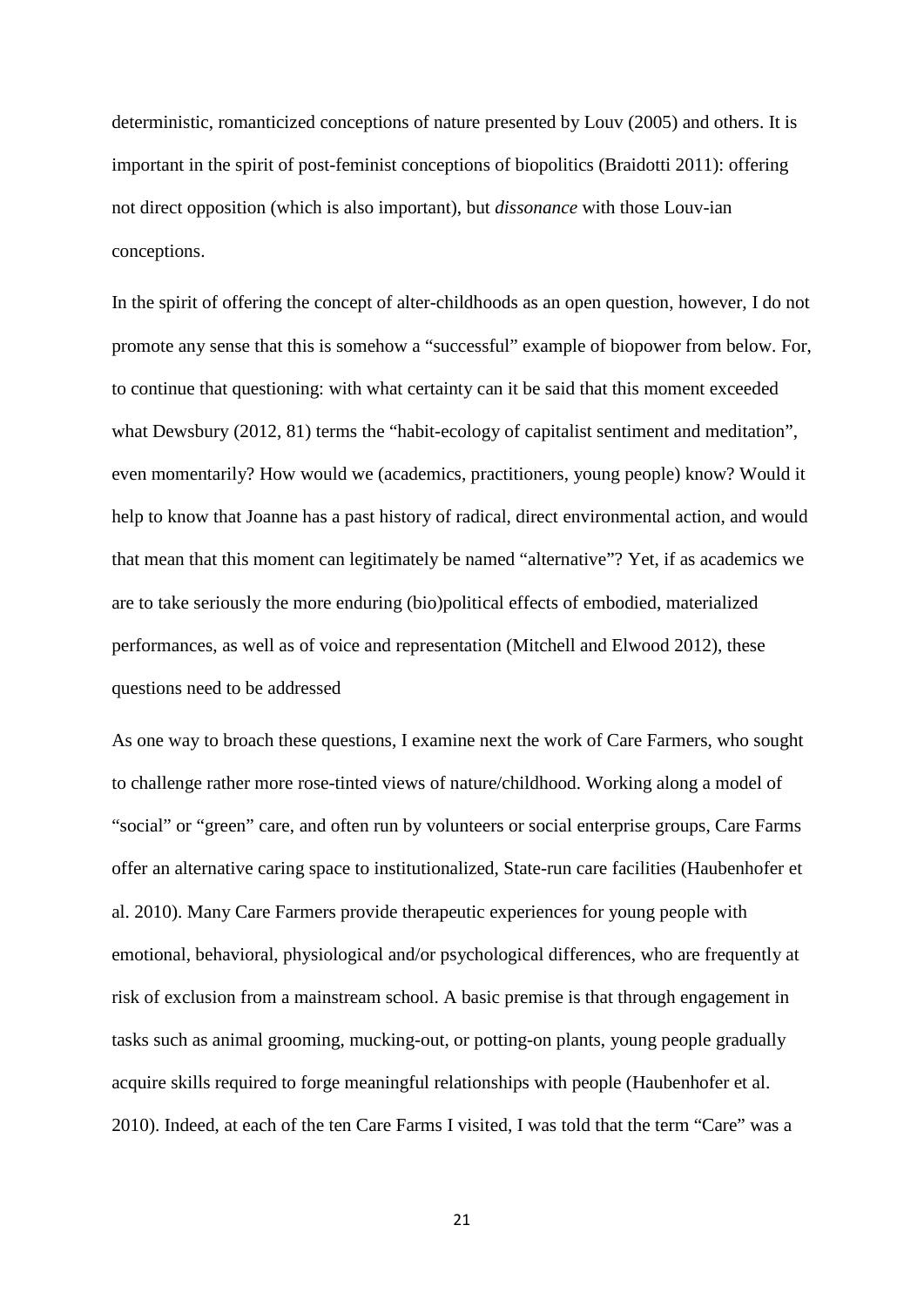deterministic, romanticized conceptions of nature presented by Louv (2005) and others. It is important in the spirit of post-feminist conceptions of biopolitics (Braidotti 2011): offering not direct opposition (which is also important), but *dissonance* with those Louv-ian conceptions.

In the spirit of offering the concept of alter-childhoods as an open question, however, I do not promote any sense that this is somehow a "successful" example of biopower from below. For, to continue that questioning: with what certainty can it be said that this moment exceeded what Dewsbury (2012, 81) terms the "habit-ecology of capitalist sentiment and meditation", even momentarily? How would we (academics, practitioners, young people) know? Would it help to know that Joanne has a past history of radical, direct environmental action, and would that mean that this moment can legitimately be named "alternative"? Yet, if as academics we are to take seriously the more enduring (bio)political effects of embodied, materialized performances, as well as of voice and representation (Mitchell and Elwood 2012), these questions need to be addressed

As one way to broach these questions, I examine next the work of Care Farmers, who sought to challenge rather more rose-tinted views of nature/childhood. Working along a model of "social" or "green" care, and often run by volunteers or social enterprise groups, Care Farms offer an alternative caring space to institutionalized, State-run care facilities (Haubenhofer et al. 2010). Many Care Farmers provide therapeutic experiences for young people with emotional, behavioral, physiological and/or psychological differences, who are frequently at risk of exclusion from a mainstream school. A basic premise is that through engagement in tasks such as animal grooming, mucking-out, or potting-on plants, young people gradually acquire skills required to forge meaningful relationships with people (Haubenhofer et al. 2010). Indeed, at each of the ten Care Farms I visited, I was told that the term "Care" was a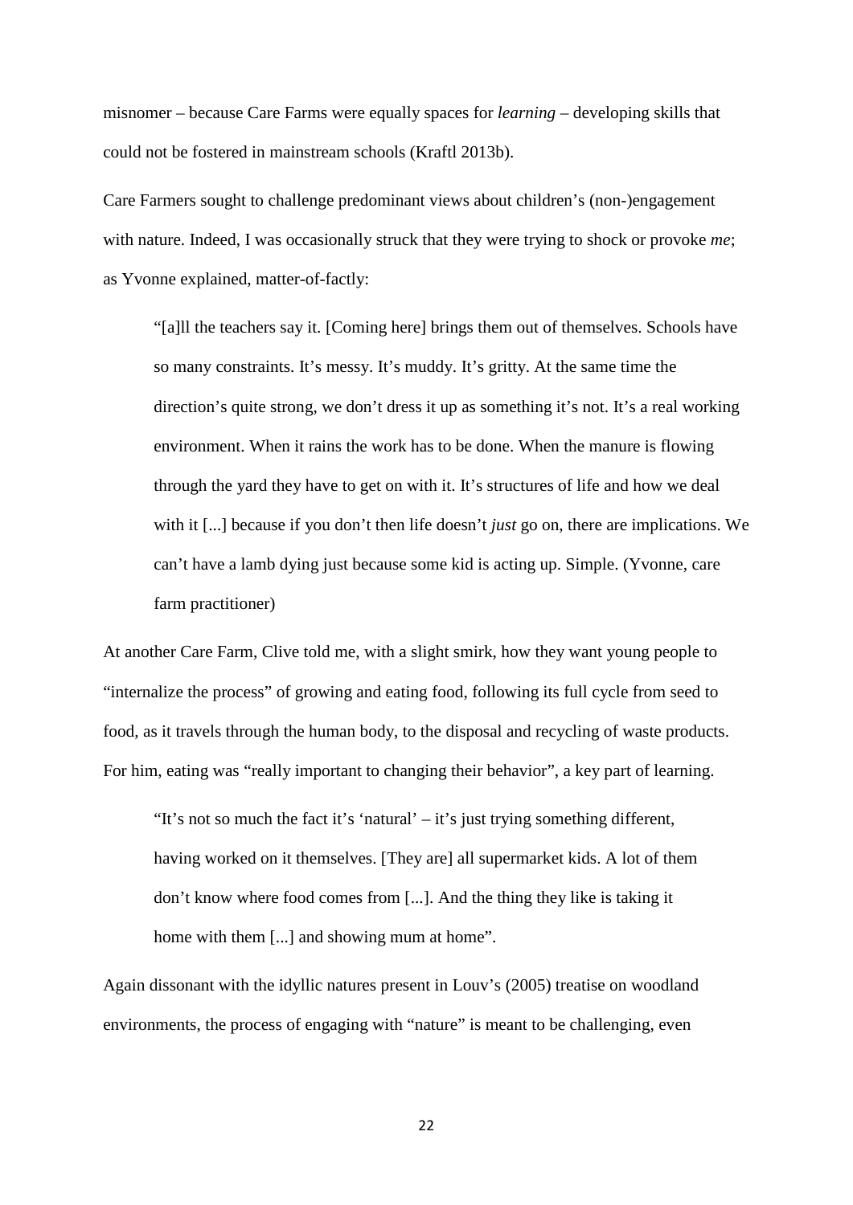misnomer – because Care Farms were equally spaces for *learning* – developing skills that could not be fostered in mainstream schools (Kraftl 2013b).

Care Farmers sought to challenge predominant views about children's (non-)engagement with nature. Indeed, I was occasionally struck that they were trying to shock or provoke *me*; as Yvonne explained, matter-of-factly:

> "[a]ll the teachers say it. [Coming here] brings them out of themselves. Schools have so many constraints. It's messy. It's muddy. It's gritty. At the same time the direction's quite strong, we don't dress it up as something it's not. It's a real working environment. When it rains the work has to be done. When the manure is flowing through the yard they have to get on with it. It's structures of life and how we deal with it [...] because if you don't then life doesn't *just* go on, there are implications. We can't have a lamb dying just because some kid is acting up. Simple. (Yvonne, care farm practitioner)

At another Care Farm, Clive told me, with a slight smirk, how they want young people to "internalize the process" of growing and eating food, following its full cycle from seed to food, as it travels through the human body, to the disposal and recycling of waste products. For him, eating was "really important to changing their behavior", a key part of learning.

> "It's not so much the fact it's 'natural' – it's just trying something different, having worked on it themselves. [They are] all supermarket kids. A lot of them don't know where food comes from [...]. And the thing they like is taking it home with them [...] and showing mum at home".

Again dissonant with the idyllic natures present in Louv's (2005) treatise on woodland environments, the process of engaging with "nature" is meant to be challenging, even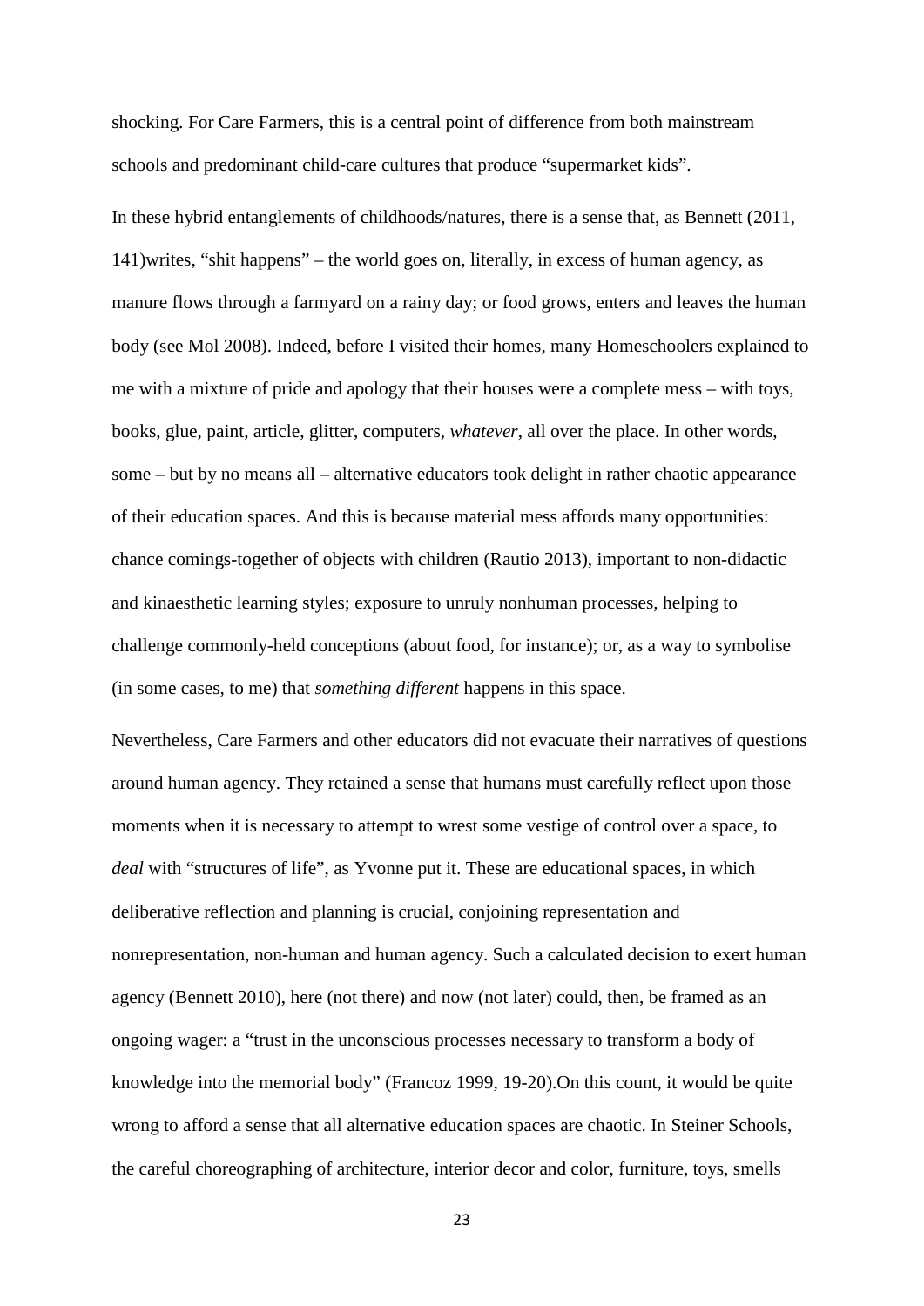shocking. For Care Farmers, this is a central point of difference from both mainstream schools and predominant child-care cultures that produce "supermarket kids".

In these hybrid entanglements of childhoods/natures, there is a sense that, as Bennett (2011, 141)writes, "shit happens" – the world goes on, literally, in excess of human agency, as manure flows through a farmyard on a rainy day; or food grows, enters and leaves the human body (see Mol 2008). Indeed, before I visited their homes, many Homeschoolers explained to me with a mixture of pride and apology that their houses were a complete mess – with toys, books, glue, paint, article, glitter, computers, *whatever*, all over the place. In other words, some – but by no means all – alternative educators took delight in rather chaotic appearance of their education spaces. And this is because material mess affords many opportunities: chance comings-together of objects with children (Rautio 2013), important to non-didactic and kinaesthetic learning styles; exposure to unruly nonhuman processes, helping to challenge commonly-held conceptions (about food, for instance); or, as a way to symbolise (in some cases, to me) that *something different* happens in this space.

Nevertheless, Care Farmers and other educators did not evacuate their narratives of questions around human agency. They retained a sense that humans must carefully reflect upon those moments when it is necessary to attempt to wrest some vestige of control over a space, to *deal* with "structures of life", as Yvonne put it. These are educational spaces, in which deliberative reflection and planning is crucial, conjoining representation and nonrepresentation, non-human and human agency. Such a calculated decision to exert human agency (Bennett 2010), here (not there) and now (not later) could, then, be framed as an ongoing wager: a "trust in the unconscious processes necessary to transform a body of knowledge into the memorial body" (Francoz 1999, 19-20).On this count, it would be quite wrong to afford a sense that all alternative education spaces are chaotic. In Steiner Schools, the careful choreographing of architecture, interior decor and color, furniture, toys, smells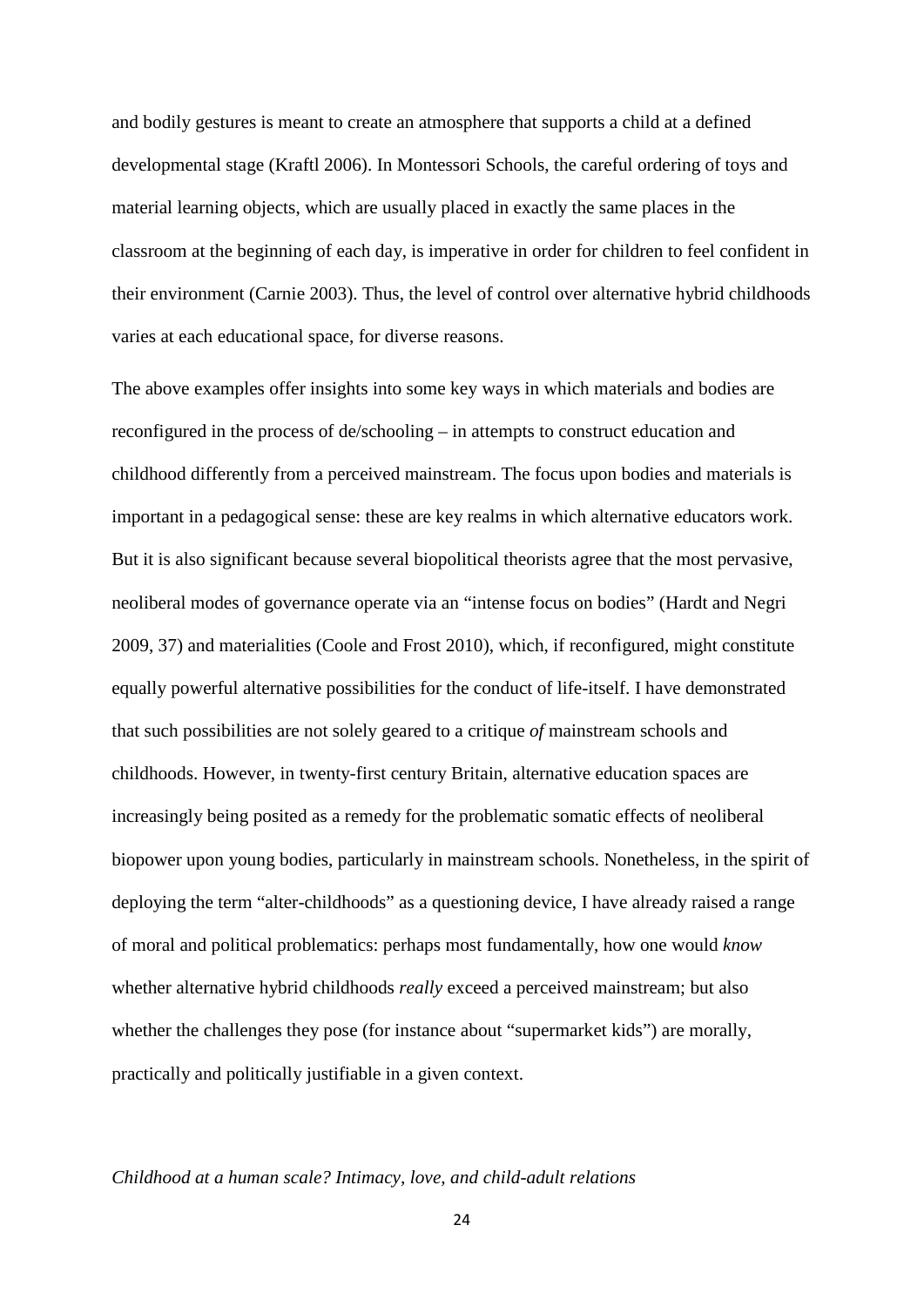and bodily gestures is meant to create an atmosphere that supports a child at a defined developmental stage (Kraftl 2006). In Montessori Schools, the careful ordering of toys and material learning objects, which are usually placed in exactly the same places in the classroom at the beginning of each day, is imperative in order for children to feel confident in their environment (Carnie 2003). Thus, the level of control over alternative hybrid childhoods varies at each educational space, for diverse reasons.

The above examples offer insights into some key ways in which materials and bodies are reconfigured in the process of de/schooling – in attempts to construct education and childhood differently from a perceived mainstream. The focus upon bodies and materials is important in a pedagogical sense: these are key realms in which alternative educators work. But it is also significant because several biopolitical theorists agree that the most pervasive, neoliberal modes of governance operate via an "intense focus on bodies" (Hardt and Negri 2009, 37) and materialities (Coole and Frost 2010), which, if reconfigured, might constitute equally powerful alternative possibilities for the conduct of life-itself. I have demonstrated that such possibilities are not solely geared to a critique *of* mainstream schools and childhoods. However, in twenty-first century Britain, alternative education spaces are increasingly being posited as a remedy for the problematic somatic effects of neoliberal biopower upon young bodies, particularly in mainstream schools. Nonetheless, in the spirit of deploying the term "alter-childhoods" as a questioning device, I have already raised a range of moral and political problematics: perhaps most fundamentally, how one would *know* whether alternative hybrid childhoods *really* exceed a perceived mainstream; but also whether the challenges they pose (for instance about "supermarket kids") are morally, practically and politically justifiable in a given context.

### *Childhood at a human scale? Intimacy, love, and child-adult relations*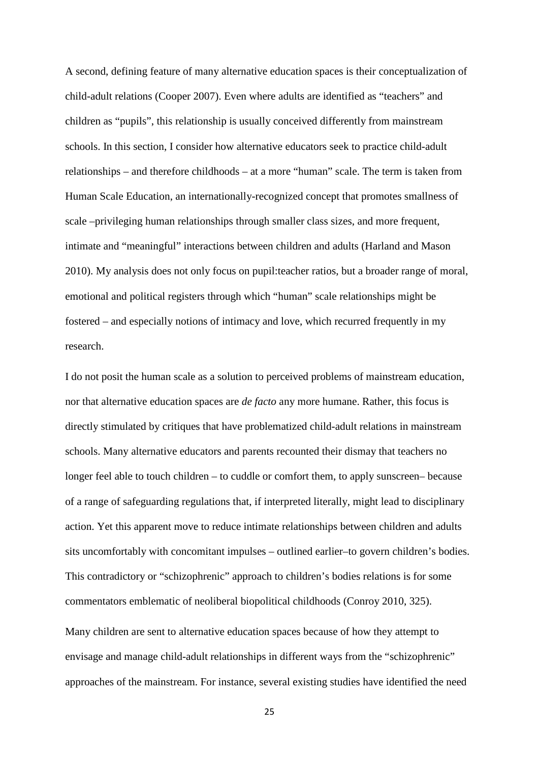A second, defining feature of many alternative education spaces is their conceptualization of child-adult relations (Cooper 2007). Even where adults are identified as "teachers" and children as "pupils", this relationship is usually conceived differently from mainstream schools. In this section, I consider how alternative educators seek to practice child-adult relationships – and therefore childhoods – at a more "human" scale. The term is taken from Human Scale Education, an internationally-recognized concept that promotes smallness of scale –privileging human relationships through smaller class sizes, and more frequent, intimate and "meaningful" interactions between children and adults (Harland and Mason 2010). My analysis does not only focus on pupil:teacher ratios, but a broader range of moral, emotional and political registers through which "human" scale relationships might be fostered – and especially notions of intimacy and love, which recurred frequently in my research.

I do not posit the human scale as a solution to perceived problems of mainstream education, nor that alternative education spaces are *de facto* any more humane. Rather, this focus is directly stimulated by critiques that have problematized child-adult relations in mainstream schools. Many alternative educators and parents recounted their dismay that teachers no longer feel able to touch children – to cuddle or comfort them, to apply sunscreen– because of a range of safeguarding regulations that, if interpreted literally, might lead to disciplinary action. Yet this apparent move to reduce intimate relationships between children and adults sits uncomfortably with concomitant impulses – outlined earlier–to govern children's bodies. This contradictory or "schizophrenic" approach to children's bodies relations is for some commentators emblematic of neoliberal biopolitical childhoods (Conroy 2010, 325).

Many children are sent to alternative education spaces because of how they attempt to envisage and manage child-adult relationships in different ways from the "schizophrenic" approaches of the mainstream. For instance, several existing studies have identified the need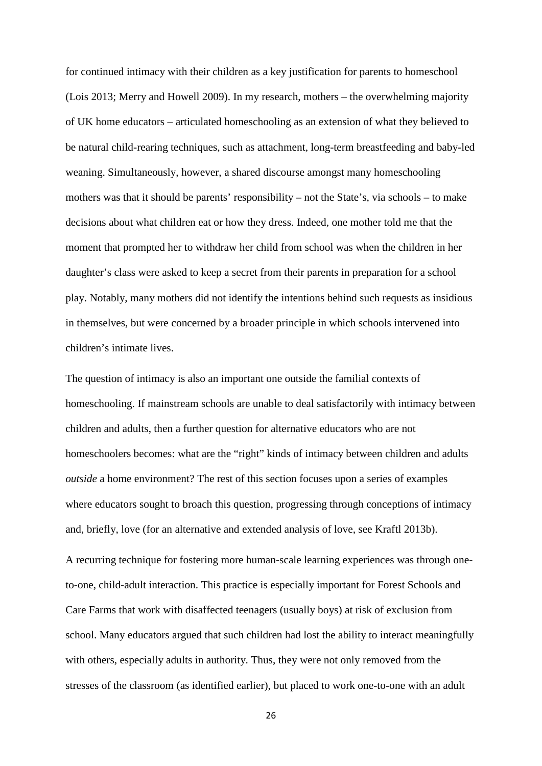for continued intimacy with their children as a key justification for parents to homeschool (Lois 2013; Merry and Howell 2009). In my research, mothers – the overwhelming majority of UK home educators – articulated homeschooling as an extension of what they believed to be natural child-rearing techniques, such as attachment, long-term breastfeeding and baby-led weaning. Simultaneously, however, a shared discourse amongst many homeschooling mothers was that it should be parents' responsibility – not the State's, via schools – to make decisions about what children eat or how they dress. Indeed, one mother told me that the moment that prompted her to withdraw her child from school was when the children in her daughter's class were asked to keep a secret from their parents in preparation for a school play. Notably, many mothers did not identify the intentions behind such requests as insidious in themselves, but were concerned by a broader principle in which schools intervened into children's intimate lives.

The question of intimacy is also an important one outside the familial contexts of homeschooling. If mainstream schools are unable to deal satisfactorily with intimacy between children and adults, then a further question for alternative educators who are not homeschoolers becomes: what are the "right" kinds of intimacy between children and adults *outside* a home environment? The rest of this section focuses upon a series of examples where educators sought to broach this question, progressing through conceptions of intimacy and, briefly, love (for an alternative and extended analysis of love, see Kraftl 2013b).

A recurring technique for fostering more human-scale learning experiences was through one-to-one, child-adult interaction. This practice is especially important for Forest Schools and Care Farms that work with disaffected teenagers (usually boys) at risk of exclusion from school. Many educators argued that such children had lost the ability to interact meaningfully with others, especially adults in authority. Thus, they were not only removed from the stresses of the classroom (as identified earlier), but placed to work one-to-one with an adult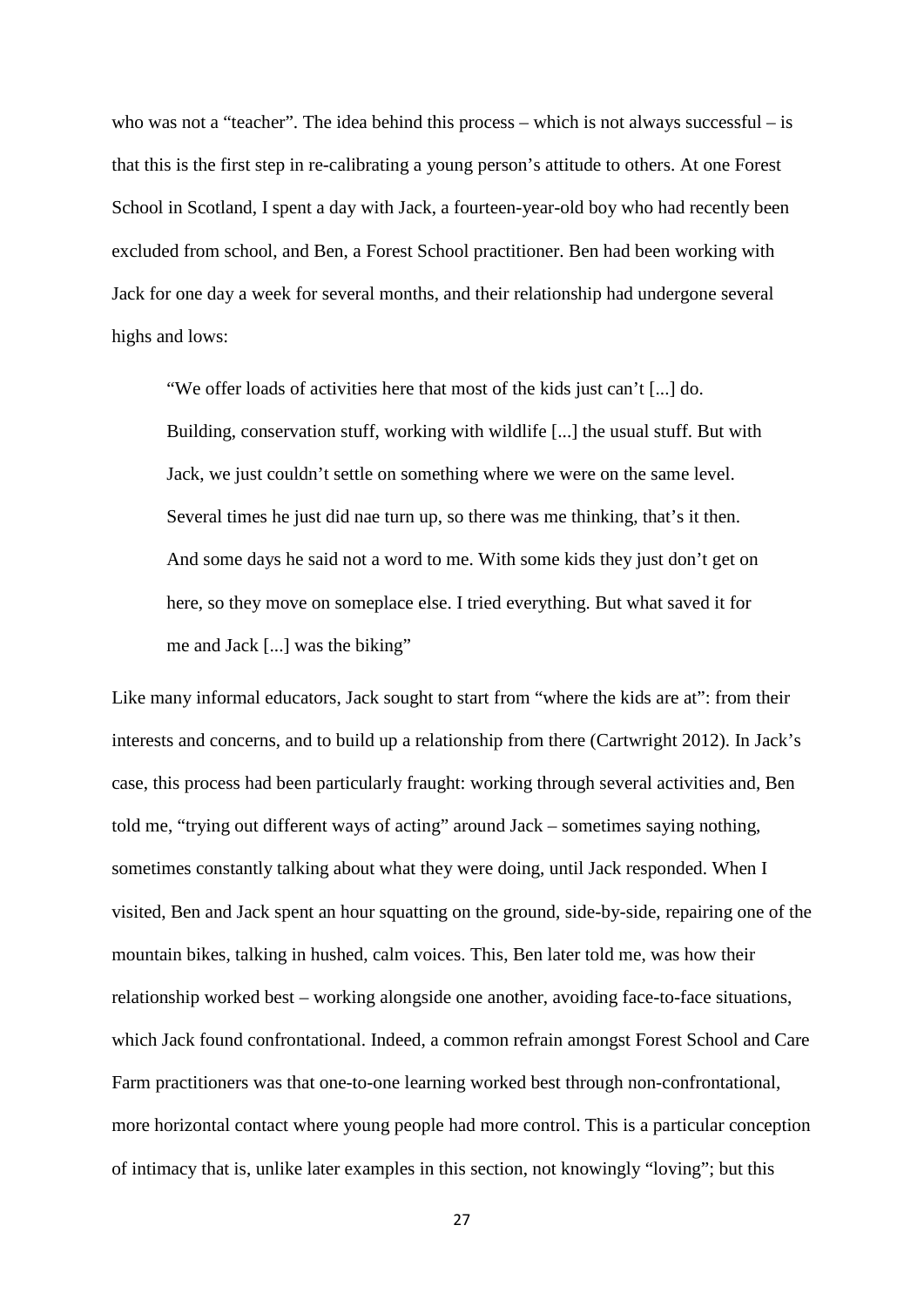who was not a "teacher". The idea behind this process – which is not always successful – is that this is the first step in re-calibrating a young person's attitude to others. At one Forest School in Scotland, I spent a day with Jack, a fourteen-year-old boy who had recently been excluded from school, and Ben, a Forest School practitioner. Ben had been working with Jack for one day a week for several months, and their relationship had undergone several highs and lows:

> "We offer loads of activities here that most of the kids just can't [...] do. Building, conservation stuff, working with wildlife [...] the usual stuff. But with Jack, we just couldn't settle on something where we were on the same level. Several times he just did nae turn up, so there was me thinking, that's it then. And some days he said not a word to me. With some kids they just don't get on here, so they move on someplace else. I tried everything. But what saved it for me and Jack [...] was the biking"

Like many informal educators, Jack sought to start from "where the kids are at": from their interests and concerns, and to build up a relationship from there (Cartwright 2012). In Jack's case, this process had been particularly fraught: working through several activities and, Ben told me, "trying out different ways of acting" around Jack – sometimes saying nothing, sometimes constantly talking about what they were doing, until Jack responded. When I visited, Ben and Jack spent an hour squatting on the ground, side-by-side, repairing one of the mountain bikes, talking in hushed, calm voices. This, Ben later told me, was how their relationship worked best – working alongside one another, avoiding face-to-face situations, which Jack found confrontational. Indeed, a common refrain amongst Forest School and Care Farm practitioners was that one-to-one learning worked best through non-confrontational, more horizontal contact where young people had more control. This is a particular conception of intimacy that is, unlike later examples in this section, not knowingly "loving"; but this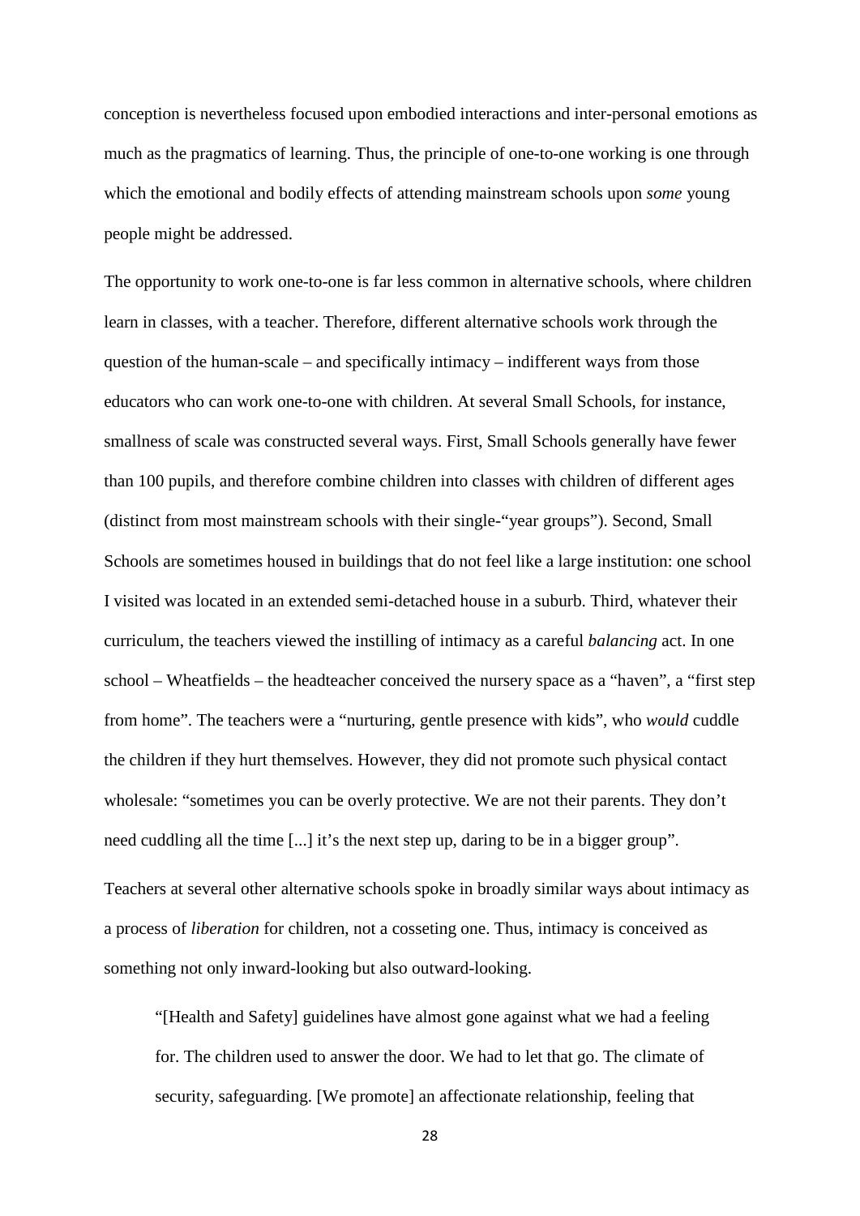conception is nevertheless focused upon embodied interactions and inter-personal emotions as much as the pragmatics of learning. Thus, the principle of one-to-one working is one through which the emotional and bodily effects of attending mainstream schools upon *some* young people might be addressed.

The opportunity to work one-to-one is far less common in alternative schools, where children learn in classes, with a teacher. Therefore, different alternative schools work through the question of the human-scale – and specifically intimacy – indifferent ways from those educators who can work one-to-one with children. At several Small Schools, for instance, smallness of scale was constructed several ways. First, Small Schools generally have fewer than 100 pupils, and therefore combine children into classes with children of different ages (distinct from most mainstream schools with their single-"year groups"). Second, Small Schools are sometimes housed in buildings that do not feel like a large institution: one school I visited was located in an extended semi-detached house in a suburb. Third, whatever their curriculum, the teachers viewed the instilling of intimacy as a careful *balancing* act. In one school – Wheatfields – the headteacher conceived the nursery space as a "haven", a "first step from home". The teachers were a "nurturing, gentle presence with kids", who *would* cuddle the children if they hurt themselves. However, they did not promote such physical contact wholesale: "sometimes you can be overly protective. We are not their parents. They don't need cuddling all the time [...] it's the next step up, daring to be in a bigger group".

Teachers at several other alternative schools spoke in broadly similar ways about intimacy as a process of *liberation* for children, not a cosseting one. Thus, intimacy is conceived as something not only inward-looking but also outward-looking.

> "[Health and Safety] guidelines have almost gone against what we had a feeling for. The children used to answer the door. We had to let that go. The climate of security, safeguarding. [We promote] an affectionate relationship, feeling that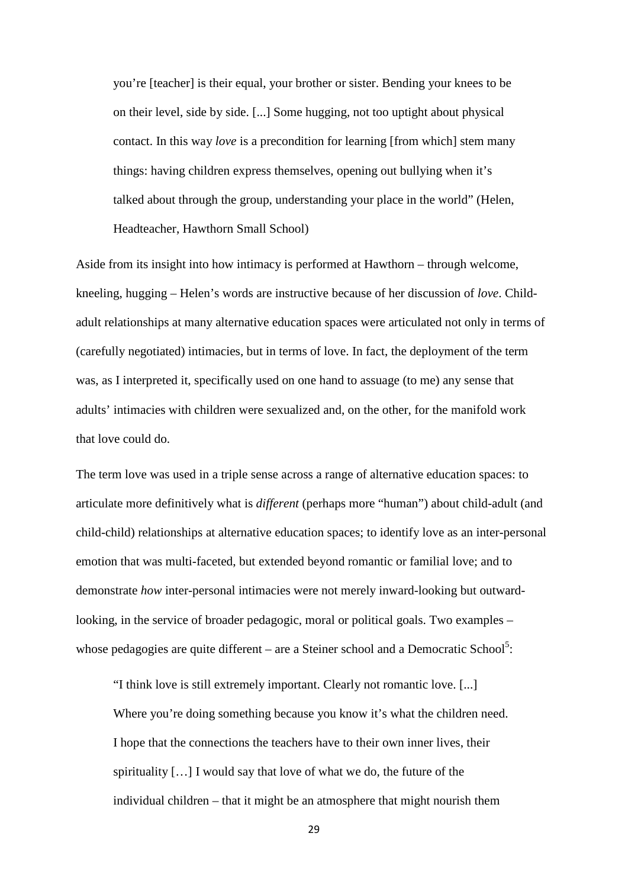> you're [teacher] is their equal, your brother or sister. Bending your knees to be on their level, side by side. [...] Some hugging, not too uptight about physical contact. In this way *love* is a precondition for learning [from which] stem many things: having children express themselves, opening out bullying when it's talked about through the group, understanding your place in the world" (Helen, Headteacher, Hawthorn Small School)

Aside from its insight into how intimacy is performed at Hawthorn – through welcome, kneeling, hugging – Helen's words are instructive because of her discussion of *love*. Child-adult relationships at many alternative education spaces were articulated not only in terms of (carefully negotiated) intimacies, but in terms of love. In fact, the deployment of the term was, as I interpreted it, specifically used on one hand to assuage (to me) any sense that adults' intimacies with children were sexualized and, on the other, for the manifold work that love could do.

The term love was used in a triple sense across a range of alternative education spaces: to articulate more definitively what is *different* (perhaps more "human") about child-adult (and child-child) relationships at alternative education spaces; to identify love as an inter-personal emotion that was multi-faceted, but extended beyond romantic or familial love; and to demonstrate *how* inter-personal intimacies were not merely inward-looking but outward-looking, in the service of broader pedagogic, moral or political goals. Two examples – whose pedagogies are quite different – are a Steiner school and a Democratic School[5]:

> "I think love is still extremely important. Clearly not romantic love. [...] Where you're doing something because you know it's what the children need. I hope that the connections the teachers have to their own inner lives, their spirituality […] I would say that love of what we do, the future of the individual children – that it might be an atmosphere that might nourish them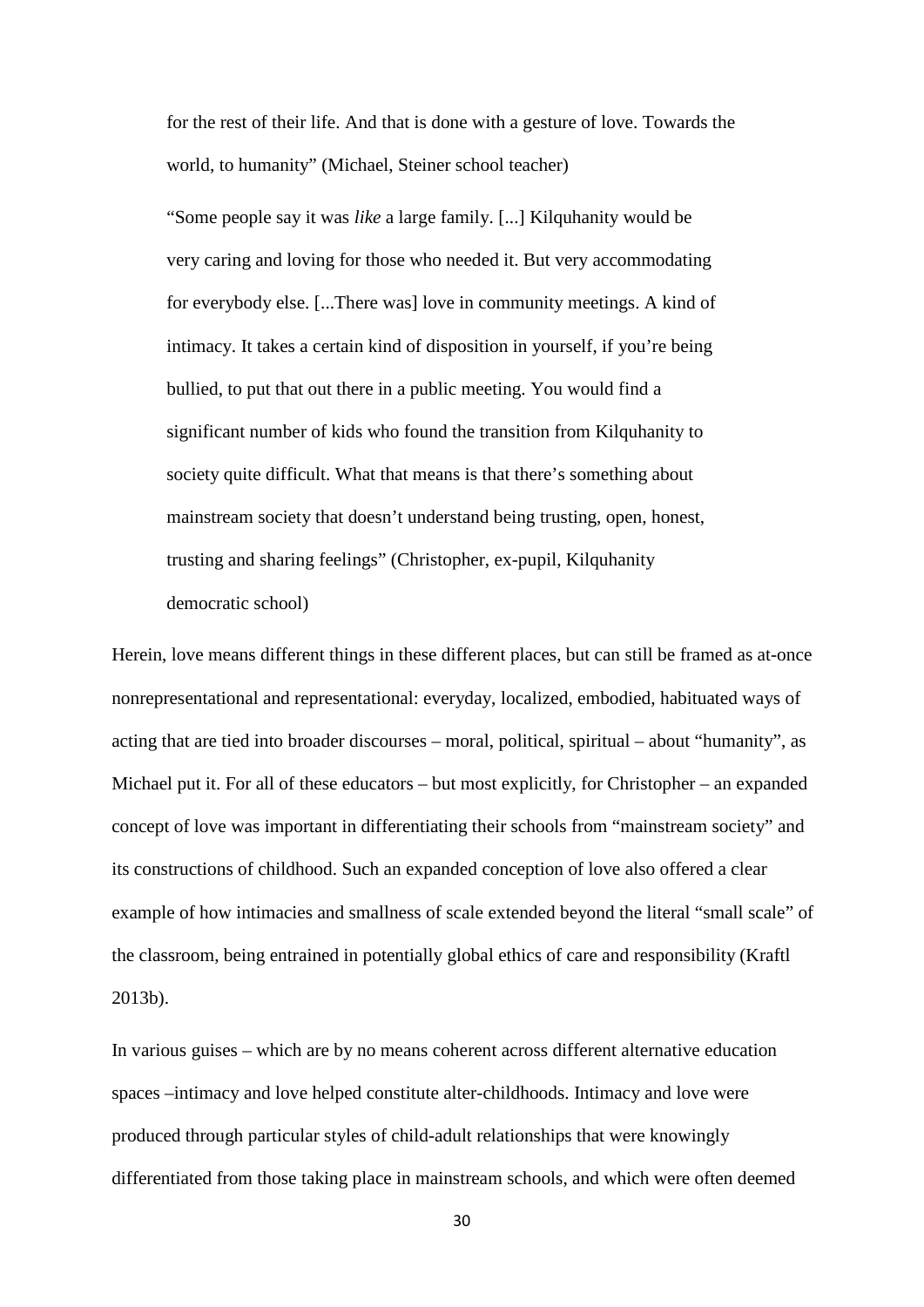> for the rest of their life. And that is done with a gesture of love. Towards the world, to humanity" (Michael, Steiner school teacher)

> "Some people say it was *like* a large family. [...] Kilquhanity would be very caring and loving for those who needed it. But very accommodating for everybody else. [...There was] love in community meetings. A kind of intimacy. It takes a certain kind of disposition in yourself, if you're being bullied, to put that out there in a public meeting. You would find a significant number of kids who found the transition from Kilquhanity to society quite difficult. What that means is that there's something about mainstream society that doesn't understand being trusting, open, honest, trusting and sharing feelings" (Christopher, ex-pupil, Kilquhanity democratic school)

Herein, love means different things in these different places, but can still be framed as at-once nonrepresentational and representational: everyday, localized, embodied, habituated ways of acting that are tied into broader discourses – moral, political, spiritual – about "humanity", as Michael put it. For all of these educators – but most explicitly, for Christopher – an expanded concept of love was important in differentiating their schools from "mainstream society" and its constructions of childhood. Such an expanded conception of love also offered a clear example of how intimacies and smallness of scale extended beyond the literal "small scale" of the classroom, being entrained in potentially global ethics of care and responsibility (Kraftl 2013b).

In various guises – which are by no means coherent across different alternative education spaces –intimacy and love helped constitute alter-childhoods. Intimacy and love were produced through particular styles of child-adult relationships that were knowingly differentiated from those taking place in mainstream schools, and which were often deemed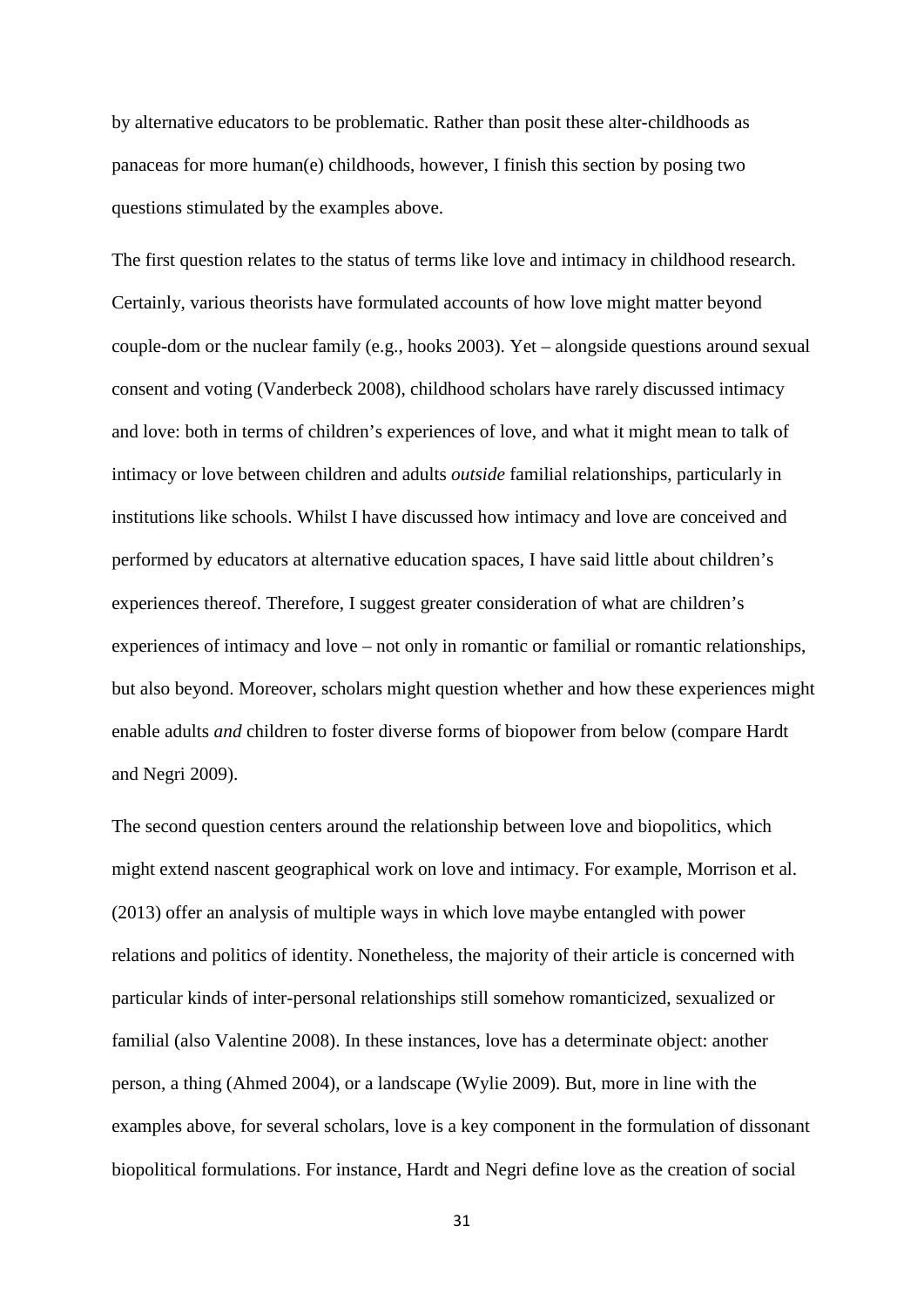by alternative educators to be problematic. Rather than posit these alter-childhoods as panaceas for more human(e) childhoods, however, I finish this section by posing two questions stimulated by the examples above.

The first question relates to the status of terms like love and intimacy in childhood research. Certainly, various theorists have formulated accounts of how love might matter beyond couple-dom or the nuclear family (e.g., hooks 2003). Yet – alongside questions around sexual consent and voting (Vanderbeck 2008), childhood scholars have rarely discussed intimacy and love: both in terms of children's experiences of love, and what it might mean to talk of intimacy or love between children and adults *outside* familial relationships, particularly in institutions like schools. Whilst I have discussed how intimacy and love are conceived and performed by educators at alternative education spaces, I have said little about children's experiences thereof. Therefore, I suggest greater consideration of what are children's experiences of intimacy and love – not only in romantic or familial or romantic relationships, but also beyond. Moreover, scholars might question whether and how these experiences might enable adults *and* children to foster diverse forms of biopower from below (compare Hardt and Negri 2009).

The second question centers around the relationship between love and biopolitics, which might extend nascent geographical work on love and intimacy. For example, Morrison et al. (2013) offer an analysis of multiple ways in which love maybe entangled with power relations and politics of identity. Nonetheless, the majority of their article is concerned with particular kinds of inter-personal relationships still somehow romanticized, sexualized or familial (also Valentine 2008). In these instances, love has a determinate object: another person, a thing (Ahmed 2004), or a landscape (Wylie 2009). But, more in line with the examples above, for several scholars, love is a key component in the formulation of dissonant biopolitical formulations. For instance, Hardt and Negri define love as the creation of social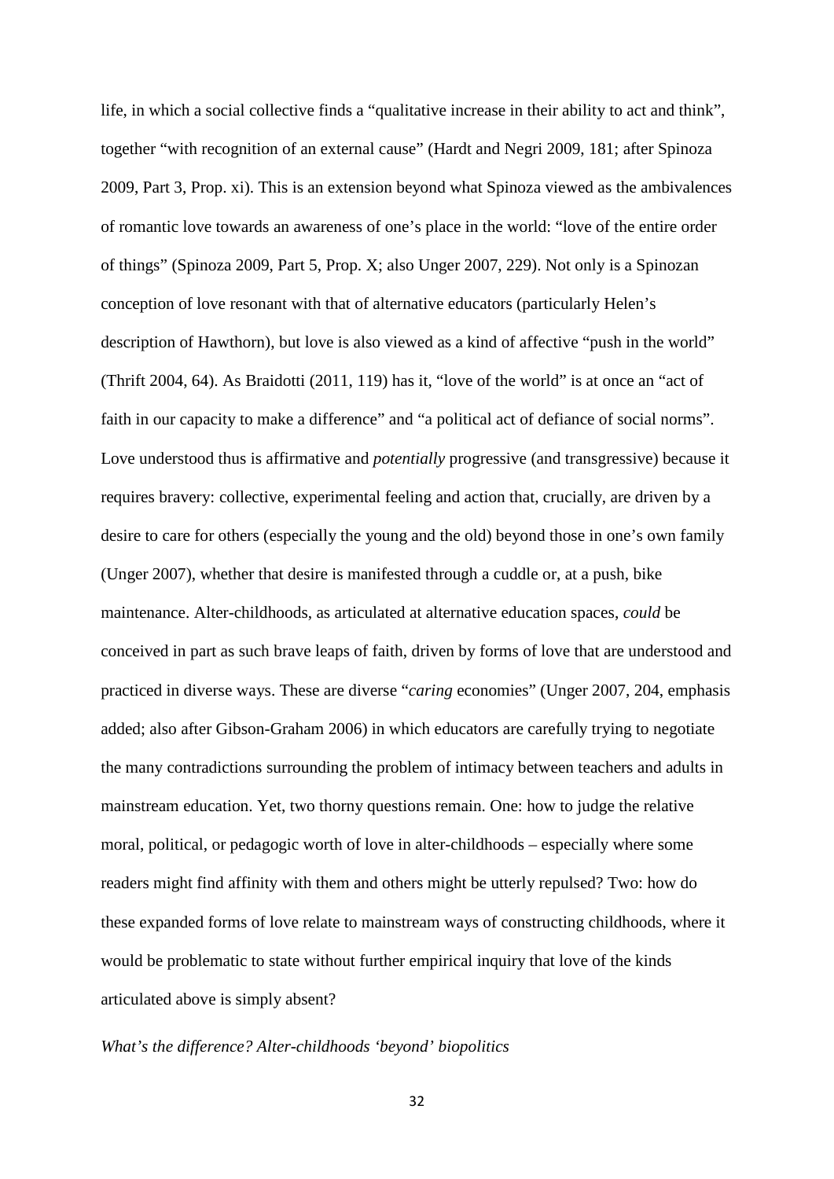life, in which a social collective finds a "qualitative increase in their ability to act and think", together "with recognition of an external cause" (Hardt and Negri 2009, 181; after Spinoza 2009, Part 3, Prop. xi). This is an extension beyond what Spinoza viewed as the ambivalences of romantic love towards an awareness of one's place in the world: "love of the entire order of things" (Spinoza 2009, Part 5, Prop. X; also Unger 2007, 229). Not only is a Spinozan conception of love resonant with that of alternative educators (particularly Helen's description of Hawthorn), but love is also viewed as a kind of affective "push in the world" (Thrift 2004, 64). As Braidotti (2011, 119) has it, "love of the world" is at once an "act of faith in our capacity to make a difference" and "a political act of defiance of social norms". Love understood thus is affirmative and *potentially* progressive (and transgressive) because it requires bravery: collective, experimental feeling and action that, crucially, are driven by a desire to care for others (especially the young and the old) beyond those in one's own family (Unger 2007), whether that desire is manifested through a cuddle or, at a push, bike maintenance. Alter-childhoods, as articulated at alternative education spaces, *could* be conceived in part as such brave leaps of faith, driven by forms of love that are understood and practiced in diverse ways. These are diverse "*caring* economies" (Unger 2007, 204, emphasis added; also after Gibson-Graham 2006) in which educators are carefully trying to negotiate the many contradictions surrounding the problem of intimacy between teachers and adults in mainstream education. Yet, two thorny questions remain. One: how to judge the relative moral, political, or pedagogic worth of love in alter-childhoods – especially where some readers might find affinity with them and others might be utterly repulsed? Two: how do these expanded forms of love relate to mainstream ways of constructing childhoods, where it would be problematic to state without further empirical inquiry that love of the kinds articulated above is simply absent?

*What's the difference? Alter-childhoods 'beyond' biopolitics*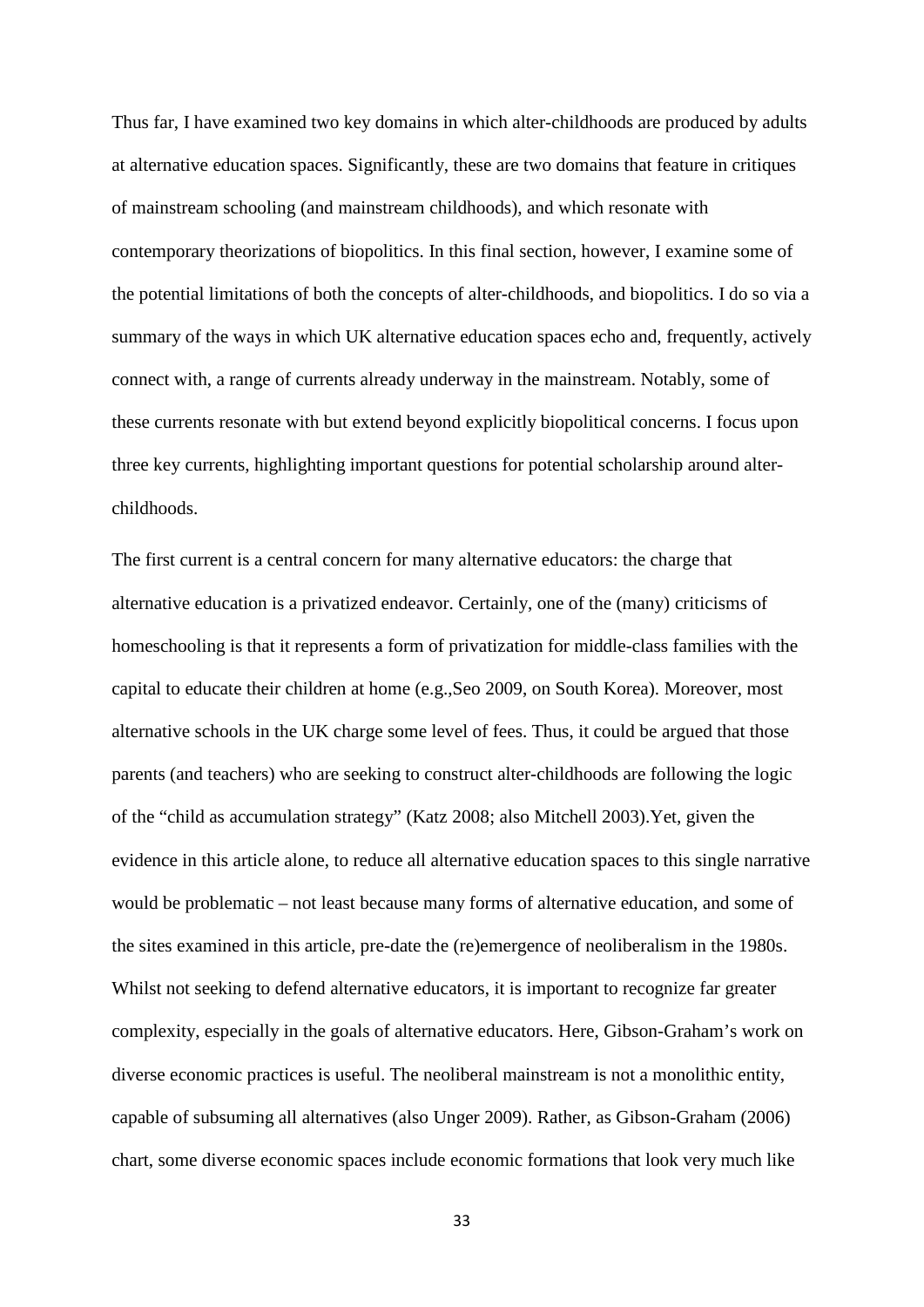Thus far, I have examined two key domains in which alter-childhoods are produced by adults at alternative education spaces. Significantly, these are two domains that feature in critiques of mainstream schooling (and mainstream childhoods), and which resonate with contemporary theorizations of biopolitics. In this final section, however, I examine some of the potential limitations of both the concepts of alter-childhoods, and biopolitics. I do so via a summary of the ways in which UK alternative education spaces echo and, frequently, actively connect with, a range of currents already underway in the mainstream. Notably, some of these currents resonate with but extend beyond explicitly biopolitical concerns. I focus upon three key currents, highlighting important questions for potential scholarship around alter-childhoods.

The first current is a central concern for many alternative educators: the charge that alternative education is a privatized endeavor. Certainly, one of the (many) criticisms of homeschooling is that it represents a form of privatization for middle-class families with the capital to educate their children at home (e.g.,Seo 2009, on South Korea). Moreover, most alternative schools in the UK charge some level of fees. Thus, it could be argued that those parents (and teachers) who are seeking to construct alter-childhoods are following the logic of the "child as accumulation strategy" (Katz 2008; also Mitchell 2003).Yet, given the evidence in this article alone, to reduce all alternative education spaces to this single narrative would be problematic – not least because many forms of alternative education, and some of the sites examined in this article, pre-date the (re)emergence of neoliberalism in the 1980s. Whilst not seeking to defend alternative educators, it is important to recognize far greater complexity, especially in the goals of alternative educators. Here, Gibson-Graham's work on diverse economic practices is useful. The neoliberal mainstream is not a monolithic entity, capable of subsuming all alternatives (also Unger 2009). Rather, as Gibson-Graham (2006) chart, some diverse economic spaces include economic formations that look very much like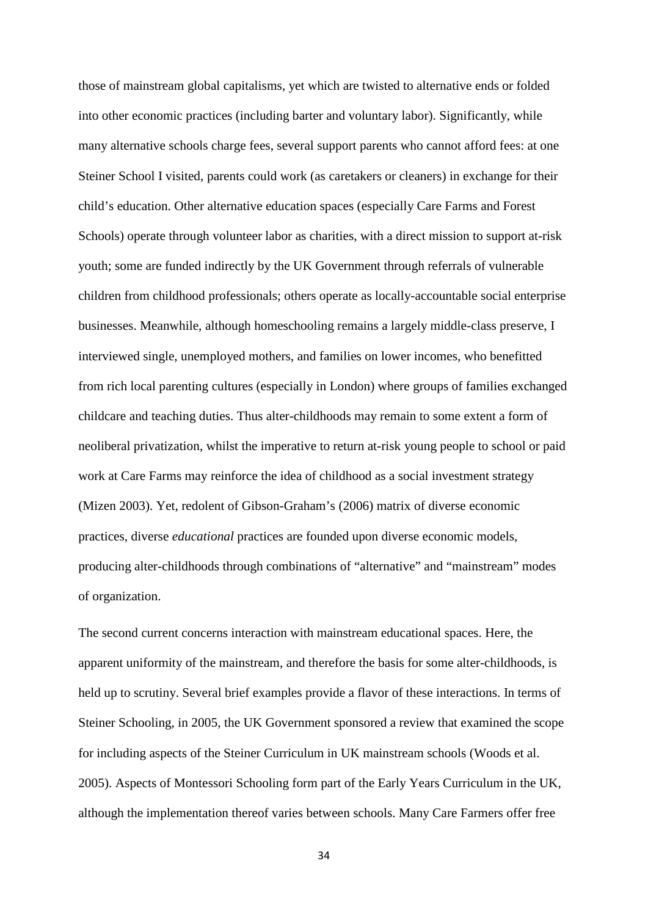those of mainstream global capitalisms, yet which are twisted to alternative ends or folded into other economic practices (including barter and voluntary labor). Significantly, while many alternative schools charge fees, several support parents who cannot afford fees: at one Steiner School I visited, parents could work (as caretakers or cleaners) in exchange for their child's education. Other alternative education spaces (especially Care Farms and Forest Schools) operate through volunteer labor as charities, with a direct mission to support at-risk youth; some are funded indirectly by the UK Government through referrals of vulnerable children from childhood professionals; others operate as locally-accountable social enterprise businesses. Meanwhile, although homeschooling remains a largely middle-class preserve, I interviewed single, unemployed mothers, and families on lower incomes, who benefitted from rich local parenting cultures (especially in London) where groups of families exchanged childcare and teaching duties. Thus alter-childhoods may remain to some extent a form of neoliberal privatization, whilst the imperative to return at-risk young people to school or paid work at Care Farms may reinforce the idea of childhood as a social investment strategy (Mizen 2003). Yet, redolent of Gibson-Graham's (2006) matrix of diverse economic practices, diverse *educational* practices are founded upon diverse economic models, producing alter-childhoods through combinations of "alternative" and "mainstream" modes of organization.

The second current concerns interaction with mainstream educational spaces. Here, the apparent uniformity of the mainstream, and therefore the basis for some alter-childhoods, is held up to scrutiny. Several brief examples provide a flavor of these interactions. In terms of Steiner Schooling, in 2005, the UK Government sponsored a review that examined the scope for including aspects of the Steiner Curriculum in UK mainstream schools (Woods et al. 2005). Aspects of Montessori Schooling form part of the Early Years Curriculum in the UK, although the implementation thereof varies between schools. Many Care Farmers offer free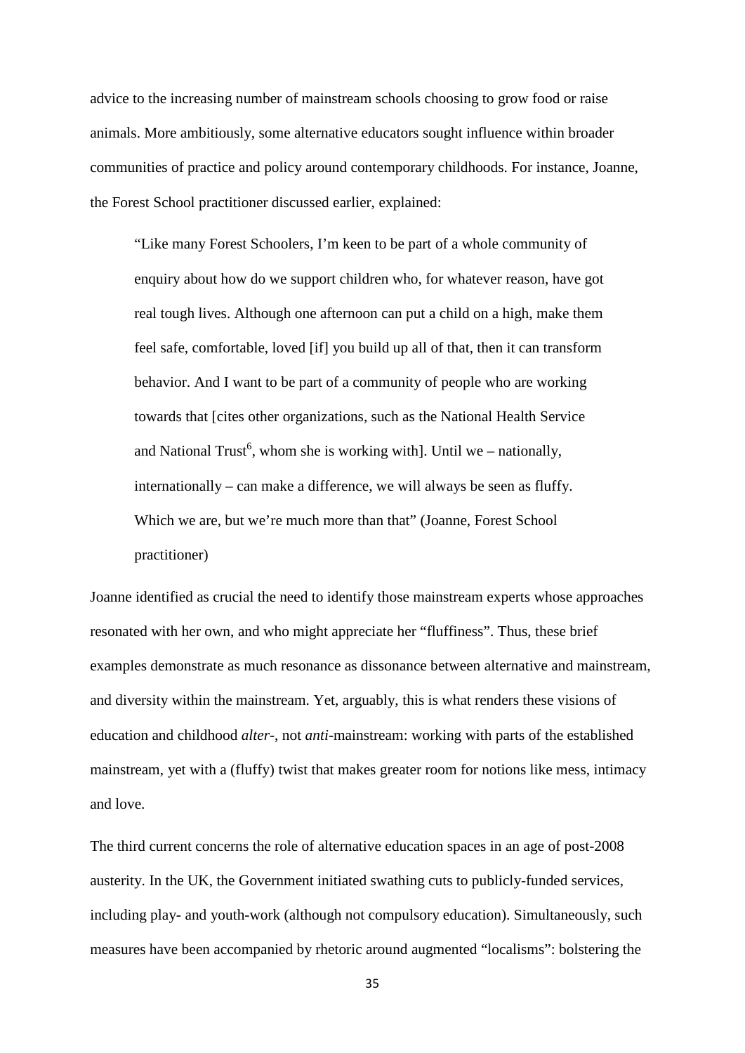advice to the increasing number of mainstream schools choosing to grow food or raise animals. More ambitiously, some alternative educators sought influence within broader communities of practice and policy around contemporary childhoods. For instance, Joanne, the Forest School practitioner discussed earlier, explained:

> "Like many Forest Schoolers, I'm keen to be part of a whole community of enquiry about how do we support children who, for whatever reason, have got real tough lives. Although one afternoon can put a child on a high, make them feel safe, comfortable, loved [if] you build up all of that, then it can transform behavior. And I want to be part of a community of people who are working towards that [cites other organizations, such as the National Health Service and National Trust[6], whom she is working with]. Until we – nationally, internationally – can make a difference, we will always be seen as fluffy. Which we are, but we're much more than that" (Joanne, Forest School practitioner)

Joanne identified as crucial the need to identify those mainstream experts whose approaches resonated with her own, and who might appreciate her "fluffiness". Thus, these brief examples demonstrate as much resonance as dissonance between alternative and mainstream, and diversity within the mainstream. Yet, arguably, this is what renders these visions of education and childhood *alter-*, not *anti*-mainstream: working with parts of the established mainstream, yet with a (fluffy) twist that makes greater room for notions like mess, intimacy and love.

The third current concerns the role of alternative education spaces in an age of post-2008 austerity. In the UK, the Government initiated swathing cuts to publicly-funded services, including play- and youth-work (although not compulsory education). Simultaneously, such measures have been accompanied by rhetoric around augmented "localisms": bolstering the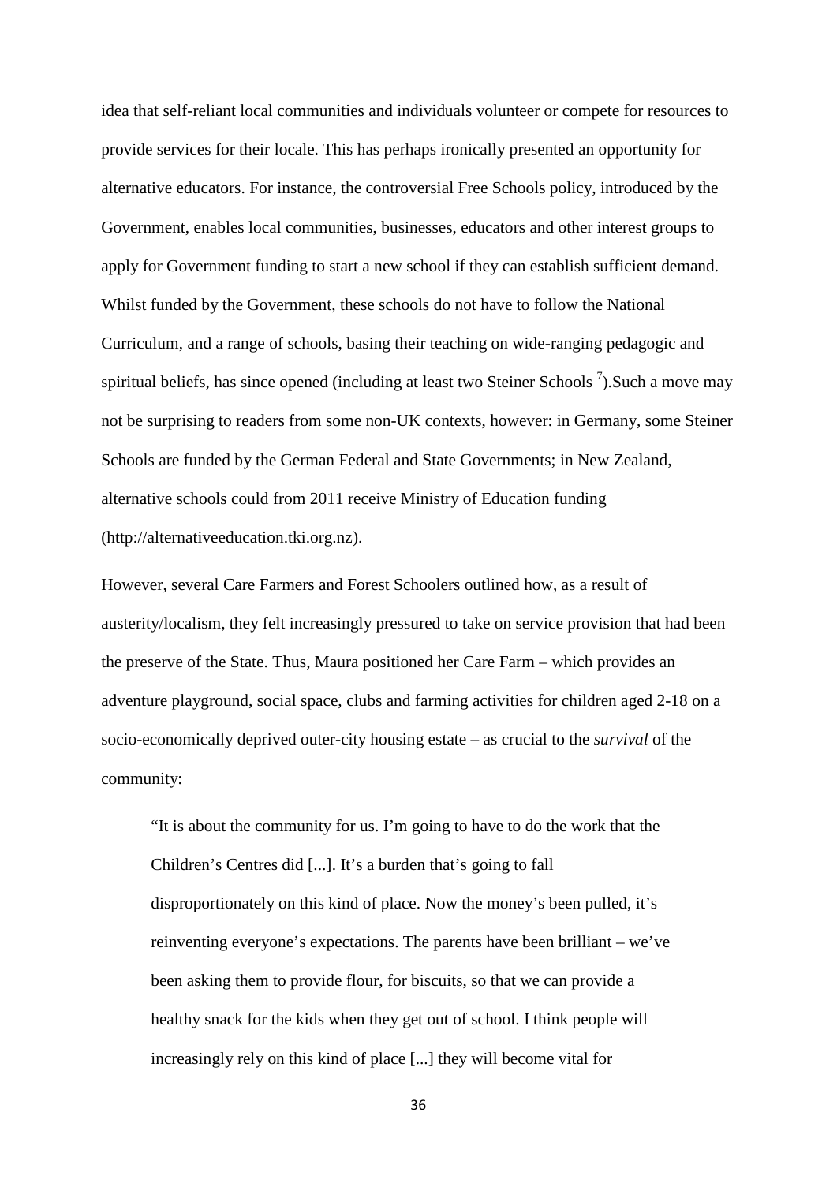idea that self-reliant local communities and individuals volunteer or compete for resources to provide services for their locale. This has perhaps ironically presented an opportunity for alternative educators. For instance, the controversial Free Schools policy, introduced by the Government, enables local communities, businesses, educators and other interest groups to apply for Government funding to start a new school if they can establish sufficient demand. Whilst funded by the Government, these schools do not have to follow the National Curriculum, and a range of schools, basing their teaching on wide-ranging pedagogic and spiritual beliefs, has since opened (including at least two Steiner Schools [7]).Such a move may not be surprising to readers from some non-UK contexts, however: in Germany, some Steiner Schools are funded by the German Federal and State Governments; in New Zealand, alternative schools could from 2011 receive Ministry of Education funding (http://alternativeeducation.tki.org.nz).

However, several Care Farmers and Forest Schoolers outlined how, as a result of austerity/localism, they felt increasingly pressured to take on service provision that had been the preserve of the State. Thus, Maura positioned her Care Farm – which provides an adventure playground, social space, clubs and farming activities for children aged 2-18 on a socio-economically deprived outer-city housing estate – as crucial to the *survival* of the community:

> "It is about the community for us. I'm going to have to do the work that the Children's Centres did [...]. It's a burden that's going to fall disproportionately on this kind of place. Now the money's been pulled, it's reinventing everyone's expectations. The parents have been brilliant – we've been asking them to provide flour, for biscuits, so that we can provide a healthy snack for the kids when they get out of school. I think people will increasingly rely on this kind of place [...] they will become vital for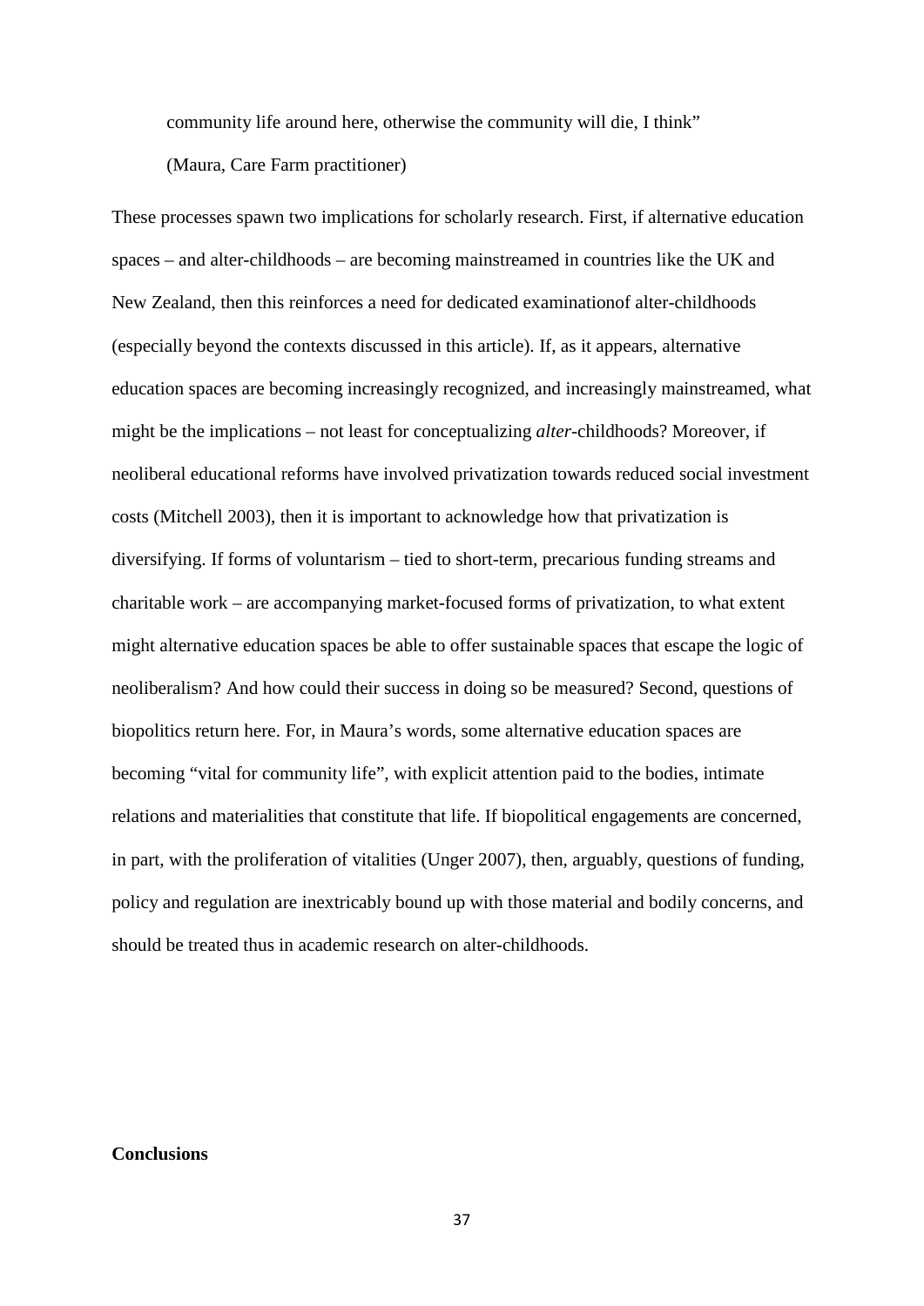community life around here, otherwise the community will die, I think"

(Maura, Care Farm practitioner)

These processes spawn two implications for scholarly research. First, if alternative education spaces – and alter-childhoods – are becoming mainstreamed in countries like the UK and New Zealand, then this reinforces a need for dedicated examinationof alter-childhoods (especially beyond the contexts discussed in this article). If, as it appears, alternative education spaces are becoming increasingly recognized, and increasingly mainstreamed, what might be the implications – not least for conceptualizing *alter*-childhoods? Moreover, if neoliberal educational reforms have involved privatization towards reduced social investment costs (Mitchell 2003), then it is important to acknowledge how that privatization is diversifying. If forms of voluntarism – tied to short-term, precarious funding streams and charitable work – are accompanying market-focused forms of privatization, to what extent might alternative education spaces be able to offer sustainable spaces that escape the logic of neoliberalism? And how could their success in doing so be measured? Second, questions of biopolitics return here. For, in Maura's words, some alternative education spaces are becoming "vital for community life", with explicit attention paid to the bodies, intimate relations and materialities that constitute that life. If biopolitical engagements are concerned, in part, with the proliferation of vitalities (Unger 2007), then, arguably, questions of funding, policy and regulation are inextricably bound up with those material and bodily concerns, and should be treated thus in academic research on alter-childhoods.

**Conclusions**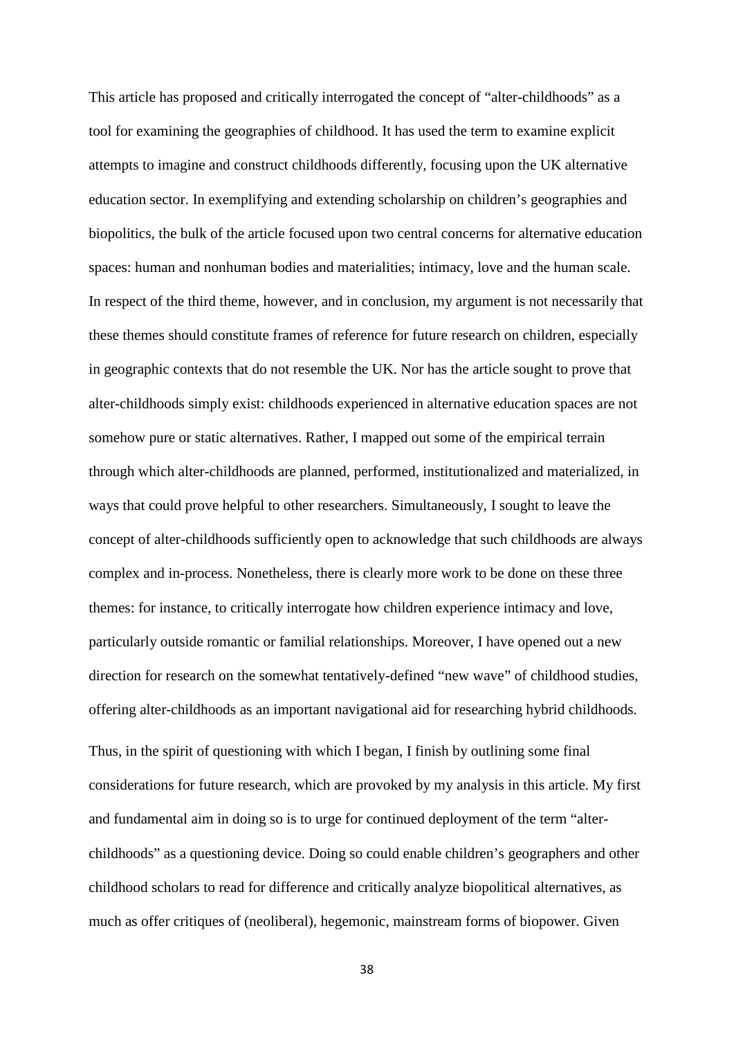This article has proposed and critically interrogated the concept of "alter-childhoods" as a tool for examining the geographies of childhood. It has used the term to examine explicit attempts to imagine and construct childhoods differently, focusing upon the UK alternative education sector. In exemplifying and extending scholarship on children's geographies and biopolitics, the bulk of the article focused upon two central concerns for alternative education spaces: human and nonhuman bodies and materialities; intimacy, love and the human scale. In respect of the third theme, however, and in conclusion, my argument is not necessarily that these themes should constitute frames of reference for future research on children, especially in geographic contexts that do not resemble the UK. Nor has the article sought to prove that alter-childhoods simply exist: childhoods experienced in alternative education spaces are not somehow pure or static alternatives. Rather, I mapped out some of the empirical terrain through which alter-childhoods are planned, performed, institutionalized and materialized, in ways that could prove helpful to other researchers. Simultaneously, I sought to leave the concept of alter-childhoods sufficiently open to acknowledge that such childhoods are always complex and in-process. Nonetheless, there is clearly more work to be done on these three themes: for instance, to critically interrogate how children experience intimacy and love, particularly outside romantic or familial relationships. Moreover, I have opened out a new direction for research on the somewhat tentatively-defined "new wave" of childhood studies, offering alter-childhoods as an important navigational aid for researching hybrid childhoods.

Thus, in the spirit of questioning with which I began, I finish by outlining some final considerations for future research, which are provoked by my analysis in this article. My first and fundamental aim in doing so is to urge for continued deployment of the term "alter-childhoods" as a questioning device. Doing so could enable children's geographers and other childhood scholars to read for difference and critically analyze biopolitical alternatives, as much as offer critiques of (neoliberal), hegemonic, mainstream forms of biopower. Given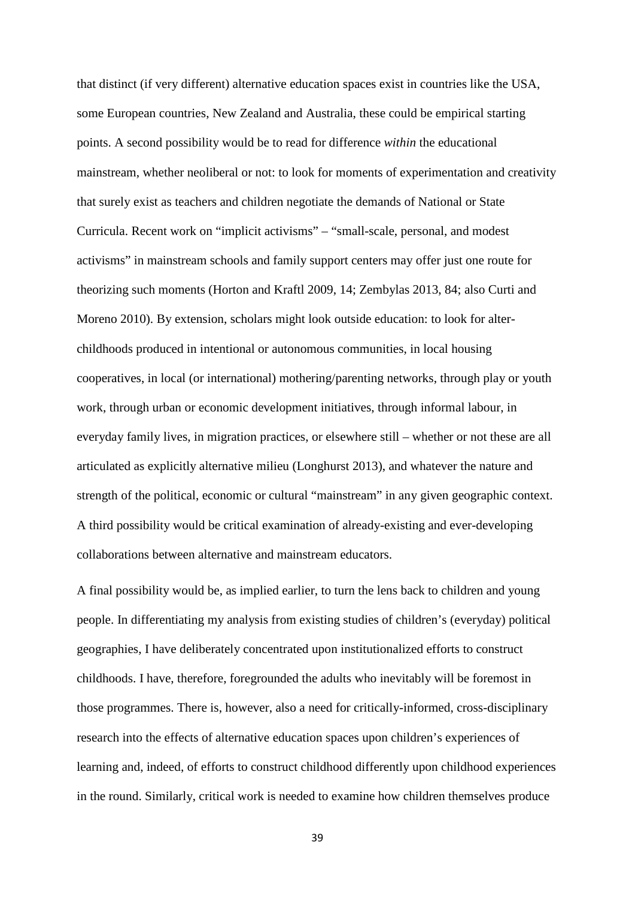that distinct (if very different) alternative education spaces exist in countries like the USA, some European countries, New Zealand and Australia, these could be empirical starting points. A second possibility would be to read for difference *within* the educational mainstream, whether neoliberal or not: to look for moments of experimentation and creativity that surely exist as teachers and children negotiate the demands of National or State Curricula. Recent work on "implicit activisms" – "small-scale, personal, and modest activisms" in mainstream schools and family support centers may offer just one route for theorizing such moments (Horton and Kraftl 2009, 14; Zembylas 2013, 84; also Curti and Moreno 2010). By extension, scholars might look outside education: to look for alter-childhoods produced in intentional or autonomous communities, in local housing cooperatives, in local (or international) mothering/parenting networks, through play or youth work, through urban or economic development initiatives, through informal labour, in everyday family lives, in migration practices, or elsewhere still – whether or not these are all articulated as explicitly alternative milieu (Longhurst 2013), and whatever the nature and strength of the political, economic or cultural "mainstream" in any given geographic context. A third possibility would be critical examination of already-existing and ever-developing collaborations between alternative and mainstream educators.

A final possibility would be, as implied earlier, to turn the lens back to children and young people. In differentiating my analysis from existing studies of children's (everyday) political geographies, I have deliberately concentrated upon institutionalized efforts to construct childhoods. I have, therefore, foregrounded the adults who inevitably will be foremost in those programmes. There is, however, also a need for critically-informed, cross-disciplinary research into the effects of alternative education spaces upon children's experiences of learning and, indeed, of efforts to construct childhood differently upon childhood experiences in the round. Similarly, critical work is needed to examine how children themselves produce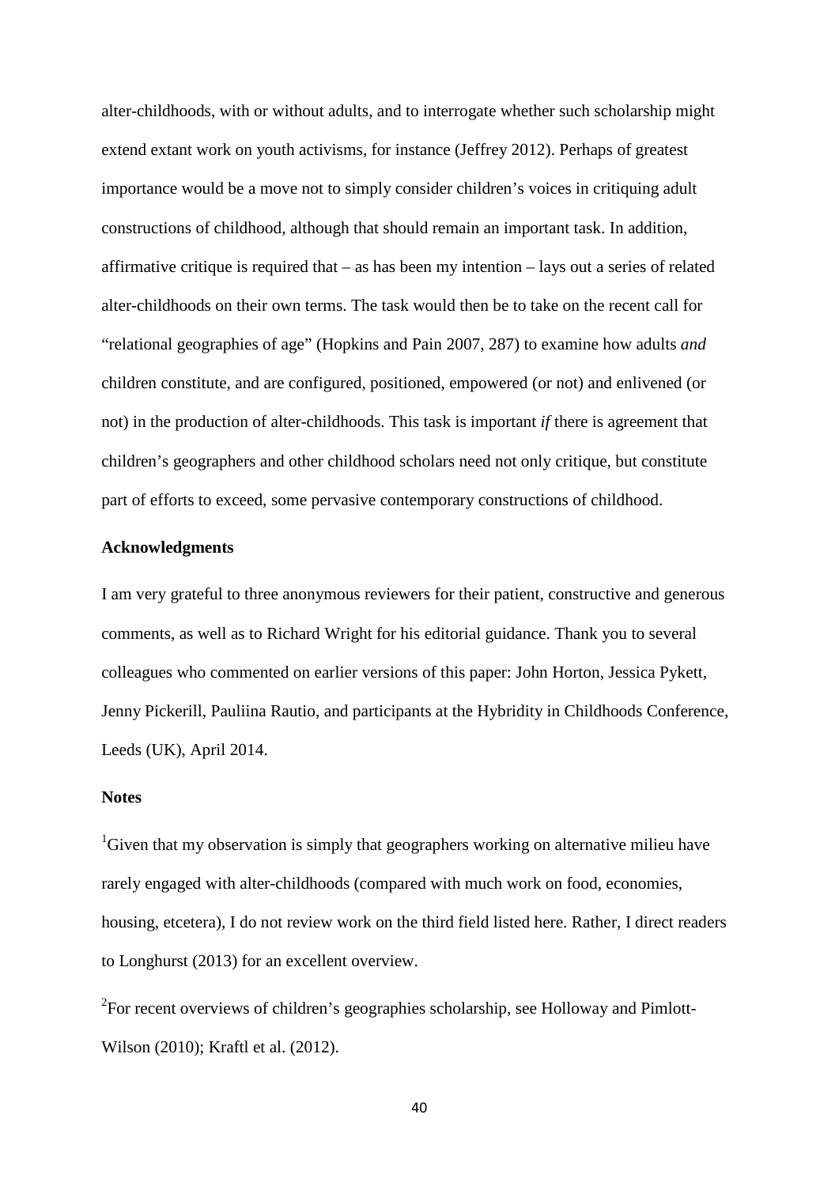alter-childhoods, with or without adults, and to interrogate whether such scholarship might extend extant work on youth activisms, for instance (Jeffrey 2012). Perhaps of greatest importance would be a move not to simply consider children's voices in critiquing adult constructions of childhood, although that should remain an important task. In addition, affirmative critique is required that – as has been my intention – lays out a series of related alter-childhoods on their own terms. The task would then be to take on the recent call for "relational geographies of age" (Hopkins and Pain 2007, 287) to examine how adults *and* children constitute, and are configured, positioned, empowered (or not) and enlivened (or not) in the production of alter-childhoods. This task is important *if* there is agreement that children's geographers and other childhood scholars need not only critique, but constitute part of efforts to exceed, some pervasive contemporary constructions of childhood.

## Acknowledgments

I am very grateful to three anonymous reviewers for their patient, constructive and generous comments, as well as to Richard Wright for his editorial guidance. Thank you to several colleagues who commented on earlier versions of this paper: John Horton, Jessica Pykett, Jenny Pickerill, Pauliina Rautio, and participants at the Hybridity in Childhoods Conference, Leeds (UK), April 2014.

## Notes

[1]Given that my observation is simply that geographers working on alternative milieu have rarely engaged with alter-childhoods (compared with much work on food, economies, housing, etcetera), I do not review work on the third field listed here. Rather, I direct readers to Longhurst (2013) for an excellent overview.

[2]For recent overviews of children's geographies scholarship, see Holloway and Pimlott-Wilson (2010); Kraftl et al. (2012).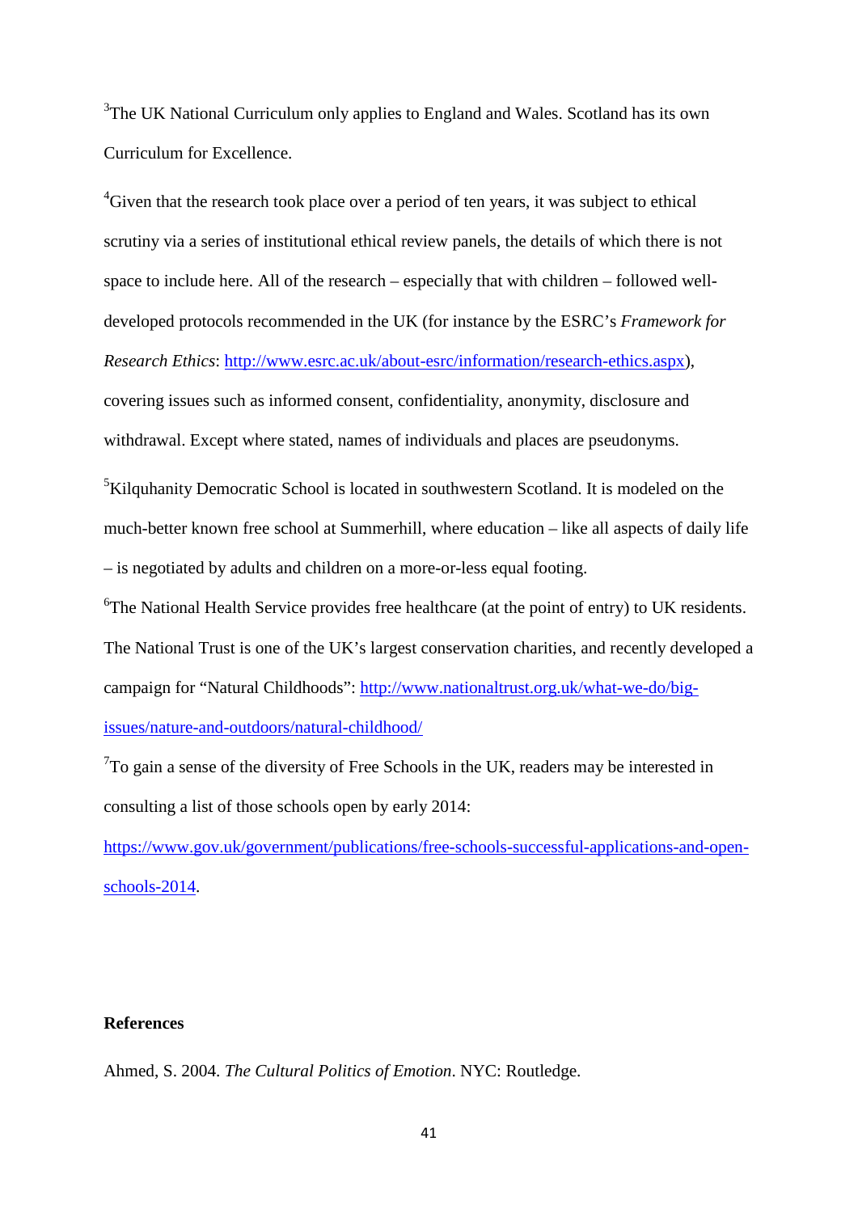[3]The UK National Curriculum only applies to England and Wales. Scotland has its own Curriculum for Excellence.

[4]Given that the research took place over a period of ten years, it was subject to ethical scrutiny via a series of institutional ethical review panels, the details of which there is not space to include here. All of the research – especially that with children – followed well-developed protocols recommended in the UK (for instance by the ESRC's *Framework for Research Ethics*: http://www.esrc.ac.uk/about-esrc/information/research-ethics.aspx), covering issues such as informed consent, confidentiality, anonymity, disclosure and withdrawal. Except where stated, names of individuals and places are pseudonyms.

[5]Kilquhanity Democratic School is located in southwestern Scotland. It is modeled on the much-better known free school at Summerhill, where education – like all aspects of daily life – is negotiated by adults and children on a more-or-less equal footing.

[6]The National Health Service provides free healthcare (at the point of entry) to UK residents. The National Trust is one of the UK's largest conservation charities, and recently developed a campaign for "Natural Childhoods": http://www.nationaltrust.org.uk/what-we-do/big-issues/nature-and-outdoors/natural-childhood/

[7]To gain a sense of the diversity of Free Schools in the UK, readers may be interested in consulting a list of those schools open by early 2014: https://www.gov.uk/government/publications/free-schools-successful-applications-and-open-schools-2014.

**References**

Ahmed, S. 2004. *The Cultural Politics of Emotion*. NYC: Routledge.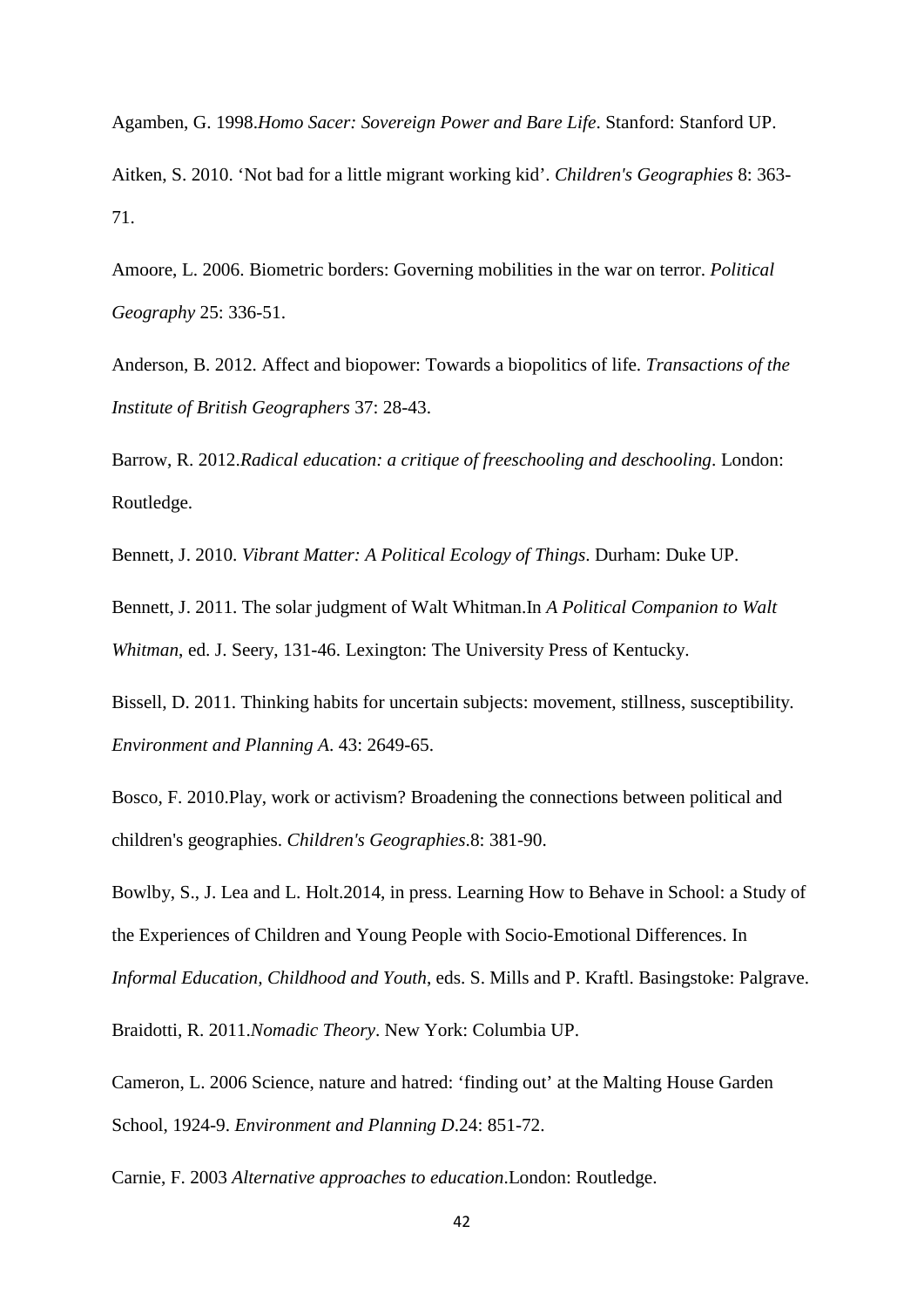Agamben, G. 1998.*Homo Sacer: Sovereign Power and Bare Life*. Stanford: Stanford UP.

Aitken, S. 2010. 'Not bad for a little migrant working kid'. *Children's Geographies* 8: 363-71.

Amoore, L. 2006. Biometric borders: Governing mobilities in the war on terror. *Political Geography* 25: 336-51.

Anderson, B. 2012. Affect and biopower: Towards a biopolitics of life. *Transactions of the Institute of British Geographers* 37: 28-43.

Barrow, R. 2012.*Radical education: a critique of freeschooling and deschooling*. London: Routledge.

Bennett, J. 2010. *Vibrant Matter: A Political Ecology of Things*. Durham: Duke UP.

Bennett, J. 2011. The solar judgment of Walt Whitman.In *A Political Companion to Walt Whitman*, ed. J. Seery, 131-46. Lexington: The University Press of Kentucky.

Bissell, D. 2011. Thinking habits for uncertain subjects: movement, stillness, susceptibility. *Environment and Planning A*. 43: 2649-65.

Bosco, F. 2010.Play, work or activism? Broadening the connections between political and children's geographies. *Children's Geographies*.8: 381-90.

Bowlby, S., J. Lea and L. Holt.2014, in press. Learning How to Behave in School: a Study of the Experiences of Children and Young People with Socio-Emotional Differences. In *Informal Education, Childhood and Youth*, eds. S. Mills and P. Kraftl. Basingstoke: Palgrave.

Braidotti, R. 2011.*Nomadic Theory*. New York: Columbia UP.

Cameron, L. 2006 Science, nature and hatred: 'finding out' at the Malting House Garden School, 1924-9. *Environment and Planning D*.24: 851-72.

Carnie, F. 2003 *Alternative approaches to education*.London: Routledge.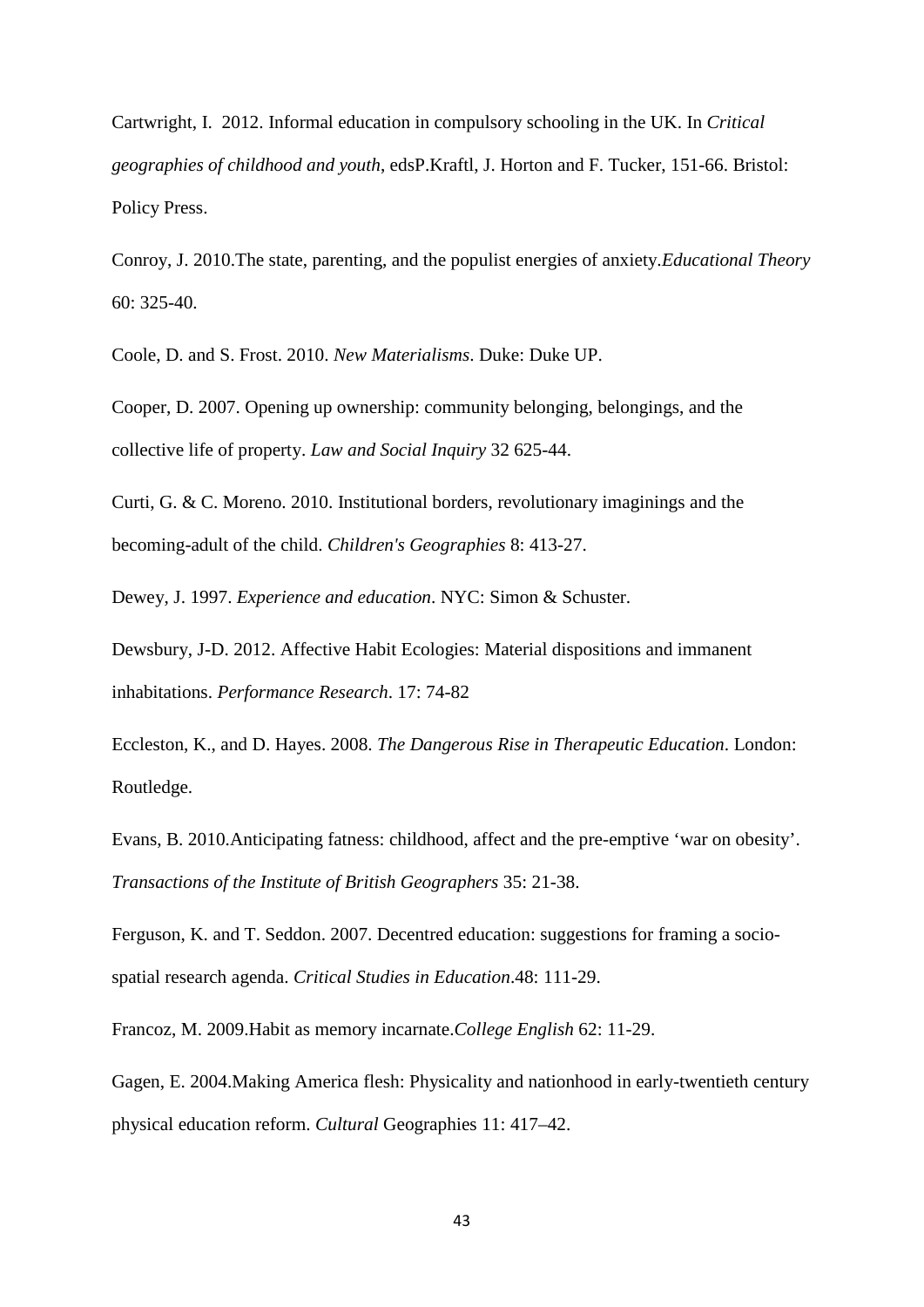Cartwright, I. 2012. Informal education in compulsory schooling in the UK. In *Critical geographies of childhood and youth*, edsP.Kraftl, J. Horton and F. Tucker, 151-66. Bristol: Policy Press.

Conroy, J. 2010.The state, parenting, and the populist energies of anxiety.*Educational Theory* 60: 325-40.

Coole, D. and S. Frost. 2010. *New Materialisms*. Duke: Duke UP.

Cooper, D. 2007. Opening up ownership: community belonging, belongings, and the collective life of property. *Law and Social Inquiry* 32 625-44.

Curti, G. & C. Moreno. 2010. Institutional borders, revolutionary imaginings and the becoming-adult of the child. *Children's Geographies* 8: 413-27.

Dewey, J. 1997. *Experience and education*. NYC: Simon & Schuster.

Dewsbury, J-D. 2012. Affective Habit Ecologies: Material dispositions and immanent inhabitations. *Performance Research*. 17: 74-82

Eccleston, K., and D. Hayes. 2008. *The Dangerous Rise in Therapeutic Education*. London: Routledge.

Evans, B. 2010.Anticipating fatness: childhood, affect and the pre-emptive 'war on obesity'. *Transactions of the Institute of British Geographers* 35: 21-38.

Ferguson, K. and T. Seddon. 2007. Decentred education: suggestions for framing a socio-spatial research agenda. *Critical Studies in Education*.48: 111-29.

Francoz, M. 2009.Habit as memory incarnate.*College English* 62: 11-29.

Gagen, E. 2004.Making America flesh: Physicality and nationhood in early-twentieth century physical education reform. *Cultural* Geographies 11: 417–42.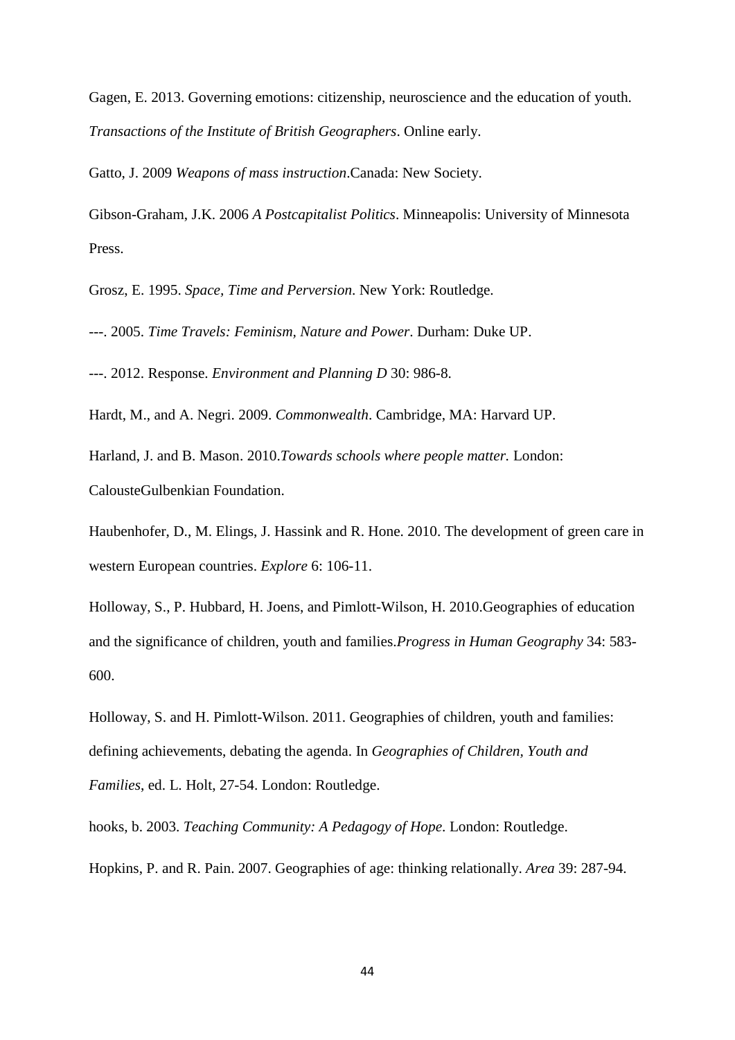Gagen, E. 2013. Governing emotions: citizenship, neuroscience and the education of youth. *Transactions of the Institute of British Geographers*. Online early.

Gatto, J. 2009 *Weapons of mass instruction*.Canada: New Society.

Gibson-Graham, J.K. 2006 *A Postcapitalist Politics*. Minneapolis: University of Minnesota Press.

Grosz, E. 1995. *Space, Time and Perversion*. New York: Routledge.

---. 2005. *Time Travels: Feminism, Nature and Power*. Durham: Duke UP.

---. 2012. Response. *Environment and Planning D* 30: 986-8.

Hardt, M., and A. Negri. 2009. *Commonwealth*. Cambridge, MA: Harvard UP.

Harland, J. and B. Mason. 2010.*Towards schools where people matter.* London: CalousteGulbenkian Foundation.

Haubenhofer, D., M. Elings, J. Hassink and R. Hone. 2010. The development of green care in western European countries. *Explore* 6: 106-11.

Holloway, S., P. Hubbard, H. Joens, and Pimlott-Wilson, H. 2010.Geographies of education and the significance of children, youth and families.*Progress in Human Geography* 34: 583-600.

Holloway, S. and H. Pimlott-Wilson. 2011. Geographies of children, youth and families: defining achievements, debating the agenda. In *Geographies of Children, Youth and Families*, ed. L. Holt, 27-54. London: Routledge.

hooks, b. 2003. *Teaching Community: A Pedagogy of Hope*. London: Routledge.

Hopkins, P. and R. Pain. 2007. Geographies of age: thinking relationally. *Area* 39: 287-94.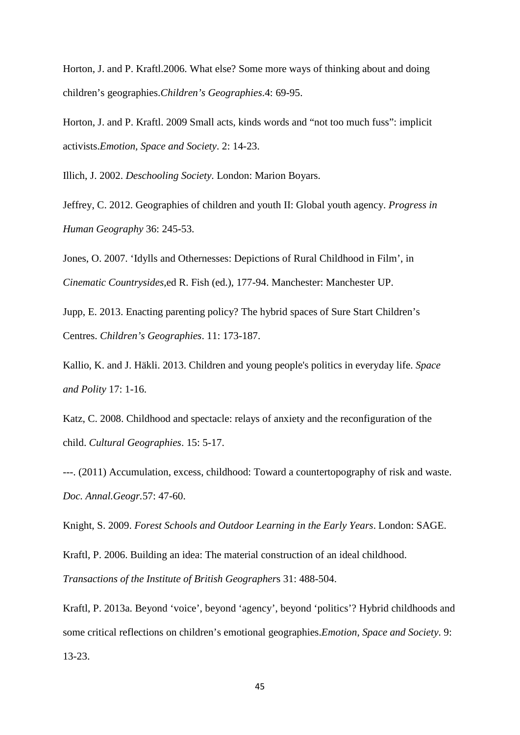Horton, J. and P. Kraftl.2006. What else? Some more ways of thinking about and doing children's geographies.*Children's Geographies*.4: 69-95.

Horton, J. and P. Kraftl. 2009 Small acts, kinds words and "not too much fuss": implicit activists.*Emotion, Space and Society*. 2: 14-23.

Illich, J. 2002. *Deschooling Society*. London: Marion Boyars.

Jeffrey, C. 2012. Geographies of children and youth II: Global youth agency. *Progress in Human Geography* 36: 245-53.

Jones, O. 2007. 'Idylls and Othernesses: Depictions of Rural Childhood in Film', in *Cinematic Countrysides*,ed R. Fish (ed.), 177-94. Manchester: Manchester UP.

Jupp, E. 2013. Enacting parenting policy? The hybrid spaces of Sure Start Children's Centres. *Children's Geographies*. 11: 173-187.

Kallio, K. and J. Häkli. 2013. Children and young people's politics in everyday life. *Space and Polity* 17: 1-16.

Katz, C. 2008. Childhood and spectacle: relays of anxiety and the reconfiguration of the child. *Cultural Geographies*. 15: 5-17.

---. (2011) Accumulation, excess, childhood: Toward a countertopography of risk and waste. *Doc. Annal.Geogr.*57: 47-60.

Knight, S. 2009. *Forest Schools and Outdoor Learning in the Early Years*. London: SAGE.

Kraftl, P. 2006. Building an idea: The material construction of an ideal childhood. *Transactions of the Institute of British Geographer*s 31: 488-504.

Kraftl, P. 2013a. Beyond 'voice', beyond 'agency', beyond 'politics'? Hybrid childhoods and some critical reflections on children's emotional geographies.*Emotion, Space and Society*. 9: 13-23.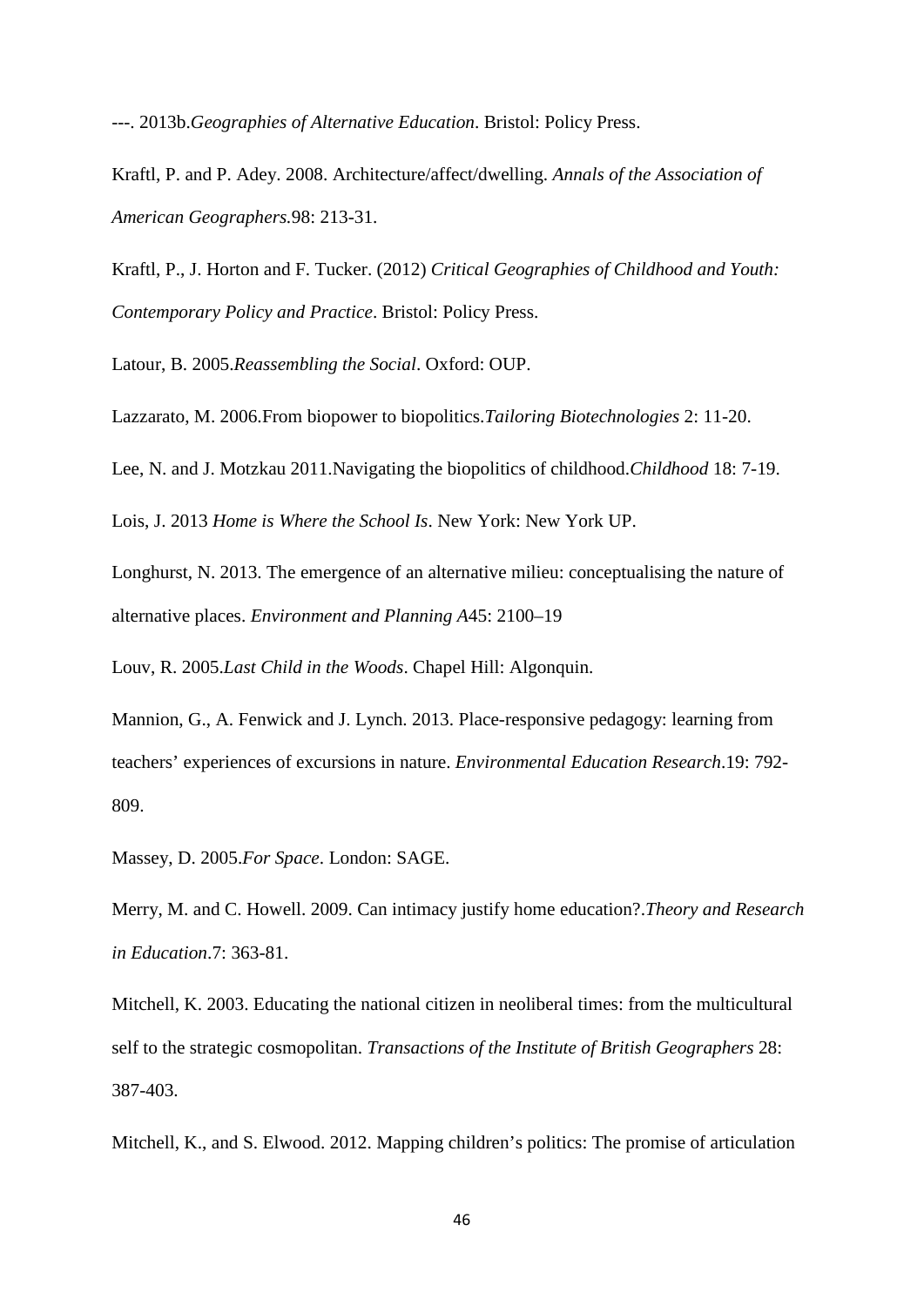---. 2013b.*Geographies of Alternative Education*. Bristol: Policy Press.

Kraftl, P. and P. Adey. 2008. Architecture/affect/dwelling. *Annals of the Association of American Geographers*.98: 213-31.

Kraftl, P., J. Horton and F. Tucker. (2012) *Critical Geographies of Childhood and Youth: Contemporary Policy and Practice*. Bristol: Policy Press.

Latour, B. 2005.*Reassembling the Social*. Oxford: OUP.

Lazzarato, M. 2006.From biopower to biopolitics.*Tailoring Biotechnologies* 2: 11-20.

Lee, N. and J. Motzkau 2011.Navigating the biopolitics of childhood.*Childhood* 18: 7-19.

Lois, J. 2013 *Home is Where the School Is*. New York: New York UP.

Longhurst, N. 2013. The emergence of an alternative milieu: conceptualising the nature of alternative places. *Environment and Planning A*45: 2100–19

Louv, R. 2005.*Last Child in the Woods*. Chapel Hill: Algonquin.

Mannion, G., A. Fenwick and J. Lynch. 2013. Place-responsive pedagogy: learning from teachers' experiences of excursions in nature. *Environmental Education Research*.19: 792-809.

Massey, D. 2005.*For Space*. London: SAGE.

Merry, M. and C. Howell. 2009. Can intimacy justify home education?.*Theory and Research in Education*.7: 363-81.

Mitchell, K. 2003. Educating the national citizen in neoliberal times: from the multicultural self to the strategic cosmopolitan. *Transactions of the Institute of British Geographers* 28: 387-403.

Mitchell, K., and S. Elwood. 2012. Mapping children's politics: The promise of articulation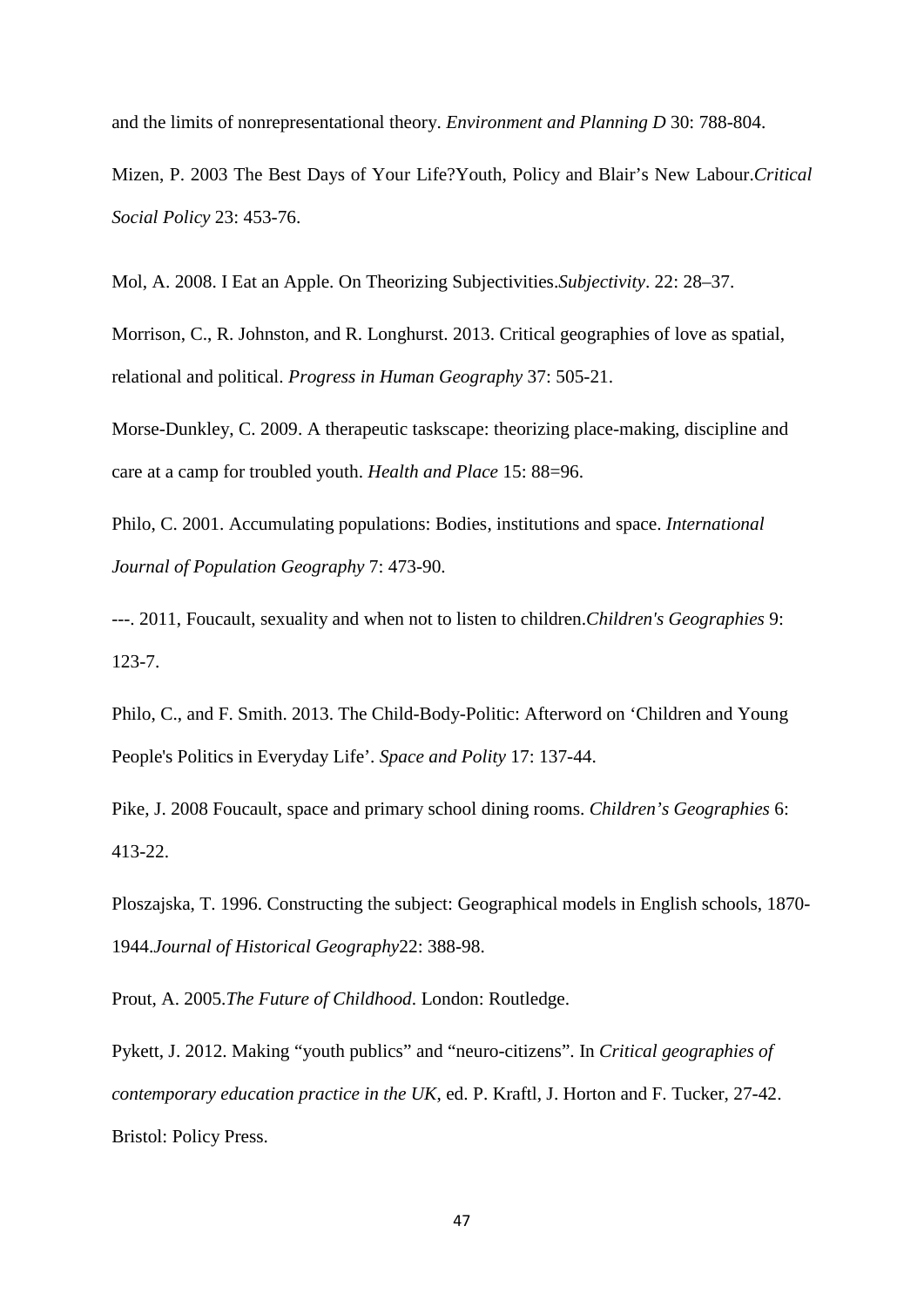and the limits of nonrepresentational theory. *Environment and Planning D* 30: 788-804.

Mizen, P. 2003 The Best Days of Your Life?Youth, Policy and Blair's New Labour.*Critical Social Policy* 23: 453-76.

Mol, A. 2008. I Eat an Apple. On Theorizing Subjectivities.*Subjectivity*. 22: 28–37.

Morrison, C., R. Johnston, and R. Longhurst. 2013. Critical geographies of love as spatial, relational and political. *Progress in Human Geography* 37: 505-21.

Morse-Dunkley, C. 2009. A therapeutic taskscape: theorizing place-making, discipline and care at a camp for troubled youth. *Health and Place* 15: 88=96.

Philo, C. 2001. Accumulating populations: Bodies, institutions and space. *International Journal of Population Geography* 7: 473-90.

---. 2011, Foucault, sexuality and when not to listen to children.*Children's Geographies* 9: 123-7.

Philo, C., and F. Smith. 2013. The Child-Body-Politic: Afterword on 'Children and Young People's Politics in Everyday Life'. *Space and Polity* 17: 137-44.

Pike, J. 2008 Foucault, space and primary school dining rooms. *Children's Geographies* 6: 413-22.

Ploszajska, T. 1996. Constructing the subject: Geographical models in English schools, 1870-1944.*Journal of Historical Geography*22: 388-98.

Prout, A. 2005.*The Future of Childhood*. London: Routledge.

Pykett, J. 2012. Making "youth publics" and "neuro-citizens". In *Critical geographies of contemporary education practice in the UK*, ed. P. Kraftl, J. Horton and F. Tucker, 27-42. Bristol: Policy Press.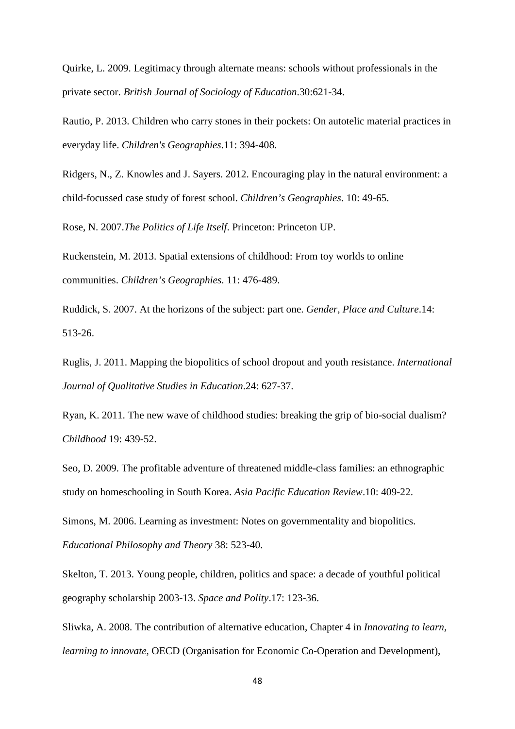Quirke, L. 2009. Legitimacy through alternate means: schools without professionals in the private sector. *British Journal of Sociology of Education*.30:621-34.

Rautio, P. 2013. Children who carry stones in their pockets: On autotelic material practices in everyday life. *Children's Geographies*.11: 394-408.

Ridgers, N., Z. Knowles and J. Sayers. 2012. Encouraging play in the natural environment: a child-focussed case study of forest school. *Children's Geographies*. 10: 49-65.

Rose, N. 2007.*The Politics of Life Itself*. Princeton: Princeton UP.

Ruckenstein, M. 2013. Spatial extensions of childhood: From toy worlds to online communities. *Children's Geographies*. 11: 476-489.

Ruddick, S. 2007. At the horizons of the subject: part one. *Gender, Place and Culture*.14: 513-26.

Ruglis, J. 2011. Mapping the biopolitics of school dropout and youth resistance. *International Journal of Qualitative Studies in Education*.24: 627-37.

Ryan, K. 2011. The new wave of childhood studies: breaking the grip of bio-social dualism? *Childhood* 19: 439-52.

Seo, D. 2009. The profitable adventure of threatened middle-class families: an ethnographic study on homeschooling in South Korea. *Asia Pacific Education Review*.10: 409-22.

Simons, M. 2006. Learning as investment: Notes on governmentality and biopolitics. *Educational Philosophy and Theory* 38: 523-40.

Skelton, T. 2013. Young people, children, politics and space: a decade of youthful political geography scholarship 2003-13. *Space and Polity*.17: 123-36.

Sliwka, A. 2008. The contribution of alternative education, Chapter 4 in *Innovating to learn, learning to innovate*, OECD (Organisation for Economic Co-Operation and Development),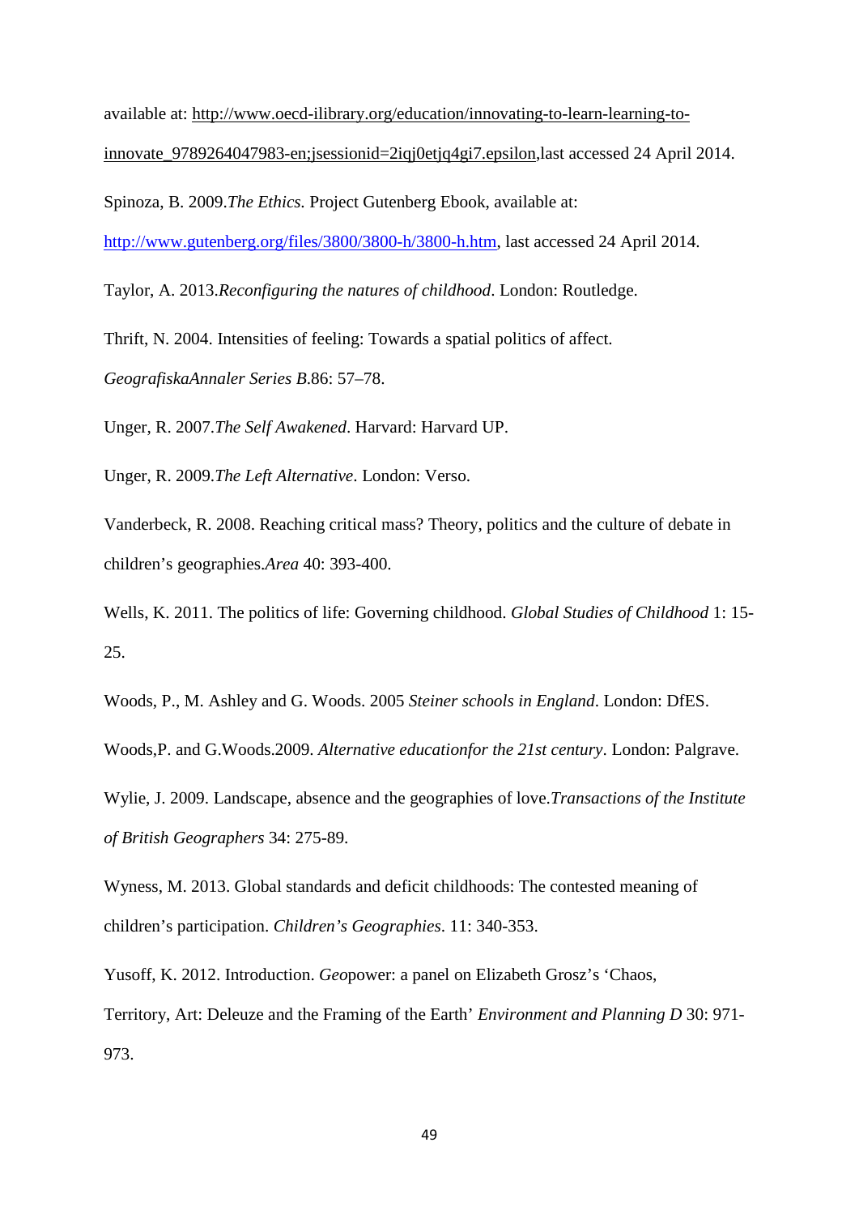available at: http://www.oecd-ilibrary.org/education/innovating-to-learn-learning-to-innovate_9789264047983-en;jsessionid=2iqj0etjq4gi7.epsilon,last accessed 24 April 2014.

Spinoza, B. 2009.*The Ethics*. Project Gutenberg Ebook, available at: http://www.gutenberg.org/files/3800/3800-h/3800-h.htm, last accessed 24 April 2014.

Taylor, A. 2013.*Reconfiguring the natures of childhood*. London: Routledge.

Thrift, N. 2004. Intensities of feeling: Towards a spatial politics of affect. *GeografiskaAnnaler Series B*.86: 57–78.

Unger, R. 2007.*The Self Awakened*. Harvard: Harvard UP.

Unger, R. 2009.*The Left Alternative*. London: Verso.

Vanderbeck, R. 2008. Reaching critical mass? Theory, politics and the culture of debate in children's geographies.*Area* 40: 393-400.

Wells, K. 2011. The politics of life: Governing childhood. *Global Studies of Childhood* 1: 15-25.

Woods, P., M. Ashley and G. Woods. 2005 *Steiner schools in England*. London: DfES.

Woods,P. and G.Woods.2009. *Alternative educationfor the 21st century*. London: Palgrave.

Wylie, J. 2009. Landscape, absence and the geographies of love.*Transactions of the Institute of British Geographers* 34: 275-89.

Wyness, M. 2013. Global standards and deficit childhoods: The contested meaning of children's participation. *Children's Geographies*. 11: 340-353.

Yusoff, K. 2012. Introduction. *Geo*power: a panel on Elizabeth Grosz's 'Chaos, Territory, Art: Deleuze and the Framing of the Earth' *Environment and Planning D* 30: 971-973.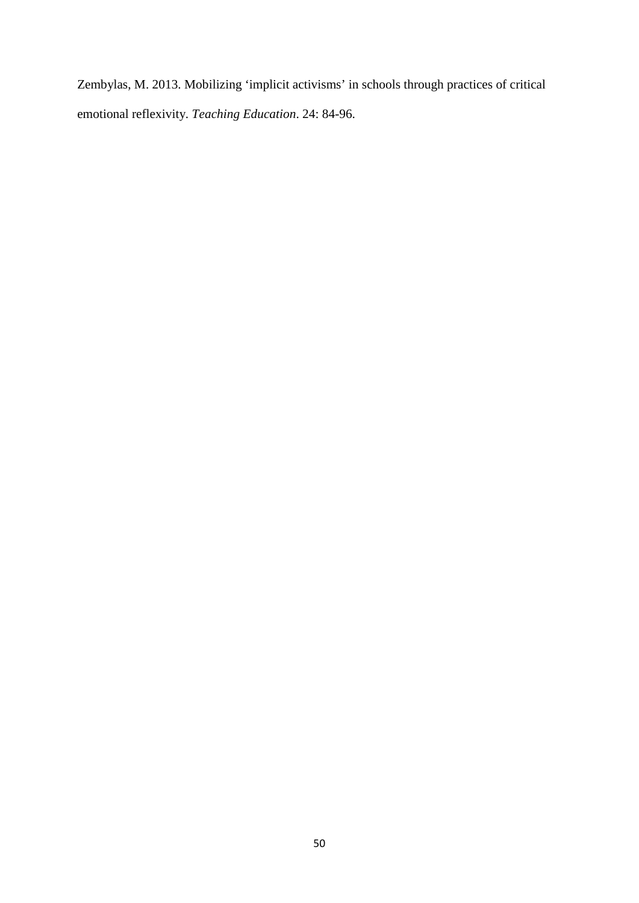Zembylas, M. 2013. Mobilizing ‘implicit activisms’ in schools through practices of critical emotional reflexivity. *Teaching Education*. 24: 84-96.